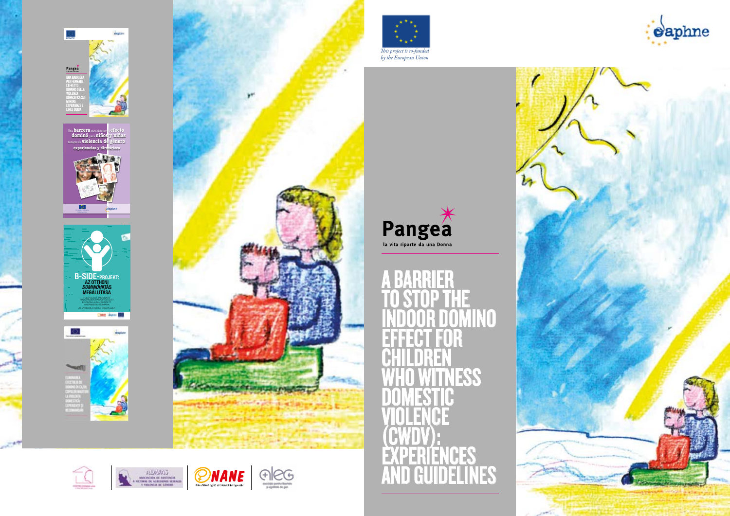*This project is co-funded by the European Union*

Daphne

Pangea

la vita riparte da una Donna

# A BARRIER TO STOP THE INDOOR DOMINO EFFECT FOR CHILDREN WHO WITNESS DOMESTIC VIOLENCE (CWDV): EXPERIENCES AND GUIDELINES

Pangea

UNA BARRIERA PER FERMARE L'EFFETTO DOMINO DELLA VIOLENZA DOMESTICA SUI MINORI: ESPERIENZE E LINEE GUIDA

Una **barrera** para detener el **efecto dominó** para **niños y niñas** testigos de **violencia de género** experiencias y directrices

B-SIDE-PROJEKT: AZ OTTHONI *DOMINÓ*HATÁS MEGÁLLÍTÁSA

ELIMINAREA EFECTULUI DE DOMINO ÎN CAZUL COPIILOR MARTORI LA VIOLENȚA DOMESTICĂ: EXPERIENȚE ȘI RECOMANDĂRI

ADAVAS ASOCIACIÓN DE ASISTENCIA A VÍCTIMAS DE AGRESIONES SEXUALES Y VIOLENCIA DE GÉNERO

NANE Nők a Nőkért Együtt az Erőszak Ellen Egyesület

aleg asociația pentru libertate și egalitate de gen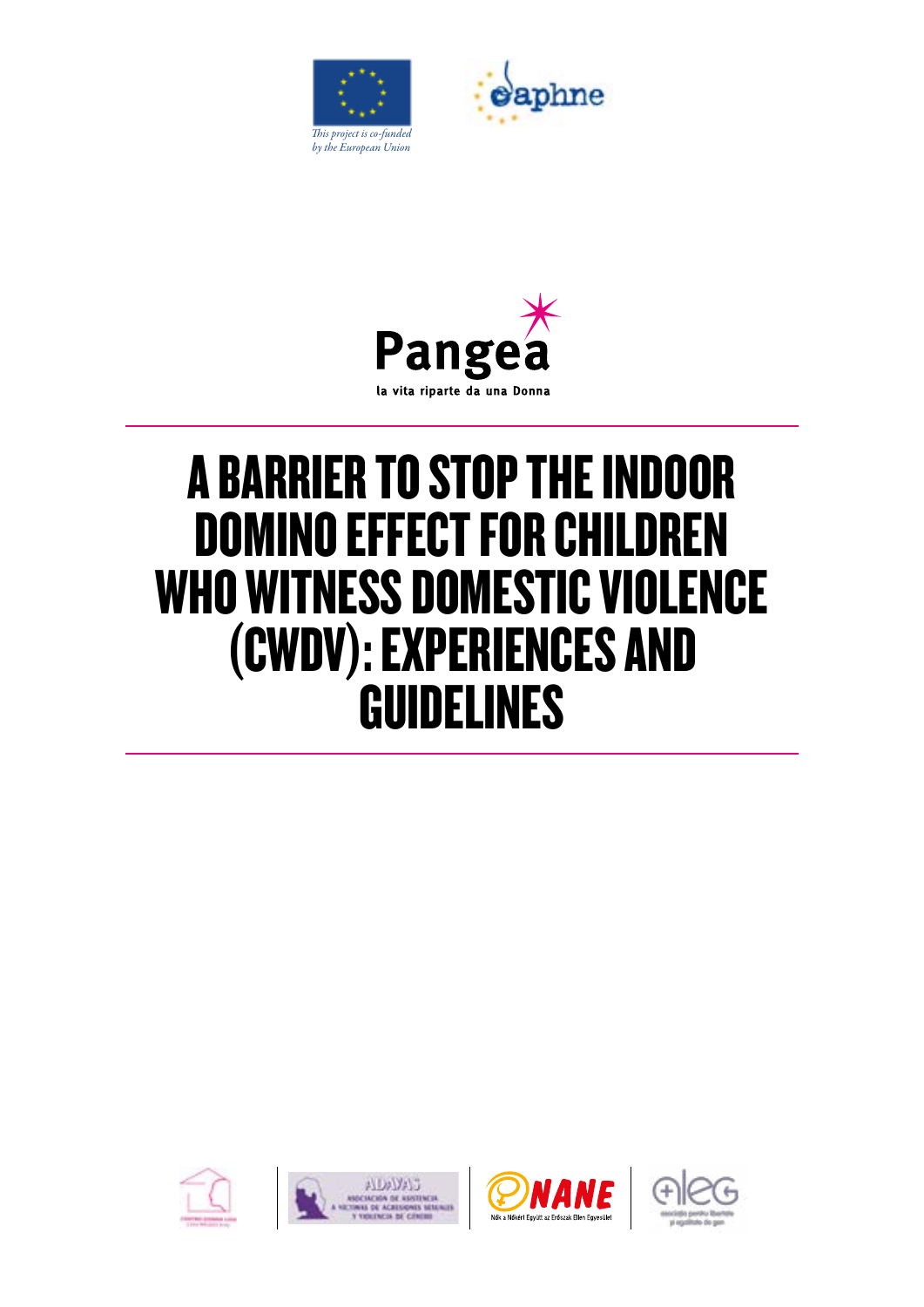This project is co-funded by the European Union

Pangea

la vita riparte da una Donna

# A BARRIER TO STOP THE INDOOR DOMINO EFFECT FOR CHILDREN WHO WITNESS DOMESTIC VIOLENCE (CWDV): EXPERIENCES AND GUIDELINES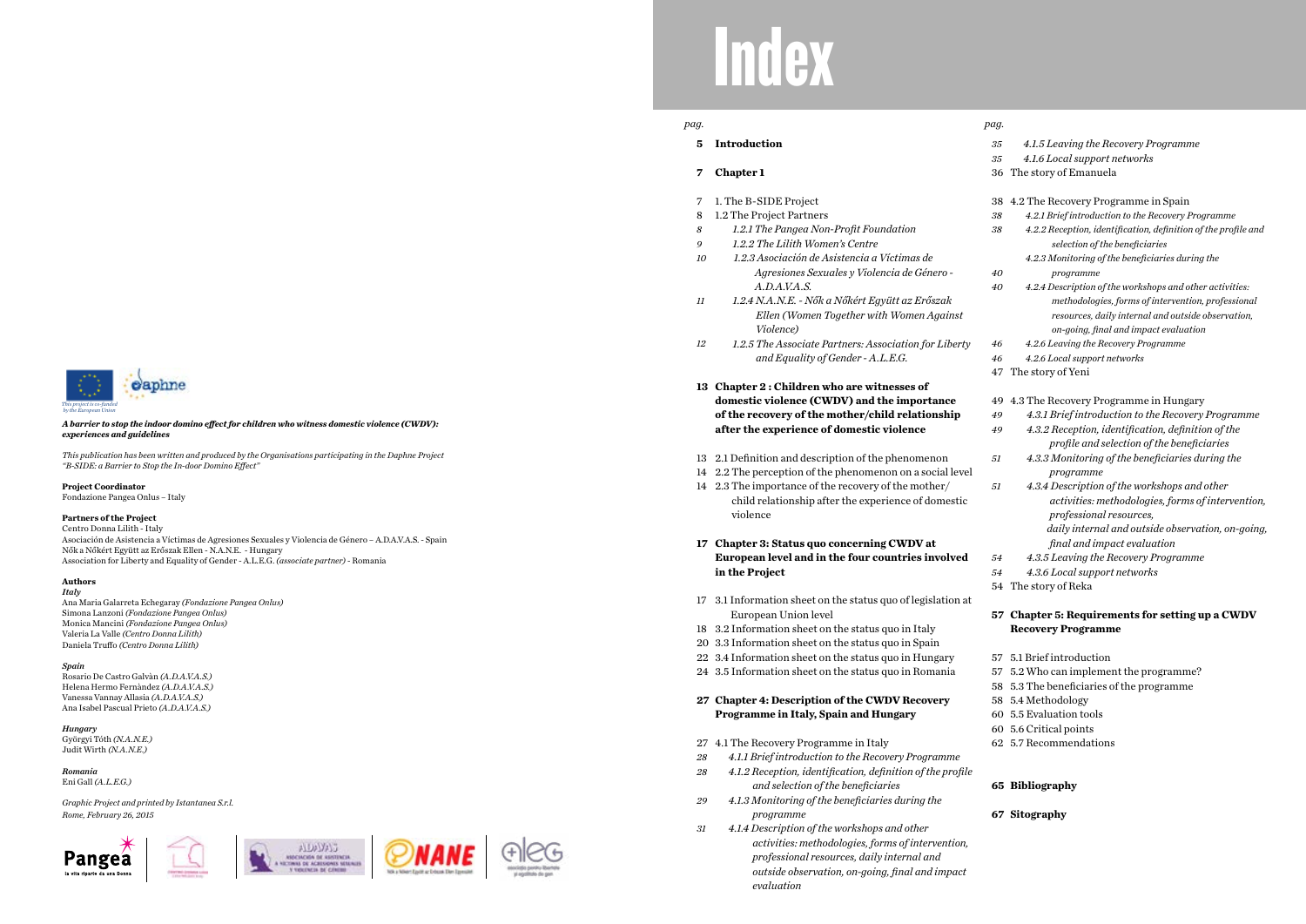# Index

*A barrier to stop the indoor domino effect for children who witness domestic violence (CWDV): experiences and guidelines*

*This publication has been written and produced by the Organisations participating in the Daphne Project "B-SIDE: a Barrier to Stop the In-door Domino Effect"*

**Project Coordinator**
Fondazione Pangea Onlus – Italy

**Partners of the Project**
Centro Donna Lilith - Italy
Asociación de Asistencia a Víctimas de Agresiones Sexuales y Violencia de Género – A.D.A.V.A.S. - Spain
Nők a Nőkért Együtt az Erőszak Ellen - N.A.N.E. - Hungary
Association for Liberty and Equality of Gender - A.L.E.G. *(associate partner)* - Romania

**Authors**

*Italy*
Ana Maria Galarreta Echegaray *(Fondazione Pangea Onlus)*
Simona Lanzoni *(Fondazione Pangea Onlus)*
Monica Mancini *(Fondazione Pangea Onlus)*
Valeria La Valle *(Centro Donna Lilith)*
Daniela Truffo *(Centro Donna Lilith)*

*Spain*
Rosario De Castro Galvàn *(A.D.A.V.A.S.)*
Helena Hermo Fernàndez *(A.D.A.V.A.S.)*
Vanessa Vannay Allasia *(A.D.A.V.A.S.)*
Ana Isabel Pascual Prieto *(A.D.A.V.A.S.)*

*Hungary*
Györgyi Tóth *(N.A.N.E.)*
Judit Wirth *(N.A.N.E.)*

*Romania*
Eni Gall *(A.L.E.G.)*

*Graphic Project and printed by Istantanea S.r.l.*
*Rome, February 26, 2015*

| pag. | |
|---|---|
| **5** | **Introduction** |
| **7** | **Chapter 1** |
| 7 | 1. The B-SIDE Project |
| 8 | 1.2 The Project Partners |
| *8* | *1.2.1 The Pangea Non-Profit Foundation* |
| *9* | *1.2.2 The Lilith Women's Centre* |
| *10* | *1.2.3 Asociación de Asistencia a Víctimas de Agresiones Sexuales y Violencia de Género - A.D.A.V.A.S.* |
| *11* | *1.2.4 N.A.N.E. - Nők a Nőkért Együtt az Erőszak Ellen (Women Together with Women Against Violence)* |
| *12* | *1.2.5 The Associate Partners: Association for Liberty and Equality of Gender - A.L.E.G.* |
| **13** | **Chapter 2 : Children who are witnesses of domestic violence (CWDV) and the importance of the recovery of the mother/child relationship after the experience of domestic violence** |
| 13 | 2.1 Definition and description of the phenomenon |
| 14 | 2.2 The perception of the phenomenon on a social level |
| 14 | 2.3 The importance of the recovery of the mother/child relationship after the experience of domestic violence |
| **17** | **Chapter 3: Status quo concerning CWDV at European level and in the four countries involved in the Project** |
| 17 | 3.1 Information sheet on the status quo of legislation at European Union level |
| 18 | 3.2 Information sheet on the status quo in Italy |
| 20 | 3.3 Information sheet on the status quo in Spain |
| 22 | 3.4 Information sheet on the status quo in Hungary |
| 24 | 3.5 Information sheet on the status quo in Romania |
| **27** | **Chapter 4: Description of the CWDV Recovery Programme in Italy, Spain and Hungary** |
| 27 | 4.1 The Recovery Programme in Italy |
| *28* | *4.1.1 Brief introduction to the Recovery Programme* |
| *28* | *4.1.2 Reception, identification, definition of the profile and selection of the beneficiaries* |
| *29* | *4.1.3 Monitoring of the beneficiaries during the programme* |
| *31* | *4.1.4 Description of the workshops and other activities: methodologies, forms of intervention, professional resources, daily internal and outside observation, on-going, final and impact evaluation* |
| *35* | *4.1.5 Leaving the Recovery Programme* |
| *35* | *4.1.6 Local support networks* |
| 36 | The story of Emanuela |
| 38 | 4.2 The Recovery Programme in Spain |
| *38* | *4.2.1 Brief introduction to the Recovery Programme* |
| *38* | *4.2.2 Reception, identification, definition of the profile and selection of the beneficiaries* |
| *40* | *4.2.3 Monitoring of the beneficiaries during the programme* |
| *40* | *4.2.4 Description of the workshops and other activities: methodologies, forms of intervention, professional resources, daily internal and outside observation, on-going, final and impact evaluation* |
| *46* | *4.2.6 Leaving the Recovery Programme* |
| *46* | *4.2.6 Local support networks* |
| 47 | The story of Yeni |
| 49 | 4.3 The Recovery Programme in Hungary |
| *49* | *4.3.1 Brief introduction to the Recovery Programme* |
| *49* | *4.3.2 Reception, identification, definition of the profile and selection of the beneficiaries* |
| *51* | *4.3.3 Monitoring of the beneficiaries during the programme* |
| *51* | *4.3.4 Description of the workshops and other activities: methodologies, forms of intervention, professional resources, daily internal and outside observation, on-going, final and impact evaluation* |
| *54* | *4.3.5 Leaving the Recovery Programme* |
| *54* | *4.3.6 Local support networks* |
| 54 | The story of Reka |
| **57** | **Chapter 5: Requirements for setting up a CWDV Recovery Programme** |
| 57 | 5.1 Brief introduction |
| 57 | 5.2 Who can implement the programme? |
| 58 | 5.3 The beneficiaries of the programme |
| 58 | 5.4 Methodology |
| 60 | 5.5 Evaluation tools |
| 60 | 5.6 Critical points |
| 62 | 5.7 Recommendations |
| **65** | **Bibliography** |
| **67** | **Sitography** |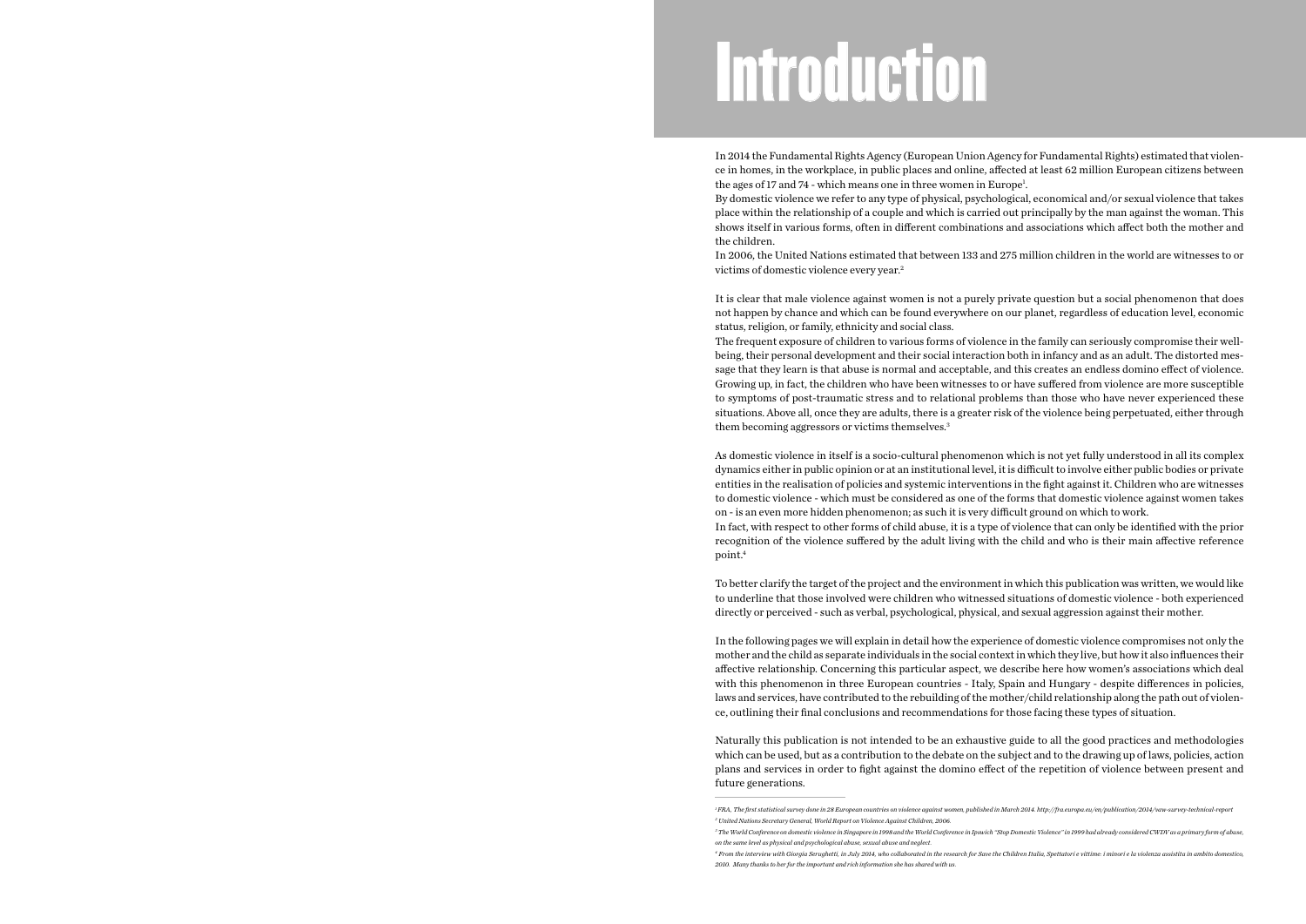# Introduction

In 2014 the Fundamental Rights Agency (European Union Agency for Fundamental Rights) estimated that violence in homes, in the workplace, in public places and online, affected at least 62 million European citizens between the ages of 17 and 74 - which means one in three women in Europe[1].

By domestic violence we refer to any type of physical, psychological, economical and/or sexual violence that takes place within the relationship of a couple and which is carried out principally by the man against the woman. This shows itself in various forms, often in different combinations and associations which affect both the mother and the children.

In 2006, the United Nations estimated that between 133 and 275 million children in the world are witnesses to or victims of domestic violence every year.[2]

It is clear that male violence against women is not a purely private question but a social phenomenon that does not happen by chance and which can be found everywhere on our planet, regardless of education level, economic status, religion, or family, ethnicity and social class.

The frequent exposure of children to various forms of violence in the family can seriously compromise their well-being, their personal development and their social interaction both in infancy and as an adult. The distorted message that they learn is that abuse is normal and acceptable, and this creates an endless domino effect of violence. Growing up, in fact, the children who have been witnesses to or have suffered from violence are more susceptible to symptoms of post-traumatic stress and to relational problems than those who have never experienced these situations. Above all, once they are adults, there is a greater risk of the violence being perpetuated, either through them becoming aggressors or victims themselves.[3]

As domestic violence in itself is a socio-cultural phenomenon which is not yet fully understood in all its complex dynamics either in public opinion or at an institutional level, it is difficult to involve either public bodies or private entities in the realisation of policies and systemic interventions in the fight against it. Children who are witnesses to domestic violence - which must be considered as one of the forms that domestic violence against women takes on - is an even more hidden phenomenon; as such it is very difficult ground on which to work.

In fact, with respect to other forms of child abuse, it is a type of violence that can only be identified with the prior recognition of the violence suffered by the adult living with the child and who is their main affective reference point.[4]

To better clarify the target of the project and the environment in which this publication was written, we would like to underline that those involved were children who witnessed situations of domestic violence - both experienced directly or perceived - such as verbal, psychological, physical, and sexual aggression against their mother.

In the following pages we will explain in detail how the experience of domestic violence compromises not only the mother and the child as separate individuals in the social context in which they live, but how it also influences their affective relationship. Concerning this particular aspect, we describe here how women's associations which deal with this phenomenon in three European countries - Italy, Spain and Hungary - despite differences in policies, laws and services, have contributed to the rebuilding of the mother/child relationship along the path out of violence, outlining their final conclusions and recommendations for those facing these types of situation.

Naturally this publication is not intended to be an exhaustive guide to all the good practices and methodologies which can be used, but as a contribution to the debate on the subject and to the drawing up of laws, policies, action plans and services in order to fight against the domino effect of the repetition of violence between present and future generations.

---

*[1] FRA, The first statistical survey done in 28 European countries on violence against women, published in March 2014. http://fra.europa.eu/en/publication/2014/vaw-survey-technical-report*

*[2] United Nations Secretary General, World Report on Violence Against Children, 2006.*

*[3] The World Conference on domestic violence in Singapore in 1998 and the World Conference in Ipswich "Stop Domestic Violence" in 1999 had already considered CWDV as a primary form of abuse, on the same level as physical and psychological abuse, sexual abuse and neglect.*

*[4] From the interview with Giorgia Serughetti, in July 2014, who collaborated in the research for Save the Children Italia, Spettatori e vittime: i minori e la violenza assistita in ambito domestico, 2010. Many thanks to her for the important and rich information she has shared with us.*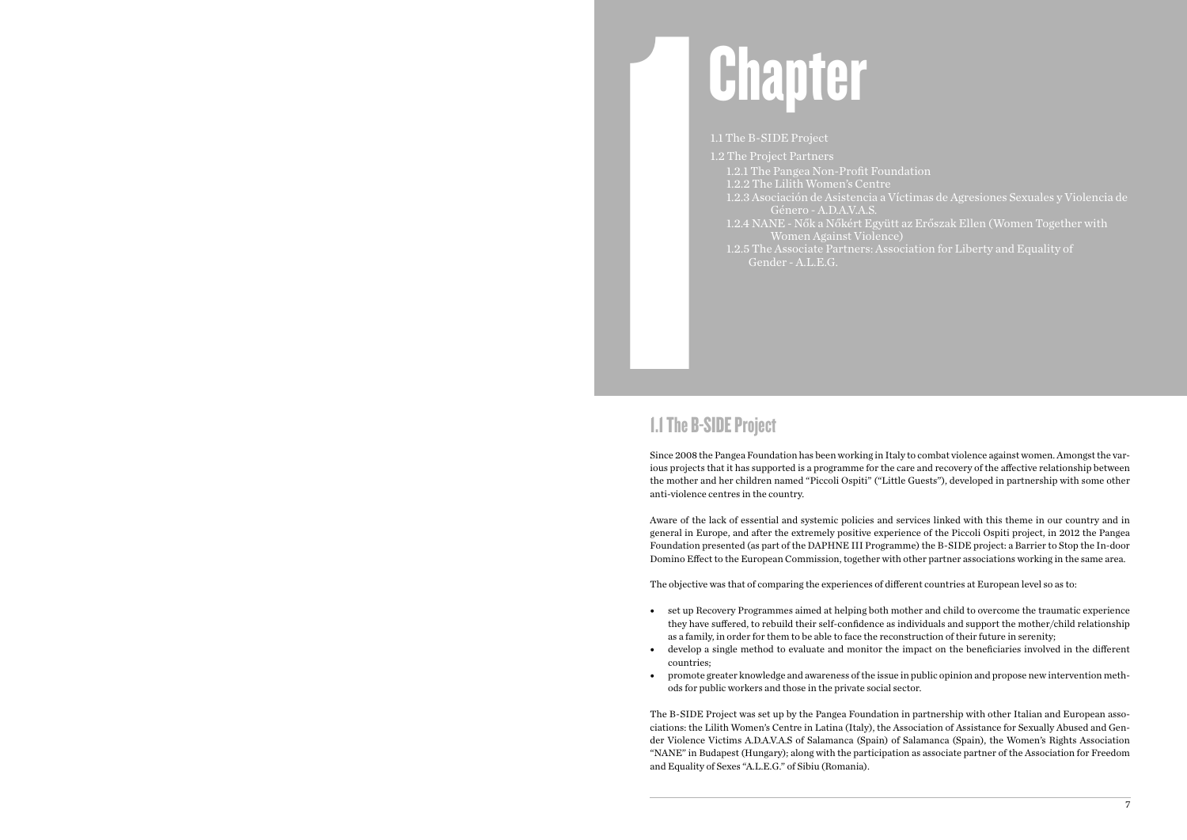# 1 Chapter

1.1 The B-SIDE Project

1.2 The Project Partners

- 1.2.1 The Pangea Non-Profit Foundation
- 1.2.2 The Lilith Women's Centre
- 1.2.3 Asociación de Asistencia a Víctimas de Agresiones Sexuales y Violencia de Género - A.D.A.V.A.S.
- 1.2.4 NANE - Nők a Nőkért Együtt az Erőszak Ellen (Women Together with Women Against Violence)
- 1.2.5 The Associate Partners: Association for Liberty and Equality of Gender - A.L.E.G.

## 1.1 The B-SIDE Project

Since 2008 the Pangea Foundation has been working in Italy to combat violence against women. Amongst the various projects that it has supported is a programme for the care and recovery of the affective relationship between the mother and her children named "Piccoli Ospiti" ("Little Guests"), developed in partnership with some other anti-violence centres in the country.

Aware of the lack of essential and systemic policies and services linked with this theme in our country and in general in Europe, and after the extremely positive experience of the Piccoli Ospiti project, in 2012 the Pangea Foundation presented (as part of the DAPHNE III Programme) the B-SIDE project: a Barrier to Stop the In-door Domino Effect to the European Commission, together with other partner associations working in the same area.

The objective was that of comparing the experiences of different countries at European level so as to:

- set up Recovery Programmes aimed at helping both mother and child to overcome the traumatic experience they have suffered, to rebuild their self-confidence as individuals and support the mother/child relationship as a family, in order for them to be able to face the reconstruction of their future in serenity;
- develop a single method to evaluate and monitor the impact on the beneficiaries involved in the different countries;
- promote greater knowledge and awareness of the issue in public opinion and propose new intervention methods for public workers and those in the private social sector.

The B-SIDE Project was set up by the Pangea Foundation in partnership with other Italian and European associations: the Lilith Women's Centre in Latina (Italy), the Association of Assistance for Sexually Abused and Gender Violence Victims A.D.A.V.A.S of Salamanca (Spain) of Salamanca (Spain), the Women's Rights Association "NANE" in Budapest (Hungary); along with the participation as associate partner of the Association for Freedom and Equality of Sexes "A.L.E.G." of Sibiu (Romania).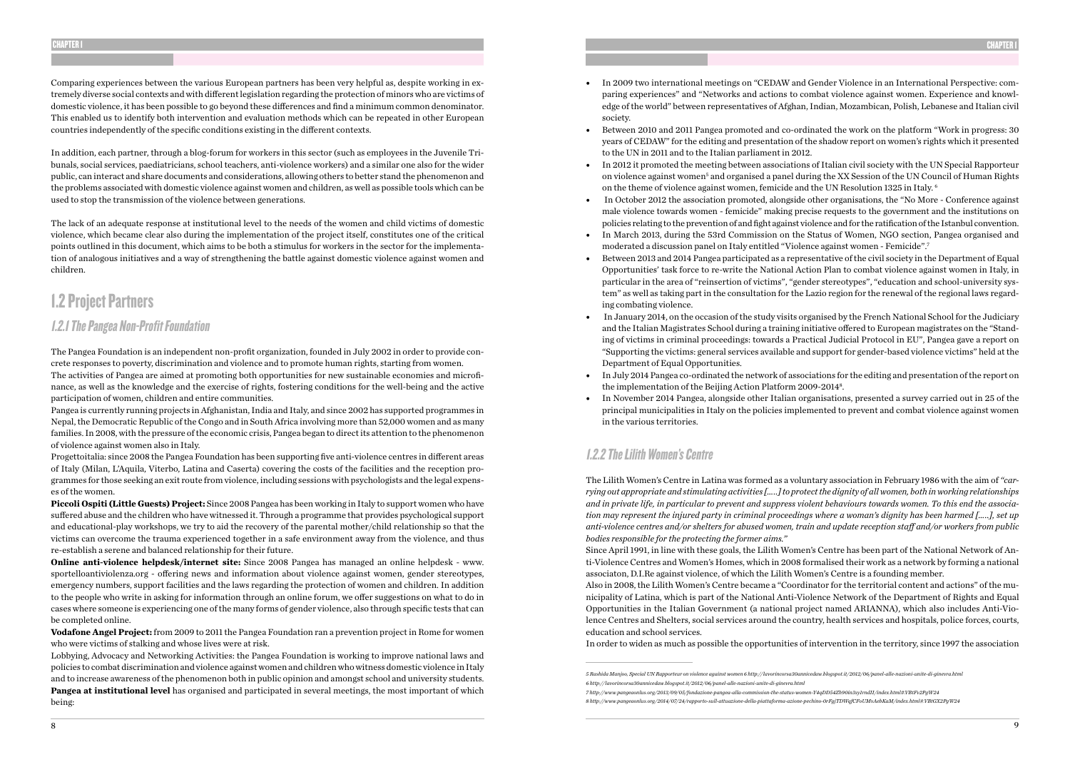Comparing experiences between the various European partners has been very helpful as, despite working in extremely diverse social contexts and with different legislation regarding the protection of minors who are victims of domestic violence, it has been possible to go beyond these differences and find a minimum common denominator. This enabled us to identify both intervention and evaluation methods which can be repeated in other European countries independently of the specific conditions existing in the different contexts.

In addition, each partner, through a blog-forum for workers in this sector (such as employees in the Juvenile Tribunals, social services, paediatricians, school teachers, anti-violence workers) and a similar one also for the wider public, can interact and share documents and considerations, allowing others to better stand the phenomenon and the problems associated with domestic violence against women and children, as well as possible tools which can be used to stop the transmission of the violence between generations.

The lack of an adequate response at institutional level to the needs of the women and child victims of domestic violence, which became clear also during the implementation of the project itself, constitutes one of the critical points outlined in this document, which aims to be both a stimulus for workers in the sector for the implementation of analogous initiatives and a way of strengthening the battle against domestic violence against women and children.

## 1.2 Project Partners

### *1.2.1 The Pangea Non-Profit Foundation*

The Pangea Foundation is an independent non-profit organization, founded in July 2002 in order to provide concrete responses to poverty, discrimination and violence and to promote human rights, starting from women.
The activities of Pangea are aimed at promoting both opportunities for new sustainable economies and microfinance, as well as the knowledge and the exercise of rights, fostering conditions for the well-being and the active participation of women, children and entire communities.
Pangea is currently running projects in Afghanistan, India and Italy, and since 2002 has supported programmes in Nepal, the Democratic Republic of the Congo and in South Africa involving more than 52,000 women and as many families. In 2008, with the pressure of the economic crisis, Pangea began to direct its attention to the phenomenon of violence against women also in Italy.
Progettoitalia: since 2008 the Pangea Foundation has been supporting five anti-violence centres in different areas of Italy (Milan, L'Aquila, Viterbo, Latina and Caserta) covering the costs of the facilities and the reception programmes for those seeking an exit route from violence, including sessions with psychologists and the legal expenses of the women.
**Piccoli Ospiti (Little Guests) Project:** Since 2008 Pangea has been working in Italy to support women who have suffered abuse and the children who have witnessed it. Through a programme that provides psychological support and educational-play workshops, we try to aid the recovery of the parental mother/child relationship so that the victims can overcome the trauma experienced together in a safe environment away from the violence, and thus re-establish a serene and balanced relationship for their future.
**Online anti-violence helpdesk/internet site:** Since 2008 Pangea has managed an online helpdesk - www.sportelloantiviolenza.org - offering news and information about violence against women, gender stereotypes, emergency numbers, support facilities and the laws regarding the protection of women and children. In addition to the people who write in asking for information through an online forum, we offer suggestions on what to do in cases where someone is experiencing one of the many forms of gender violence, also through specific tests that can be completed online.
**Vodafone Angel Project:** from 2009 to 2011 the Pangea Foundation ran a prevention project in Rome for women who were victims of stalking and whose lives were at risk.
Lobbying, Advocacy and Networking Activities: the Pangea Foundation is working to improve national laws and policies to combat discrimination and violence against women and children who witness domestic violence in Italy and to increase awareness of the phenomenon both in public opinion and amongst school and university students.
**Pangea at institutional level** has organised and participated in several meetings, the most important of which being:

- In 2009 two international meetings on "CEDAW and Gender Violence in an International Perspective: comparing experiences" and "Networks and actions to combat violence against women. Experience and knowledge of the world" between representatives of Afghan, Indian, Mozambican, Polish, Lebanese and Italian civil society.
- Between 2010 and 2011 Pangea promoted and co-ordinated the work on the platform "Work in progress: 30 years of CEDAW" for the editing and presentation of the shadow report on women's rights which it presented to the UN in 2011 and to the Italian parliament in 2012.
- In 2012 it promoted the meeting between associations of Italian civil society with the UN Special Rapporteur on violence against women[5] and organised a panel during the XX Session of the UN Council of Human Rights on the theme of violence against women, femicide and the UN Resolution 1325 in Italy. [6]
- In October 2012 the association promoted, alongside other organisations, the "No More - Conference against male violence towards women - femicide" making precise requests to the government and the institutions on policies relating to the prevention of and fight against violence and for the ratification of the Istanbul convention.
- In March 2013, during the 53rd Commission on the Status of Women, NGO section, Pangea organised and moderated a discussion panel on Italy entitled "Violence against women - Femicide".[7]
- Between 2013 and 2014 Pangea participated as a representative of the civil society in the Department of Equal Opportunities' task force to re-write the National Action Plan to combat violence against women in Italy, in particular in the area of "reinsertion of victims", "gender stereotypes", "education and school-university system" as well as taking part in the consultation for the Lazio region for the renewal of the regional laws regarding combating violence.
- In January 2014, on the occasion of the study visits organised by the French National School for the Judiciary and the Italian Magistrates School during a training initiative offered to European magistrates on the "Standing of victims in criminal proceedings: towards a Practical Judicial Protocol in EU", Pangea gave a report on "Supporting the victims: general services available and support for gender-based violence victims" held at the Department of Equal Opportunities.
- In July 2014 Pangea co-ordinated the network of associations for the editing and presentation of the report on the implementation of the Beijing Action Platform 2009-2014[8].
- In November 2014 Pangea, alongside other Italian organisations, presented a survey carried out in 25 of the principal municipalities in Italy on the policies implemented to prevent and combat violence against women in the various territories.

### *1.2.2 The Lilith Women's Centre*

The Lilith Women's Centre in Latina was formed as a voluntary association in February 1986 with the aim of *"carrying out appropriate and stimulating activities [.....] to protect the dignity of all women, both in working relationships and in private life, in particular to prevent and suppress violent behaviours towards women. To this end the association may represent the injured party in criminal proceedings where a woman's dignity has been harmed [.....], set up anti-violence centres and/or shelters for abused women, train and update reception staff and/or workers from public bodies responsible for the protecting the former aims."*
Since April 1991, in line with these goals, the Lilith Women's Centre has been part of the National Network of Anti-Violence Centres and Women's Homes, which in 2008 formalised their work as a network by forming a national associaton, D.I.Re against violence, of which the Lilith Women's Centre is a founding member.
Also in 2008, the Lilith Women's Centre became a "Coordinator for the territorial content and actions" of the municipality of Latina, which is part of the National Anti-Violence Network of the Department of Rights and Equal Opportunities in the Italian Government (a national project named ARIANNA), which also includes Anti-Violence Centres and Shelters, social services around the country, health services and hospitals, police forces, courts, education and school services.
In order to widen as much as possible the opportunities of intervention in the territory, since 1997 the association

---

*5 Rashida Manjoo, Special UN Rapporteur on violence against women 6 http://lavorincorsa30annicedaw.blogspot.it/2012/06/panel-alle-nazioni-unite-di-ginevra.html*
*6 http://lavorincorsa30annicedaw.blogspot.it/2012/06/panel-alle-nazioni-unite-di-ginevra.html*
*7 http://www.pangeaonlus.org/2013/09/05/fondazione-pangea-alla-commission-the-status-women-Y4qDD54Zb90in3sy1rndII/index.html#.VBtFv2PgW24*
*8 http://www.pangeaonlus.org/2014/07/24/rapporto-sull-attuazione-della-piattaforma-azione-pechino-0rFgjTDWqfCFoUMvAebKaM/index.html#.VBtGX2PgW24*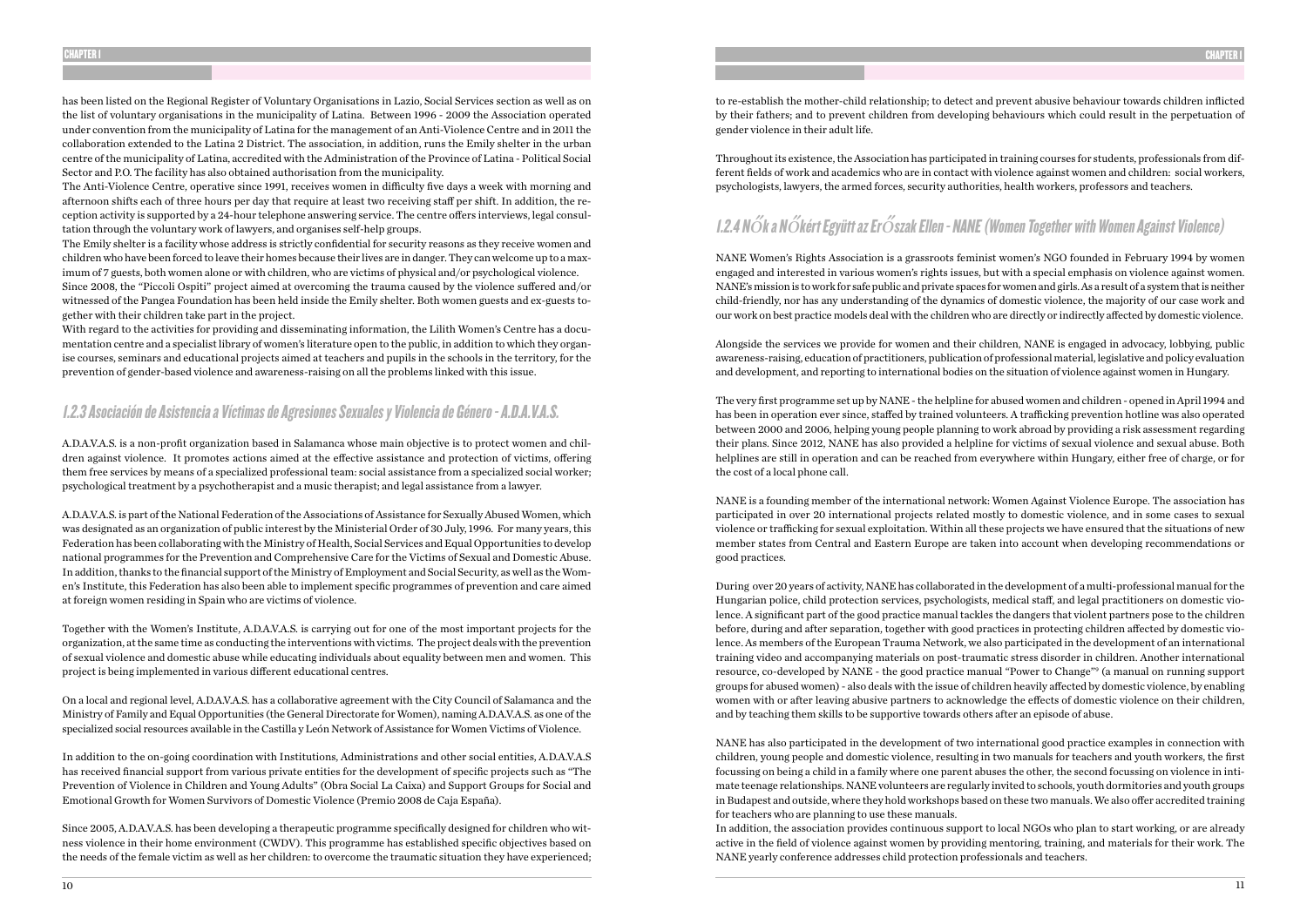has been listed on the Regional Register of Voluntary Organisations in Lazio, Social Services section as well as on the list of voluntary organisations in the municipality of Latina. Between 1996 - 2009 the Association operated under convention from the municipality of Latina for the management of an Anti-Violence Centre and in 2011 the collaboration extended to the Latina 2 District. The association, in addition, runs the Emily shelter in the urban centre of the municipality of Latina, accredited with the Administration of the Province of Latina - Political Social Sector and P.O. The facility has also obtained authorisation from the municipality.
The Anti-Violence Centre, operative since 1991, receives women in difficulty five days a week with morning and afternoon shifts each of three hours per day that require at least two receiving staff per shift. In addition, the reception activity is supported by a 24-hour telephone answering service. The centre offers interviews, legal consultation through the voluntary work of lawyers, and organises self-help groups.
The Emily shelter is a facility whose address is strictly confidential for security reasons as they receive women and children who have been forced to leave their homes because their lives are in danger. They can welcome up to a maximum of 7 guests, both women alone or with children, who are victims of physical and/or psychological violence.
Since 2008, the "Piccoli Ospiti" project aimed at overcoming the trauma caused by the violence suffered and/or witnessed of the Pangea Foundation has been held inside the Emily shelter. Both women guests and ex-guests together with their children take part in the project.
With regard to the activities for providing and disseminating information, the Lilith Women's Centre has a documentation centre and a specialist library of women's literature open to the public, in addition to which they organise courses, seminars and educational projects aimed at teachers and pupils in the schools in the territory, for the prevention of gender-based violence and awareness-raising on all the problems linked with this issue.

### 1.2.3 Asociación de Asistencia a Víctimas de Agresiones Sexuales y Violencia de Género - A.D.A.V.A.S.

A.D.A.V.A.S. is a non-profit organization based in Salamanca whose main objective is to protect women and children against violence. It promotes actions aimed at the effective assistance and protection of victims, offering them free services by means of a specialized professional team: social assistance from a specialized social worker; psychological treatment by a psychotherapist and a music therapist; and legal assistance from a lawyer.

A.D.A.V.A.S. is part of the National Federation of the Associations of Assistance for Sexually Abused Women, which was designated as an organization of public interest by the Ministerial Order of 30 July, 1996. For many years, this Federation has been collaborating with the Ministry of Health, Social Services and Equal Opportunities to develop national programmes for the Prevention and Comprehensive Care for the Victims of Sexual and Domestic Abuse. In addition, thanks to the financial support of the Ministry of Employment and Social Security, as well as the Women's Institute, this Federation has also been able to implement specific programmes of prevention and care aimed at foreign women residing in Spain who are victims of violence.

Together with the Women's Institute, A.D.A.V.A.S. is carrying out for one of the most important projects for the organization, at the same time as conducting the interventions with victims. The project deals with the prevention of sexual violence and domestic abuse while educating individuals about equality between men and women. This project is being implemented in various different educational centres.

On a local and regional level, A.D.A.V.A.S. has a collaborative agreement with the City Council of Salamanca and the Ministry of Family and Equal Opportunities (the General Directorate for Women), naming A.D.A.V.A.S. as one of the specialized social resources available in the Castilla y León Network of Assistance for Women Victims of Violence.

In addition to the on-going coordination with Institutions, Administrations and other social entities, A.D.A.V.A.S has received financial support from various private entities for the development of specific projects such as "The Prevention of Violence in Children and Young Adults" (Obra Social La Caixa) and Support Groups for Social and Emotional Growth for Women Survivors of Domestic Violence (Premio 2008 de Caja España).

Since 2005, A.D.A.V.A.S. has been developing a therapeutic programme specifically designed for children who witness violence in their home environment (CWDV). This programme has established specific objectives based on the needs of the female victim as well as her children: to overcome the traumatic situation they have experienced; to re-establish the mother-child relationship; to detect and prevent abusive behaviour towards children inflicted by their fathers; and to prevent children from developing behaviours which could result in the perpetuation of gender violence in their adult life.

Throughout its existence, the Association has participated in training courses for students, professionals from different fields of work and academics who are in contact with violence against women and children: social workers, psychologists, lawyers, the armed forces, security authorities, health workers, professors and teachers.

### 1.2.4 Nők a Nőkért Együtt az Erőszak Ellen - NANE (Women Together with Women Against Violence)

NANE Women's Rights Association is a grassroots feminist women's NGO founded in February 1994 by women engaged and interested in various women's rights issues, but with a special emphasis on violence against women. NANE's mission is to work for safe public and private spaces for women and girls. As a result of a system that is neither child-friendly, nor has any understanding of the dynamics of domestic violence, the majority of our case work and our work on best practice models deal with the children who are directly or indirectly affected by domestic violence.

Alongside the services we provide for women and their children, NANE is engaged in advocacy, lobbying, public awareness-raising, education of practitioners, publication of professional material, legislative and policy evaluation and development, and reporting to international bodies on the situation of violence against women in Hungary.

The very first programme set up by NANE - the helpline for abused women and children - opened in April 1994 and has been in operation ever since, staffed by trained volunteers. A trafficking prevention hotline was also operated between 2000 and 2006, helping young people planning to work abroad by providing a risk assessment regarding their plans. Since 2012, NANE has also provided a helpline for victims of sexual violence and sexual abuse. Both helplines are still in operation and can be reached from everywhere within Hungary, either free of charge, or for the cost of a local phone call.

NANE is a founding member of the international network: Women Against Violence Europe. The association has participated in over 20 international projects related mostly to domestic violence, and in some cases to sexual violence or trafficking for sexual exploitation. Within all these projects we have ensured that the situations of new member states from Central and Eastern Europe are taken into account when developing recommendations or good practices.

During over 20 years of activity, NANE has collaborated in the development of a multi-professional manual for the Hungarian police, child protection services, psychologists, medical staff, and legal practitioners on domestic violence. A significant part of the good practice manual tackles the dangers that violent partners pose to the children before, during and after separation, together with good practices in protecting children affected by domestic violence. As members of the European Trauma Network, we also participated in the development of an international training video and accompanying materials on post-traumatic stress disorder in children. Another international resource, co-developed by NANE - the good practice manual "Power to Change"[9] (a manual on running support groups for abused women) - also deals with the issue of children heavily affected by domestic violence, by enabling women with or after leaving abusive partners to acknowledge the effects of domestic violence on their children, and by teaching them skills to be supportive towards others after an episode of abuse.

NANE has also participated in the development of two international good practice examples in connection with children, young people and domestic violence, resulting in two manuals for teachers and youth workers, the first focussing on being a child in a family where one parent abuses the other, the second focussing on violence in intimate teenage relationships. NANE volunteers are regularly invited to schools, youth dormitories and youth groups in Budapest and outside, where they hold workshops based on these two manuals. We also offer accredited training for teachers who are planning to use these manuals.
In addition, the association provides continuous support to local NGOs who plan to start working, or are already active in the field of violence against women by providing mentoring, training, and materials for their work. The NANE yearly conference addresses child protection professionals and teachers.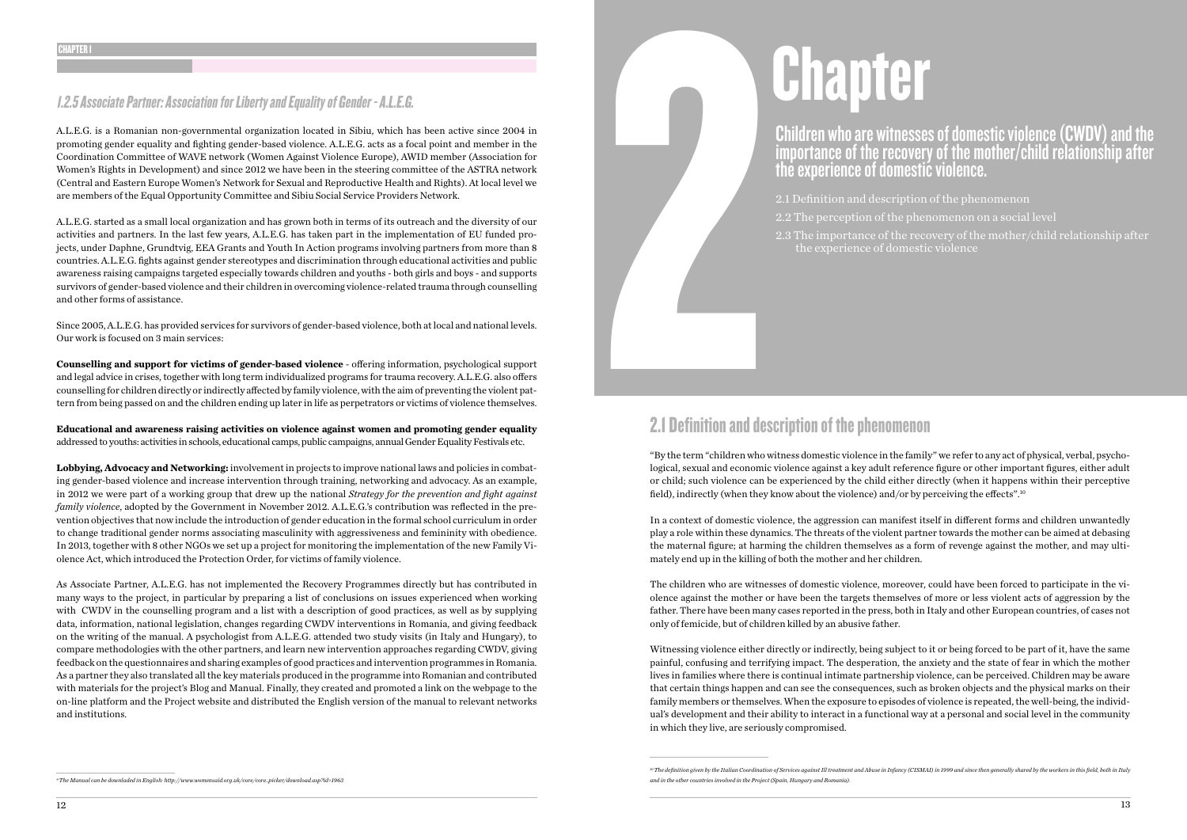### 1.2.5 Associate Partner: Association for Liberty and Equality of Gender - A.L.E.G.

A.L.E.G. is a Romanian non-governmental organization located in Sibiu, which has been active since 2004 in promoting gender equality and fighting gender-based violence. A.L.E.G. acts as a focal point and member in the Coordination Committee of WAVE network (Women Against Violence Europe), AWID member (Association for Women's Rights in Development) and since 2012 we have been in the steering committee of the ASTRA network (Central and Eastern Europe Women's Network for Sexual and Reproductive Health and Rights). At local level we are members of the Equal Opportunity Committee and Sibiu Social Service Providers Network.

A.L.E.G. started as a small local organization and has grown both in terms of its outreach and the diversity of our activities and partners. In the last few years, A.L.E.G. has taken part in the implementation of EU funded projects, under Daphne, Grundtvig, EEA Grants and Youth In Action programs involving partners from more than 8 countries. A.L.E.G. fights against gender stereotypes and discrimination through educational activities and public awareness raising campaigns targeted especially towards children and youths - both girls and boys - and supports survivors of gender-based violence and their children in overcoming violence-related trauma through counselling and other forms of assistance.

Since 2005, A.L.E.G. has provided services for survivors of gender-based violence, both at local and national levels. Our work is focused on 3 main services:

**Counselling and support for victims of gender-based violence** - offering information, psychological support and legal advice in crises, together with long term individualized programs for trauma recovery. A.L.E.G. also offers counselling for children directly or indirectly affected by family violence, with the aim of preventing the violent pattern from being passed on and the children ending up later in life as perpetrators or victims of violence themselves.

**Educational and awareness raising activities on violence against women and promoting gender equality** addressed to youths: activities in schools, educational camps, public campaigns, annual Gender Equality Festivals etc.

**Lobbying, Advocacy and Networking:** involvement in projects to improve national laws and policies in combating gender-based violence and increase intervention through training, networking and advocacy. As an example, in 2012 we were part of a working group that drew up the national *Strategy for the prevention and fight against family violence*, adopted by the Government in November 2012. A.L.E.G.'s contribution was reflected in the prevention objectives that now include the introduction of gender education in the formal school curriculum in order to change traditional gender norms associating masculinity with aggressiveness and femininity with obedience. In 2013, together with 8 other NGOs we set up a project for monitoring the implementation of the new Family Violence Act, which introduced the Protection Order, for victims of family violence.

As Associate Partner, A.L.E.G. has not implemented the Recovery Programmes directly but has contributed in many ways to the project, in particular by preparing a list of conclusions on issues experienced when working with CWDV in the counselling program and a list with a description of good practices, as well as by supplying data, information, national legislation, changes regarding CWDV interventions in Romania, and giving feedback on the writing of the manual. A psychologist from A.L.E.G. attended two study visits (in Italy and Hungary), to compare methodologies with the other partners, and learn new intervention approaches regarding CWDV, giving feedback on the questionnaires and sharing examples of good practices and intervention programmes in Romania. As a partner they also translated all the key materials produced in the programme into Romanian and contributed with materials for the project's Blog and Manual. Finally, they created and promoted a link on the webpage to the on-line platform and the Project website and distributed the English version of the manual to relevant networks and institutions.

[9] The Manual can be downladed in English: http://www.womensaid.org.uk/core/core_picker/download.asp?id=1963

# 2 Chapter

## Children who are witnesses of domestic violence (CWDV) and the importance of the recovery of the mother/child relationship after the experience of domestic violence.

2.1 Definition and description of the phenomenon
2.2 The perception of the phenomenon on a social level
2.3 The importance of the recovery of the mother/child relationship after the experience of domestic violence

## 2.1 Definition and description of the phenomenon

"By the term "children who witness domestic violence in the family" we refer to any act of physical, verbal, psychological, sexual and economic violence against a key adult reference figure or other important figures, either adult or child; such violence can be experienced by the child either directly (when it happens within their perceptive field), indirectly (when they know about the violence) and/or by perceiving the effects".[10]

In a context of domestic violence, the aggression can manifest itself in different forms and children unwantedly play a role within these dynamics. The threats of the violent partner towards the mother can be aimed at debasing the maternal figure; at harming the children themselves as a form of revenge against the mother, and may ultimately end up in the killing of both the mother and her children.

The children who are witnesses of domestic violence, moreover, could have been forced to participate in the violence against the mother or have been the targets themselves of more or less violent acts of aggression by the father. There have been many cases reported in the press, both in Italy and other European countries, of cases not only of femicide, but of children killed by an abusive father.

Witnessing violence either directly or indirectly, being subject to it or being forced to be part of it, have the same painful, confusing and terrifying impact. The desperation, the anxiety and the state of fear in which the mother lives in families where there is continual intimate partnership violence, can be perceived. Children may be aware that certain things happen and can see the consequences, such as broken objects and the physical marks on their family members or themselves. When the exposure to episodes of violence is repeated, the well-being, the individual's development and their ability to interact in a functional way at a personal and social level in the community in which they live, are seriously compromised.

[10] The definition given by the Italian Coordination of Services against Ill treatment and Abuse in Infancy (CISMAI) in 1999 and since then generally shared by the workers in this field, both in Italy and in the other countries involved in the Project (Spain, Hungary and Romania).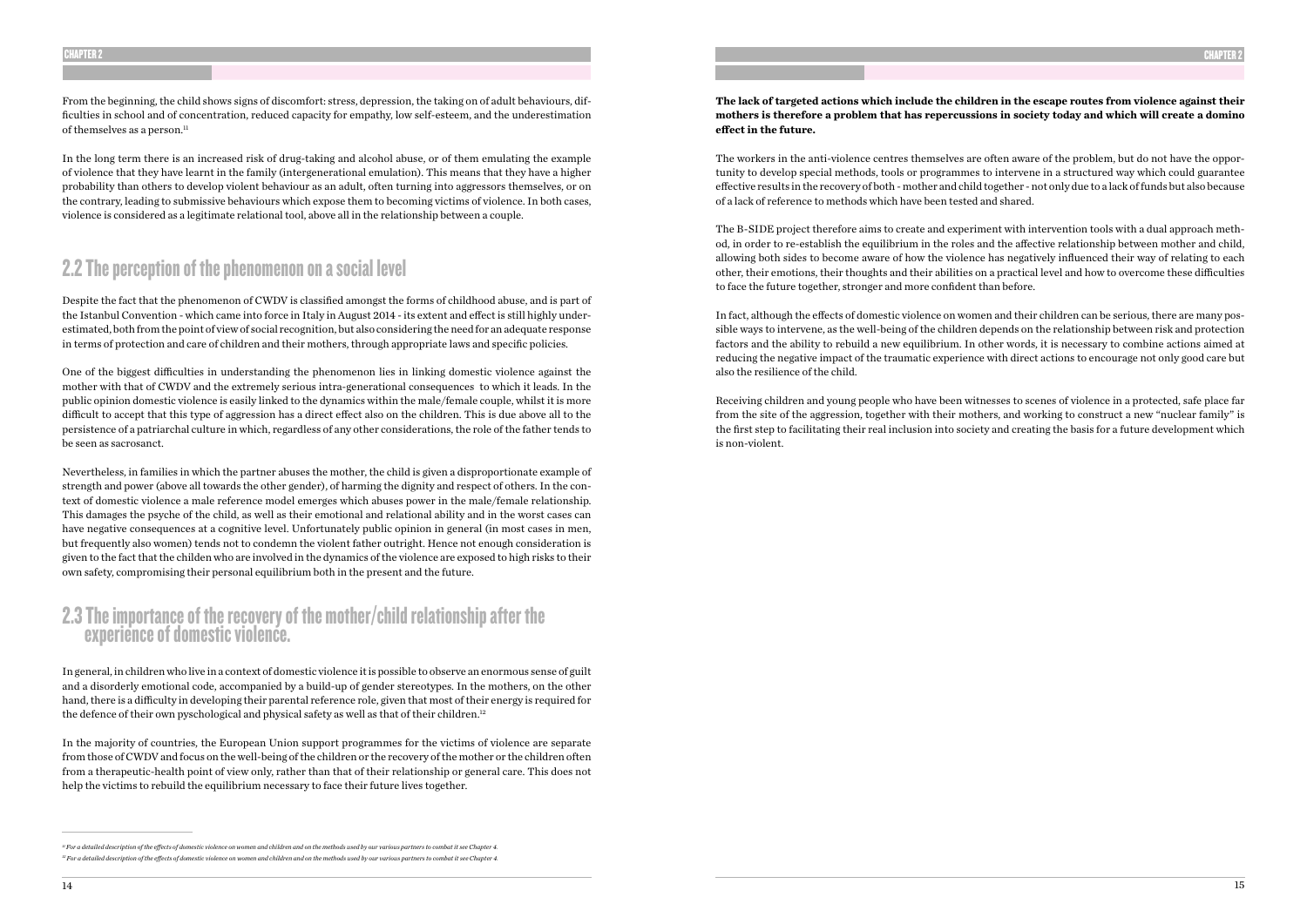From the beginning, the child shows signs of discomfort: stress, depression, the taking on of adult behaviours, difficulties in school and of concentration, reduced capacity for empathy, low self-esteem, and the underestimation of themselves as a person.[11]

In the long term there is an increased risk of drug-taking and alcohol abuse, or of them emulating the example of violence that they have learnt in the family (intergenerational emulation). This means that they have a higher probability than others to develop violent behaviour as an adult, often turning into aggressors themselves, or on the contrary, leading to submissive behaviours which expose them to becoming victims of violence. In both cases, violence is considered as a legitimate relational tool, above all in the relationship between a couple.

## 2.2 The perception of the phenomenon on a social level

Despite the fact that the phenomenon of CWDV is classified amongst the forms of childhood abuse, and is part of the Istanbul Convention - which came into force in Italy in August 2014 - its extent and effect is still highly underestimated, both from the point of view of social recognition, but also considering the need for an adequate response in terms of protection and care of children and their mothers, through appropriate laws and specific policies.

One of the biggest difficulties in understanding the phenomenon lies in linking domestic violence against the mother with that of CWDV and the extremely serious intra-generational consequences to which it leads. In the public opinion domestic violence is easily linked to the dynamics within the male/female couple, whilst it is more difficult to accept that this type of aggression has a direct effect also on the children. This is due above all to the persistence of a patriarchal culture in which, regardless of any other considerations, the role of the father tends to be seen as sacrosanct.

Nevertheless, in families in which the partner abuses the mother, the child is given a disproportionate example of strength and power (above all towards the other gender), of harming the dignity and respect of others. In the context of domestic violence a male reference model emerges which abuses power in the male/female relationship. This damages the psyche of the child, as well as their emotional and relational ability and in the worst cases can have negative consequences at a cognitive level. Unfortunately public opinion in general (in most cases in men, but frequently also women) tends not to condemn the violent father outright. Hence not enough consideration is given to the fact that the childen who are involved in the dynamics of the violence are exposed to high risks to their own safety, compromising their personal equilibrium both in the present and the future.

## 2.3 The importance of the recovery of the mother/child relationship after the experience of domestic violence.

In general, in children who live in a context of domestic violence it is possible to observe an enormous sense of guilt and a disorderly emotional code, accompanied by a build-up of gender stereotypes. In the mothers, on the other hand, there is a difficulty in developing their parental reference role, given that most of their energy is required for the defence of their own pyschological and physical safety as well as that of their children.[12]

In the majority of countries, the European Union support programmes for the victims of violence are separate from those of CWDV and focus on the well-being of the children or the recovery of the mother or the children often from a therapeutic-health point of view only, rather than that of their relationship or general care. This does not help the victims to rebuild the equilibrium necessary to face their future lives together.

**The lack of targeted actions which include the children in the escape routes from violence against their mothers is therefore a problem that has repercussions in society today and which will create a domino effect in the future.**

The workers in the anti-violence centres themselves are often aware of the problem, but do not have the opportunity to develop special methods, tools or programmes to intervene in a structured way which could guarantee effective results in the recovery of both - mother and child together - not only due to a lack of funds but also because of a lack of reference to methods which have been tested and shared.

The B-SIDE project therefore aims to create and experiment with intervention tools with a dual approach method, in order to re-establish the equilibrium in the roles and the affective relationship between mother and child, allowing both sides to become aware of how the violence has negatively influenced their way of relating to each other, their emotions, their thoughts and their abilities on a practical level and how to overcome these difficulties to face the future together, stronger and more confident than before.

In fact, although the effects of domestic violence on women and their children can be serious, there are many possible ways to intervene, as the well-being of the children depends on the relationship between risk and protection factors and the ability to rebuild a new equilibrium. In other words, it is necessary to combine actions aimed at reducing the negative impact of the traumatic experience with direct actions to encourage not only good care but also the resilience of the child.

Receiving children and young people who have been witnesses to scenes of violence in a protected, safe place far from the site of the aggression, together with their mothers, and working to construct a new "nuclear family" is the first step to facilitating their real inclusion into society and creating the basis for a future development which is non-violent.

---

[11] *For a detailed description of the effects of domestic violence on women and children and on the methods used by our various partners to combat it see Chapter 4.*

[12] *For a detailed description of the effects of domestic violence on women and children and on the methods used by our various partners to combat it see Chapter 4.*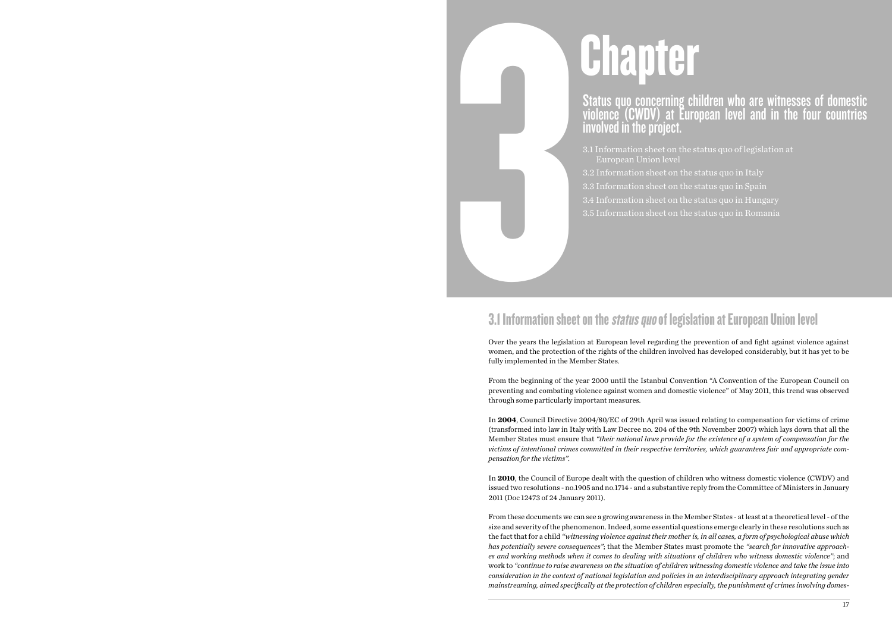# 3 Chapter

## Status quo concerning children who are witnesses of domestic violence (CWDV) at European level and in the four countries involved in the project.

3.1 Information sheet on the status quo of legislation at European Union level

3.2 Information sheet on the status quo in Italy

3.3 Information sheet on the status quo in Spain

3.4 Information sheet on the status quo in Hungary

3.5 Information sheet on the status quo in Romania

## 3.1 Information sheet on the *status quo* of legislation at European Union level

Over the years the legislation at European level regarding the prevention of and fight against violence against women, and the protection of the rights of the children involved has developed considerably, but it has yet to be fully implemented in the Member States.

From the beginning of the year 2000 until the Istanbul Convention "A Convention of the European Council on preventing and combating violence against women and domestic violence" of May 2011, this trend was observed through some particularly important measures.

In **2004**, Council Directive 2004/80/EC of 29th April was issued relating to compensation for victims of crime (transformed into law in Italy with Law Decree no. 204 of the 9th November 2007) which lays down that all the Member States must ensure that *"their national laws provide for the existence of a system of compensation for the victims of intentional crimes committed in their respective territories, which guarantees fair and appropriate compensation for the victims"*.

In **2010**, the Council of Europe dealt with the question of children who witness domestic violence (CWDV) and issued two resolutions - no.1905 and no.1714 - and a substantive reply from the Committee of Ministers in January 2011 (Doc 12473 of 24 January 2011).

From these documents we can see a growing awareness in the Member States - at least at a theoretical level - of the size and severity of the phenomenon. Indeed, some essential questions emerge clearly in these resolutions such as the fact that for a child *"witnessing violence against their mother is, in all cases, a form of psychological abuse which has potentially severe consequences"*; that the Member States must promote the *"search for innovative approaches and working methods when it comes to dealing with situations of children who witness domestic violence"*; and work to *"continue to raise awareness on the situation of children witnessing domestic violence and take the issue into consideration in the context of national legislation and policies in an interdisciplinary approach integrating gender mainstreaming, aimed specifically at the protection of children especially, the punishment of crimes involving domes-*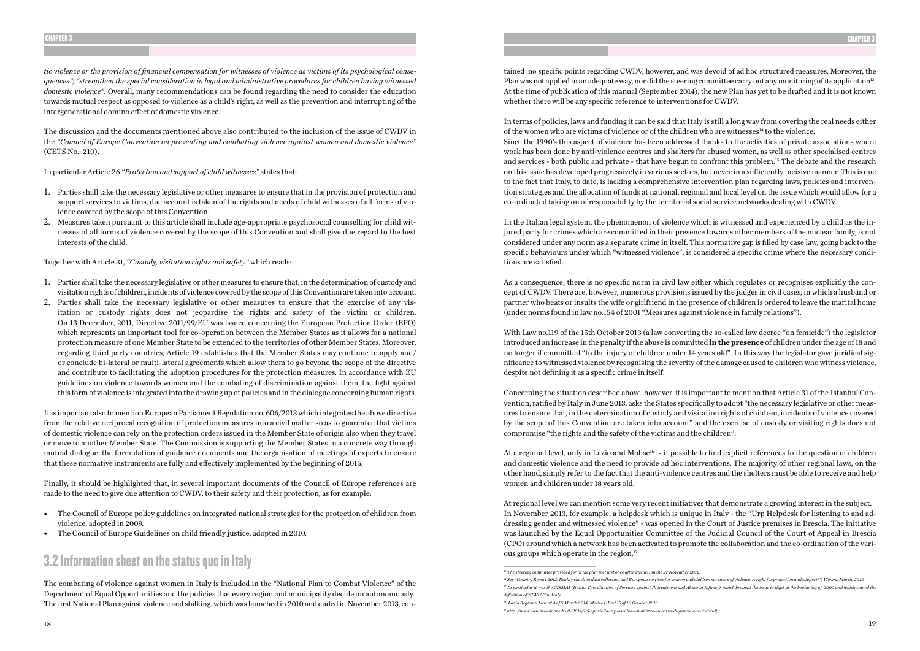*tic violence or the provision of financial compensation for witnesses of violence as victims of its psychological consequences"; "strengthen the special consideration in legal and administrative procedures for children having witnessed domestic violence".* Overall, many recommendations can be found regarding the need to consider the education towards mutual respect as opposed to violence as a child's right, as well as the prevention and interrupting of the intergenerational domino effect of domestic violence.

The discussion and the documents mentioned above also contributed to the inclusion of the issue of CWDV in the *"Council of Europe Convention on preventing and combating violence against women and domestic violence"* (CETS No.: 210).

In particular Article 26 *"Protection and support of child witnesses"* states that:

1. Parties shall take the necessary legislative or other measures to ensure that in the provision of protection and support services to victims, due account is taken of the rights and needs of child witnesses of all forms of violence covered by the scope of this Convention.
2. Measures taken pursuant to this article shall include age-appropriate psychosocial counselling for child witnesses of all forms of violence covered by the scope of this Convention and shall give due regard to the best interests of the child.

Together with Article 31, *"Custody, visitation rights and safety"* which reads:

1. Parties shall take the necessary legislative or other measures to ensure that, in the determination of custody and visitation rights of children, incidents of violence covered by the scope of this Convention are taken into account.
2. Parties shall take the necessary legislative or other measures to ensure that the exercise of any visitation or custody rights does not jeopardise the rights and safety of the victim or children. On 13 December, 2011, Directive 2011/99/EU was issued concerning the European Protection Order (EPO) which represents an important tool for co-operation between the Member States as it allows for a national protection measure of one Member State to be extended to the territories of other Member States. Moreover, regarding third party countries, Article 19 establishes that the Member States may continue to apply and/or conclude bi-lateral or multi-lateral agreements which allow them to go beyond the scope of the directive and contribute to facilitating the adoption procedures for the protection measures. In accordance with EU guidelines on violence towards women and the combating of discrimination against them, the fight against this form of violence is integrated into the drawing up of policies and in the dialogue concerning human rights.

It is important also to mention European Parliament Regulation no. 606/2013 which integrates the above directive from the relative reciprocal recognition of protection measures into a civil matter so as to guarantee that victims of domestic violence can rely on the protection orders issued in the Member State of origin also when they travel or move to another Member State. The Commission is supporting the Member States in a concrete way through mutual dialogue, the formulation of guidance documents and the organisation of meetings of experts to ensure that these normative instruments are fully and effectively implemented by the beginning of 2015.

Finally, it should be highlighted that, in several important documents of the Council of Europe references are made to the need to give due attention to CWDV, to their safety and their protection, as for example:

- The Council of Europe policy guidelines on integrated national strategies for the protection of children from violence, adopted in 2009.
- The Council of Europe Guidelines on child friendly justice, adopted in 2010.

## 3.2 Information sheet on the status quo in Italy

The combating of violence against women in Italy is included in the "National Plan to Combat Violence" of the Department of Equal Opportunities and the policies that every region and municipality decide on autonomously. The first National Plan against violence and stalking, which was launched in 2010 and ended in November 2013, contained no specific points regarding CWDV, however, and was devoid of ad hoc structured measures. Moreover, the Plan was not applied in an adequate way, nor did the steering committee carry out any monitoring of its application[13]. At the time of publication of this manual (September 2014), the new Plan has yet to be drafted and it is not known whether there will be any specific reference to interventions for CWDV.

In terms of policies, laws and funding it can be said that Italy is still a long way from covering the real needs either of the women who are victims of violence or of the children who are witnesses[14] to the violence.
Since the 1990's this aspect of violence has been addressed thanks to the activities of private associations where work has been done by anti-violence centres and shelters for abused women, as well as other specialised centres and services - both public and private - that have begun to confront this problem.[15] The debate and the research on this issue has developed progressively in various sectors, but never in a sufficiently incisive manner. This is due to the fact that Italy, to date, is lacking a comprehensive intervention plan regarding laws, policies and intervention strategies and the allocation of funds at national, regional and local level on the issue which would allow for a co-ordinated taking on of responsibility by the territorial social service networks dealing with CWDV.

In the Italian legal system, the phenomenon of violence which is witnessed and experienced by a child as the injured party for crimes which are committed in their presence towards other members of the nuclear family, is not considered under any norm as a separate crime in itself. This normative gap is filled by case law, going back to the specific behaviours under which "witnessed violence", is considered a specific crime where the necessary conditions are satisfied.

As a consequence, there is no specific norm in civil law either which regulates or recognises explicitly the concept of CWDV. There are, however, numerous provisions issued by the judges in civil cases, in which a husband or partner who beats or insults the wife or girlfriend in the presence of children is ordered to leave the marital home (under norms found in law no.154 of 2001 "Measures against violence in family relations").

With Law no.119 of the 15th October 2013 (a law converting the so-called law decree "on femicide") the legislator introduced an increase in the penalty if the abuse is committed **in the presence** of children under the age of 18 and no longer if committed "to the injury of children under 14 years old". In this way the legislator gave juridical significance to witnessed violence by recognising the severity of the damage caused to children who witness violence, despite not defining it as a specific crime in itself.

Concerning the situation described above, however, it is important to mention that Article 31 of the Istanbul Convention, ratified by Italy in June 2013, asks the States specifically to adopt "the necessary legislative or other measures to ensure that, in the determination of custody and visitation rights of children, incidents of violence covered by the scope of this Convention are taken into account" and the exercise of custody or visiting rights does not compromise "the rights and the safety of the victims and the children".

At a regional level, only in Lazio and Molise[16] is it possible to find explicit references to the question of children and domestic violence and the need to provide ad hoc interventions. The majority of other regional laws, on the other hand, simply refer to the fact that the anti-violence centres and the shelters must be able to receive and help women and children under 18 years old.

At regional level we can mention some very recent initiatives that demonstrate a growing interest in the subject. In November 2013, for example, a helpdesk which is unique in Italy - the "Urp Helpdesk for listening to and addressing gender and witnessed violence" - was opened in the Court of Justice premises in Brescia. The initiative was launched by the Equal Opportunities Committee of the Judicial Council of the Court of Appeal in Brescia (CPO) around which a network has been activated to promote the collaboration and the co-ordination of the various groups which operate in the region.[17]

---

[13] *The steering committee provided for in the plan met just once after 2 years, on the 27 November 2012.*

[14] *See "Country Report 2012. Reality check on data collection and European services for women and children survivors of violence. A right for protection and support?", Vienna, March, 2013.*

[15] *In particular it was the CISMAI (Italian Coordination of Services against Ill treatment and Abuse in Infancy) which brought the issue to light at the beginning of 2000 and which coined the definition of "CWDV" in Italy.*

[16] *Lazio Regional Law n° 4 of 5 March 2014; Molise L.R n° 15 of 10 October 2013*

[17] *http://www.casadelledonne-bs.it/2014/05/sportello-urp-ascolto-e-indirizzo-violenza-di-genere-e-assistita-2/*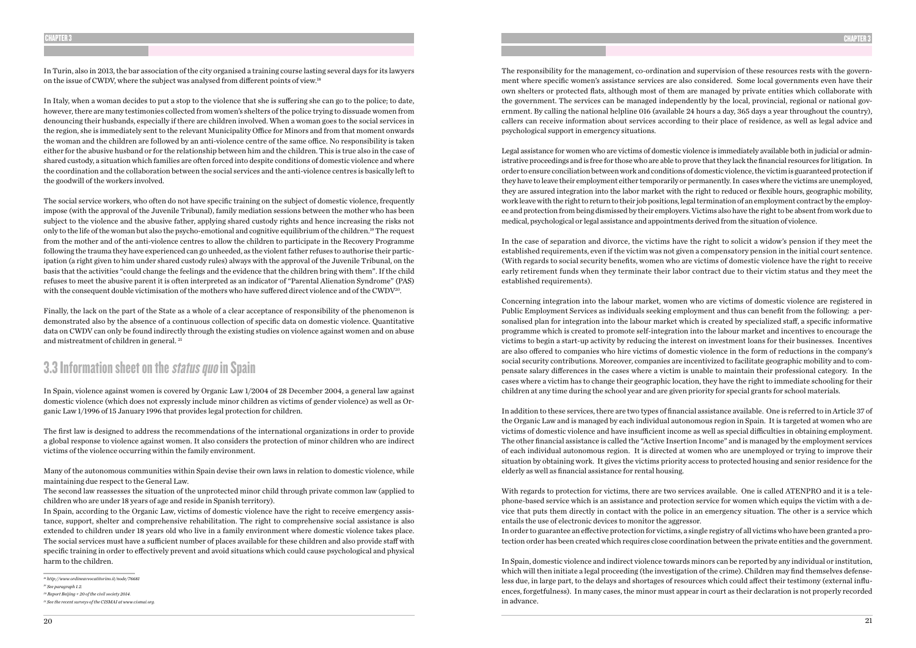In Turin, also in 2013, the bar association of the city organised a training course lasting several days for its lawyers on the issue of CWDV, where the subject was analysed from different points of view.[18]

In Italy, when a woman decides to put a stop to the violence that she is suffering she can go to the police; to date, however, there are many testimonies collected from women's shelters of the police trying to dissuade women from denouncing their husbands, especially if there are children involved. When a woman goes to the social services in the region, she is immediately sent to the relevant Municipality Office for Minors and from that moment onwards the woman and the children are followed by an anti-violence centre of the same office. No responsibility is taken either for the abusive husband or for the relationship between him and the children. This is true also in the case of shared custody, a situation which families are often forced into despite conditions of domestic violence and where the coordination and the collaboration between the social services and the anti-violence centres is basically left to the goodwill of the workers involved.

The social service workers, who often do not have specific training on the subject of domestic violence, frequently impose (with the approval of the Juvenile Tribunal), family mediation sessions between the mother who has been subject to the violence and the abusive father, applying shared custody rights and hence increasing the risks not only to the life of the woman but also the psycho-emotional and cognitive equilibrium of the children.[19] The request from the mother and of the anti-violence centres to allow the children to participate in the Recovery Programme following the trauma they have experienced can go unheeded, as the violent father refuses to authorise their participation (a right given to him under shared custody rules) always with the approval of the Juvenile Tribunal, on the basis that the activities "could change the feelings and the evidence that the children bring with them". If the child refuses to meet the abusive parent it is often interpreted as an indicator of "Parental Alienation Syndrome" (PAS) with the consequent double victimisation of the mothers who have suffered direct violence and of the CWDV[20].

Finally, the lack on the part of the State as a whole of a clear acceptance of responsibility of the phenomenon is demonstrated also by the absence of a continuous collection of specific data on domestic violence. Quantitative data on CWDV can only be found indirectly through the existing studies on violence against women and on abuse and mistreatment of children in general. [21]

## 3.3 Information sheet on the *status quo* in Spain

In Spain, violence against women is covered by Organic Law 1/2004 of 28 December 2004, a general law against domestic violence (which does not expressly include minor children as victims of gender violence) as well as Organic Law 1/1996 of 15 January 1996 that provides legal protection for children.

The first law is designed to address the recommendations of the international organizations in order to provide a global response to violence against women. It also considers the protection of minor children who are indirect victims of the violence occurring within the family environment.

Many of the autonomous communities within Spain devise their own laws in relation to domestic violence, while maintaining due respect to the General Law.

The second law reassesses the situation of the unprotected minor child through private common law (applied to children who are under 18 years of age and reside in Spanish territory).

In Spain, according to the Organic Law, victims of domestic violence have the right to receive emergency assistance, support, shelter and comprehensive rehabilitation. The right to comprehensive social assistance is also extended to children under 18 years old who live in a family environment where domestic violence takes place. The social services must have a sufficient number of places available for these children and also provide staff with specific training in order to effectively prevent and avoid situations which could cause psychological and physical harm to the children.

[18] http://www.ordineavvocatitorino.it/node/76681

[19] See paragraph 1.2.

[20] Report Beijing + 20 of the civil society 2014.

[21] See the recent surveys of the CISMAI at www.cismai.org.

The responsibility for the management, co-ordination and supervision of these resources rests with the government where specific women's assistance services are also considered. Some local governments even have their own shelters or protected flats, although most of them are managed by private entities which collaborate with the government. The services can be managed independently by the local, provincial, regional or national government. By calling the national helpline 016 (available 24 hours a day, 365 days a year throughout the country), callers can receive information about services according to their place of residence, as well as legal advice and psychological support in emergency situations.

Legal assistance for women who are victims of domestic violence is immediately available both in judicial or administrative proceedings and is free for those who are able to prove that they lack the financial resources for litigation. In order to ensure conciliation between work and conditions of domestic violence, the victim is guaranteed protection if they have to leave their employment either temporarily or permanently. In cases where the victims are unemployed, they are assured integration into the labor market with the right to reduced or flexible hours, geographic mobility, work leave with the right to return to their job positions, legal termination of an employment contract by the employee and protection from being dismissed by their employers. Victims also have the right to be absent from work due to medical, psychological or legal assistance and appointments derived from the situation of violence.

In the case of separation and divorce, the victims have the right to solicit a widow's pension if they meet the established requirements, even if the victim was not given a compensatory pension in the initial court sentence. (With regards to social security benefits, women who are victims of domestic violence have the right to receive early retirement funds when they terminate their labor contract due to their victim status and they meet the established requirements).

Concerning integration into the labour market, women who are victims of domestic violence are registered in Public Employment Services as individuals seeking employment and thus can benefit from the following: a personalised plan for integration into the labour market which is created by specialized staff, a specific informative programme which is created to promote self-integration into the labour market and incentives to encourage the victims to begin a start-up activity by reducing the interest on investment loans for their businesses. Incentives are also offered to companies who hire victims of domestic violence in the form of reductions in the company's social security contributions. Moreover, companies are incentivized to facilitate geographic mobility and to compensate salary differences in the cases where a victim is unable to maintain their professional category. In the cases where a victim has to change their geographic location, they have the right to immediate schooling for their children at any time during the school year and are given priority for special grants for school materials.

In addition to these services, there are two types of financial assistance available. One is referred to in Article 37 of the Organic Law and is managed by each individual autonomous region in Spain. It is targeted at women who are victims of domestic violence and have insufficient income as well as special difficulties in obtaining employment. The other financial assistance is called the "Active Insertion Income" and is managed by the employment services of each individual autonomous region. It is directed at women who are unemployed or trying to improve their situation by obtaining work. It gives the victims priority access to protected housing and senior residence for the elderly as well as financial assistance for rental housing.

With regards to protection for victims, there are two services available. One is called ATENPRO and it is a telephone-based service which is an assistance and protection service for women which equips the victim with a device that puts them directly in contact with the police in an emergency situation. The other is a service which entails the use of electronic devices to monitor the aggressor.

In order to guarantee an effective protection for victims, a single registry of all victims who have been granted a protection order has been created which requires close coordination between the private entities and the government.

In Spain, domestic violence and indirect violence towards minors can be reported by any individual or institution, which will then initiate a legal proceeding (the investigation of the crime). Children may find themselves defenseless due, in large part, to the delays and shortages of resources which could affect their testimony (external influences, forgetfulness). In many cases, the minor must appear in court as their declaration is not properly recorded in advance.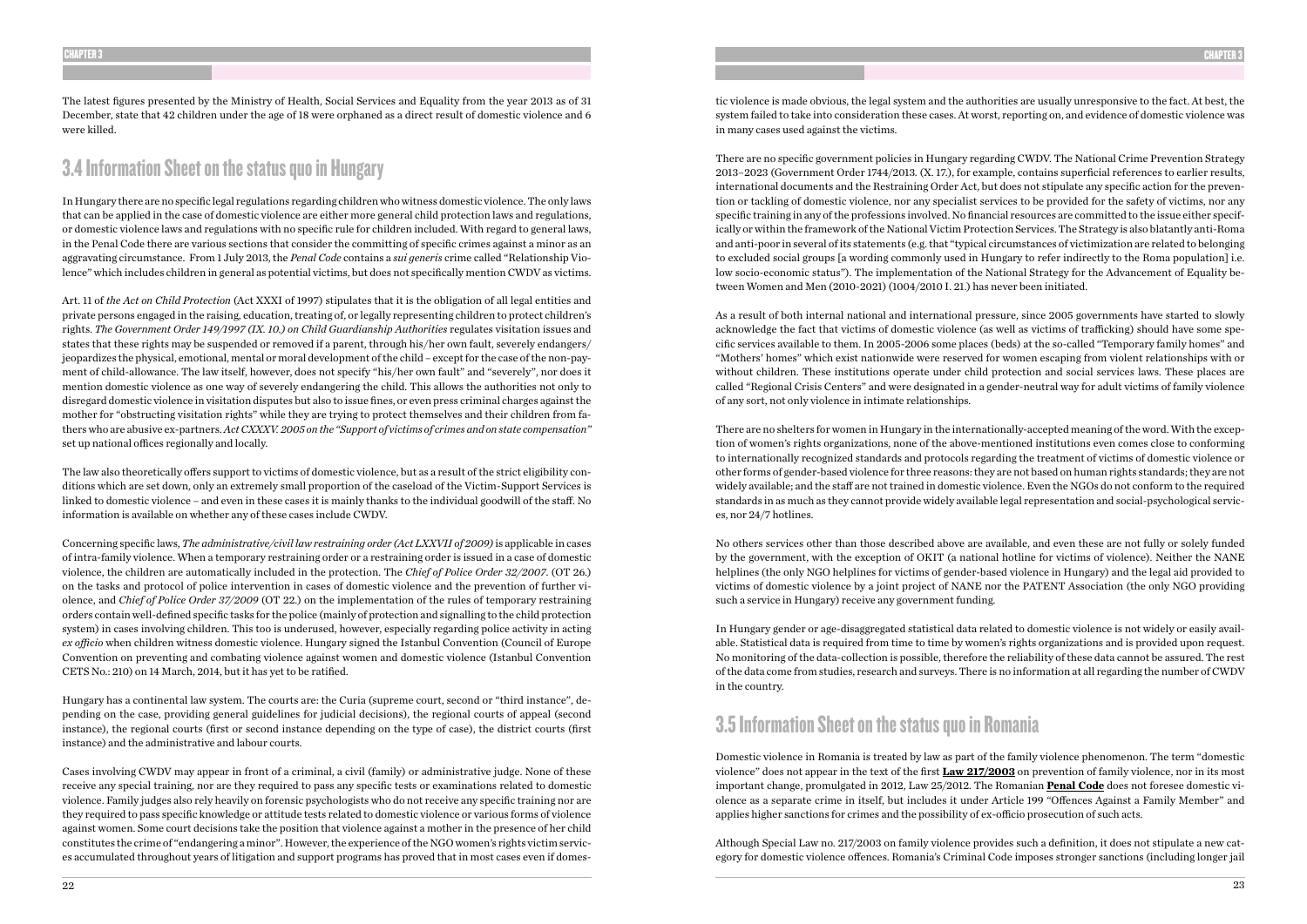The latest figures presented by the Ministry of Health, Social Services and Equality from the year 2013 as of 31 December, state that 42 children under the age of 18 were orphaned as a direct result of domestic violence and 6 were killed.

## 3.4 Information Sheet on the status quo in Hungary

In Hungary there are no specific legal regulations regarding children who witness domestic violence. The only laws that can be applied in the case of domestic violence are either more general child protection laws and regulations, or domestic violence laws and regulations with no specific rule for children included. With regard to general laws, in the Penal Code there are various sections that consider the committing of specific crimes against a minor as an aggravating circumstance. From 1 July 2013, the *Penal Code* contains a *sui generis* crime called "Relationship Violence" which includes children in general as potential victims, but does not specifically mention CWDV as victims.

Art. 11 of *the Act on Child Protection* (Act XXXI of 1997) stipulates that it is the obligation of all legal entities and private persons engaged in the raising, education, treating of, or legally representing children to protect children's rights. *The Government Order 149/1997 (IX. 10.) on Child Guardianship Authorities* regulates visitation issues and states that these rights may be suspended or removed if a parent, through his/her own fault, severely endangers/jeopardizes the physical, emotional, mental or moral development of the child – except for the case of the non-payment of child-allowance. The law itself, however, does not specify "his/her own fault" and "severely", nor does it mention domestic violence as one way of severely endangering the child. This allows the authorities not only to disregard domestic violence in visitation disputes but also to issue fines, or even press criminal charges against the mother for "obstructing visitation rights" while they are trying to protect themselves and their children from fathers who are abusive ex-partners. *Act CXXXV. 2005 on the "Support of victims of crimes and on state compensation"* set up national offices regionally and locally.

The law also theoretically offers support to victims of domestic violence, but as a result of the strict eligibility conditions which are set down, only an extremely small proportion of the caseload of the Victim-Support Services is linked to domestic violence – and even in these cases it is mainly thanks to the individual goodwill of the staff. No information is available on whether any of these cases include CWDV.

Concerning specific laws, *The administrative/civil law restraining order (Act LXXVII of 2009)* is applicable in cases of intra-family violence. When a temporary restraining order or a restraining order is issued in a case of domestic violence, the children are automatically included in the protection. The *Chief of Police Order 32/2007.* (OT 26.) on the tasks and protocol of police intervention in cases of domestic violence and the prevention of further violence, and *Chief of Police Order 37/2009* (OT 22.) on the implementation of the rules of temporary restraining orders contain well-defined specific tasks for the police (mainly of protection and signalling to the child protection system) in cases involving children. This too is underused, however, especially regarding police activity in acting *ex officio* when children witness domestic violence. Hungary signed the Istanbul Convention (Council of Europe Convention on preventing and combating violence against women and domestic violence (Istanbul Convention CETS No.: 210) on 14 March, 2014, but it has yet to be ratified.

Hungary has a continental law system. The courts are: the Curia (supreme court, second or "third instance", depending on the case, providing general guidelines for judicial decisions), the regional courts of appeal (second instance), the regional courts (first or second instance depending on the type of case), the district courts (first instance) and the administrative and labour courts.

Cases involving CWDV may appear in front of a criminal, a civil (family) or administrative judge. None of these receive any special training, nor are they required to pass any specific tests or examinations related to domestic violence. Family judges also rely heavily on forensic psychologists who do not receive any specific training nor are they required to pass specific knowledge or attitude tests related to domestic violence or various forms of violence against women. Some court decisions take the position that violence against a mother in the presence of her child constitutes the crime of "endangering a minor". However, the experience of the NGO women's rights victim services accumulated throughout years of litigation and support programs has proved that in most cases even if domestic violence is made obvious, the legal system and the authorities are usually unresponsive to the fact. At best, the system failed to take into consideration these cases. At worst, reporting on, and evidence of domestic violence was in many cases used against the victims.

There are no specific government policies in Hungary regarding CWDV. The National Crime Prevention Strategy 2013–2023 (Government Order 1744/2013. (X. 17.), for example, contains superficial references to earlier results, international documents and the Restraining Order Act, but does not stipulate any specific action for the prevention or tackling of domestic violence, nor any specialist services to be provided for the safety of victims, nor any specific training in any of the professions involved. No financial resources are committed to the issue either specifically or within the framework of the National Victim Protection Services. The Strategy is also blatantly anti-Roma and anti-poor in several of its statements (e.g. that "typical circumstances of victimization are related to belonging to excluded social groups [a wording commonly used in Hungary to refer indirectly to the Roma population] i.e. low socio-economic status"). The implementation of the National Strategy for the Advancement of Equality between Women and Men (2010-2021) (1004/2010 I. 21.) has never been initiated.

As a result of both internal national and international pressure, since 2005 governments have started to slowly acknowledge the fact that victims of domestic violence (as well as victims of trafficking) should have some specific services available to them. In 2005-2006 some places (beds) at the so-called "Temporary family homes" and "Mothers' homes" which exist nationwide were reserved for women escaping from violent relationships with or without children. These institutions operate under child protection and social services laws. These places are called "Regional Crisis Centers" and were designated in a gender-neutral way for adult victims of family violence of any sort, not only violence in intimate relationships.

There are no shelters for women in Hungary in the internationally-accepted meaning of the word. With the exception of women's rights organizations, none of the above-mentioned institutions even comes close to conforming to internationally recognized standards and protocols regarding the treatment of victims of domestic violence or other forms of gender-based violence for three reasons: they are not based on human rights standards; they are not widely available; and the staff are not trained in domestic violence. Even the NGOs do not conform to the required standards in as much as they cannot provide widely available legal representation and social-psychological services, nor 24/7 hotlines.

No others services other than those described above are available, and even these are not fully or solely funded by the government, with the exception of OKIT (a national hotline for victims of violence). Neither the NANE helplines (the only NGO helplines for victims of gender-based violence in Hungary) and the legal aid provided to victims of domestic violence by a joint project of NANE nor the PATENT Association (the only NGO providing such a service in Hungary) receive any government funding.

In Hungary gender or age-disaggregated statistical data related to domestic violence is not widely or easily available. Statistical data is required from time to time by women's rights organizations and is provided upon request. No monitoring of the data-collection is possible, therefore the reliability of these data cannot be assured. The rest of the data come from studies, research and surveys. There is no information at all regarding the number of CWDV in the country.

## 3.5 Information Sheet on the status quo in Romania

Domestic violence in Romania is treated by law as part of the family violence phenomenon. The term "domestic violence" does not appear in the text of the first **Law 217/2003** on prevention of family violence, nor in its most important change, promulgated in 2012, Law 25/2012. The Romanian **Penal Code** does not foresee domestic violence as a separate crime in itself, but includes it under Article 199 "Offences Against a Family Member" and applies higher sanctions for crimes and the possibility of ex-officio prosecution of such acts.

Although Special Law no. 217/2003 on family violence provides such a definition, it does not stipulate a new category for domestic violence offences. Romania's Criminal Code imposes stronger sanctions (including longer jail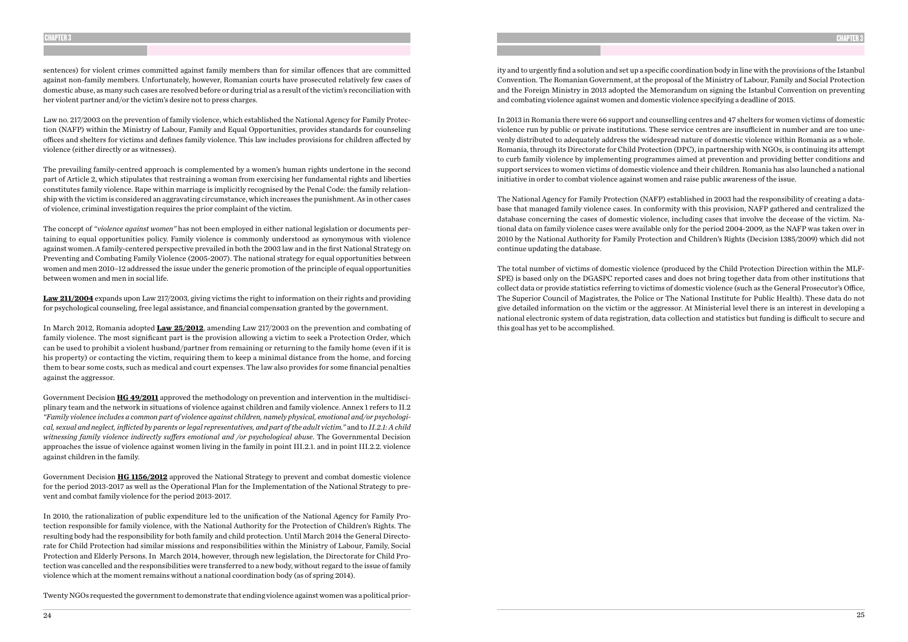sentences) for violent crimes committed against family members than for similar offences that are committed against non-family members. Unfortunately, however, Romanian courts have prosecuted relatively few cases of domestic abuse, as many such cases are resolved before or during trial as a result of the victim's reconciliation with her violent partner and/or the victim's desire not to press charges.

Law no. 217/2003 on the prevention of family violence, which established the National Agency for Family Protection (NAFP) within the Ministry of Labour, Family and Equal Opportunities, provides standards for counseling offices and shelters for victims and defines family violence. This law includes provisions for children affected by violence (either directly or as witnesses).

The prevailing family-centred approach is complemented by a women's human rights undertone in the second part of Article 2, which stipulates that restraining a woman from exercising her fundamental rights and liberties constitutes family violence. Rape within marriage is implicitly recognised by the Penal Code: the family relationship with the victim is considered an aggravating circumstance, which increases the punishment. As in other cases of violence, criminal investigation requires the prior complaint of the victim.

The concept of *"violence against women"* has not been employed in either national legislation or documents pertaining to equal opportunities policy. Family violence is commonly understood as synonymous with violence against women. A family-centered perspective prevailed in both the 2003 law and in the first National Strategy on Preventing and Combating Family Violence (2005-2007). The national strategy for equal opportunities between women and men 2010–12 addressed the issue under the generic promotion of the principle of equal opportunities between women and men in social life.

**Law 211/2004** expands upon Law 217/2003, giving victims the right to information on their rights and providing for psychological counseling, free legal assistance, and financial compensation granted by the government.

In March 2012, Romania adopted **Law 25/2012**, amending Law 217/2003 on the prevention and combating of family violence. The most significant part is the provision allowing a victim to seek a Protection Order, which can be used to prohibit a violent husband/partner from remaining or returning to the family home (even if it is his property) or contacting the victim, requiring them to keep a minimal distance from the home, and forcing them to bear some costs, such as medical and court expenses. The law also provides for some financial penalties against the aggressor.

Government Decision **HG 49/2011** approved the methodology on prevention and intervention in the multidisciplinary team and the network in situations of violence against children and family violence. Annex 1 refers to II.2 *"Family violence includes a common part of violence against children, namely physical, emotional and/or psychological, sexual and neglect, inflicted by parents or legal representatives, and part of the adult victim."* and to *II.2.1: A child witnessing family violence indirectly suffers emotional and /or psychological abuse*. The Governmental Decision approaches the issue of violence against women living in the family in point III.2.1. and in point III.2.2. violence against children in the family.

Government Decision **HG 1156/2012** approved the National Strategy to prevent and combat domestic violence for the period 2013-2017 as well as the Operational Plan for the Implementation of the National Strategy to prevent and combat family violence for the period 2013-2017.

In 2010, the rationalization of public expenditure led to the unification of the National Agency for Family Protection responsible for family violence, with the National Authority for the Protection of Children's Rights. The resulting body had the responsibility for both family and child protection. Until March 2014 the General Directorate for Child Protection had similar missions and responsibilities within the Ministry of Labour, Family, Social Protection and Elderly Persons. In March 2014, however, through new legislation, the Directorate for Child Protection was cancelled and the responsibilities were transferred to a new body, without regard to the issue of family violence which at the moment remains without a national coordination body (as of spring 2014).

Twenty NGOs requested the government to demonstrate that ending violence against women was a political priority and to urgently find a solution and set up a specific coordination body in line with the provisions of the Istanbul Convention. The Romanian Government, at the proposal of the Ministry of Labour, Family and Social Protection and the Foreign Ministry in 2013 adopted the Memorandum on signing the Istanbul Convention on preventing and combating violence against women and domestic violence specifying a deadline of 2015.

In 2013 in Romania there were 66 support and counselling centres and 47 shelters for women victims of domestic violence run by public or private institutions. These service centres are insufficient in number and are too unevenly distributed to adequately address the widespread nature of domestic violence within Romania as a whole. Romania, through its Directorate for Child Protection (DPC), in partnership with NGOs, is continuing its attempt to curb family violence by implementing programmes aimed at prevention and providing better conditions and support services to women victims of domestic violence and their children. Romania has also launched a national initiative in order to combat violence against women and raise public awareness of the issue.

The National Agency for Family Protection (NAFP) established in 2003 had the responsibility of creating a database that managed family violence cases. In conformity with this provision, NAFP gathered and centralized the database concerning the cases of domestic violence, including cases that involve the decease of the victim. National data on family violence cases were available only for the period 2004-2009, as the NAFP was taken over in 2010 by the National Authority for Family Protection and Children's Rights (Decision 1385/2009) which did not continue updating the database.

The total number of victims of domestic violence (produced by the Child Protection Direction within the MLFSPE) is based only on the DGASPC reported cases and does not bring together data from other institutions that collect data or provide statistics referring to victims of domestic violence (such as the General Prosecutor's Office, The Superior Council of Magistrates, the Police or The National Institute for Public Health). These data do not give detailed information on the victim or the aggressor. At Ministerial level there is an interest in developing a national electronic system of data registration, data collection and statistics but funding is difficult to secure and this goal has yet to be accomplished.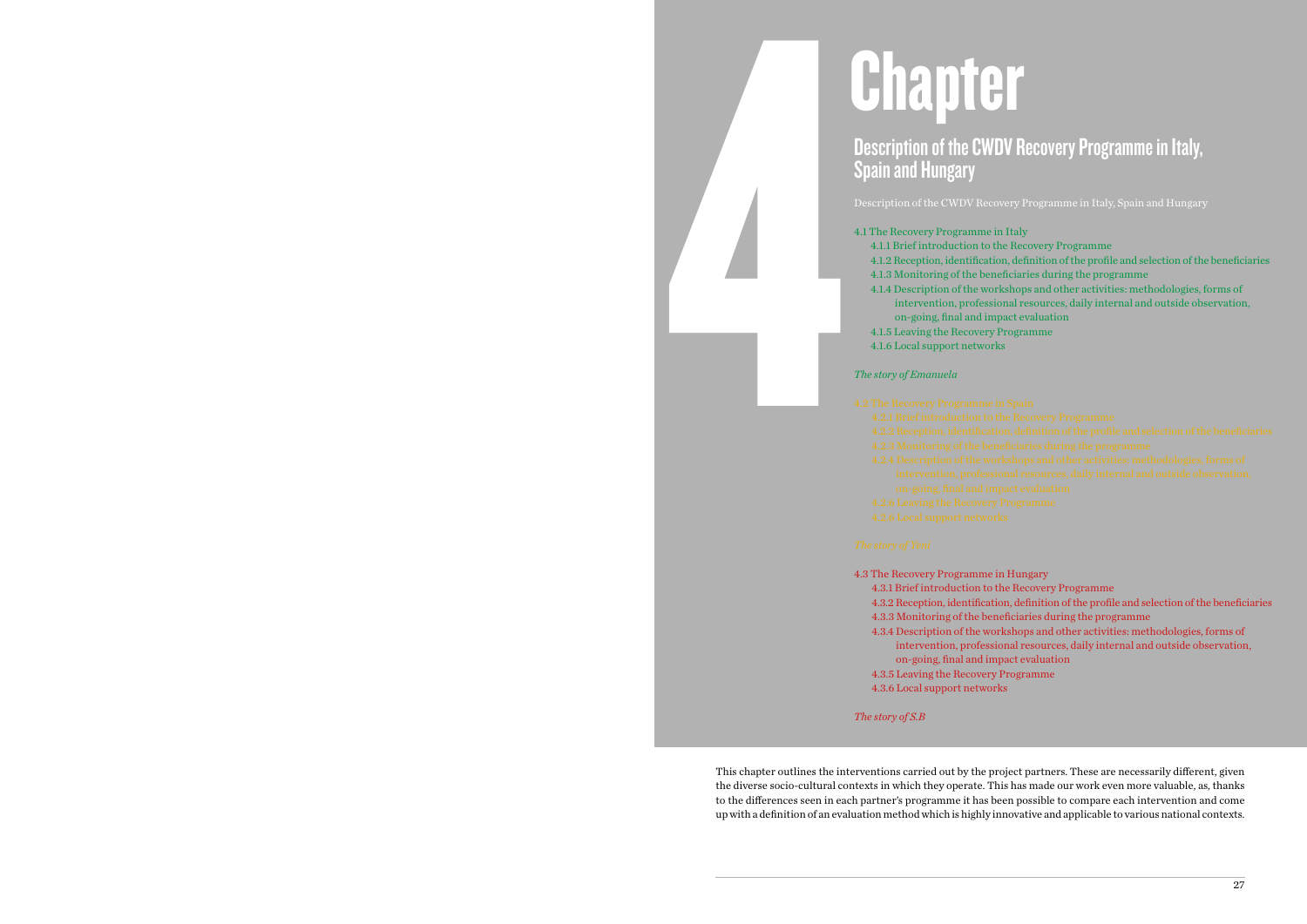# 4 Chapter

## Description of the CWDV Recovery Programme in Italy, Spain and Hungary

Description of the CWDV Recovery Programme in Italy, Spain and Hungary

4.1 The Recovery Programme in Italy
- 4.1.1 Brief introduction to the Recovery Programme
- 4.1.2 Reception, identification, definition of the profile and selection of the beneficiaries
- 4.1.3 Monitoring of the beneficiaries during the programme
- 4.1.4 Description of the workshops and other activities: methodologies, forms of intervention, professional resources, daily internal and outside observation, on-going, final and impact evaluation
- 4.1.5 Leaving the Recovery Programme
- 4.1.6 Local support networks

*The story of Emanuela*

4.2 The Recovery Programme in Spain
- 4.2.1 Brief introduction to the Recovery Programme
- 4.2.2 Reception, identification, definition of the profile and selection of the beneficiaries
- 4.2.3 Monitoring of the beneficiaries during the programme
- 4.2.4 Description of the workshops and other activities: methodologies, forms of intervention, professional resources, daily internal and outside observation, on-going, final and impact evaluation
- 4.2.5 Leaving the Recovery Programme
- 4.2.6 Local support networks

*The story of Tere*

4.3 The Recovery Programme in Hungary
- 4.3.1 Brief introduction to the Recovery Programme
- 4.3.2 Reception, identification, definition of the profile and selection of the beneficiaries
- 4.3.3 Monitoring of the beneficiaries during the programme
- 4.3.4 Description of the workshops and other activities: methodologies, forms of intervention, professional resources, daily internal and outside observation, on-going, final and impact evaluation
- 4.3.5 Leaving the Recovery Programme
- 4.3.6 Local support networks

*The story of S.B*

This chapter outlines the interventions carried out by the project partners. These are necessarily different, given the diverse socio-cultural contexts in which they operate. This has made our work even more valuable, as, thanks to the differences seen in each partner's programme it has been possible to compare each intervention and come up with a definition of an evaluation method which is highly innovative and applicable to various national contexts.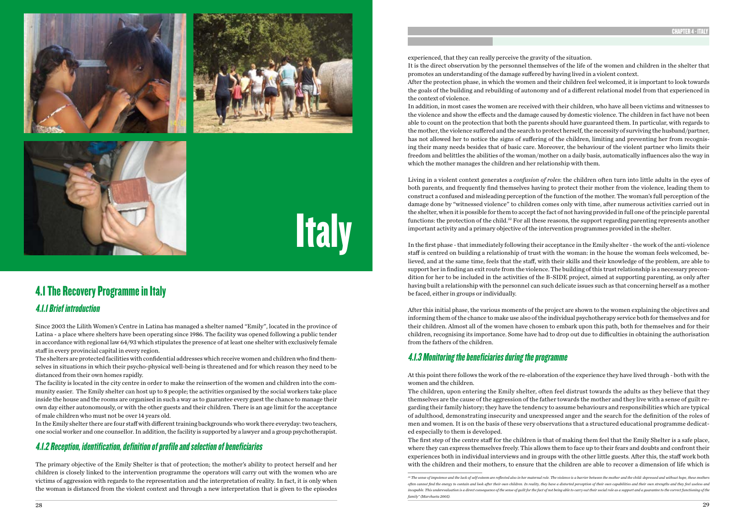# Italy

## 4.1 The Recovery Programme in Italy

### 4.1.1 Brief introduction

Since 2003 the Lilith Women's Centre in Latina has managed a shelter named "Emily", located in the province of Latina - a place where shelters have been operating since 1986. The facility was opened following a public tender in accordance with regional law 64/93 which stipulates the presence of at least one shelter with exclusively female staff in every provincial capital in every region.

The shelters are protected facilities with confidential addresses which receive women and children who find themselves in situations in which their psycho-physical well-being is threatened and for which reason they need to be distanced from their own homes rapidly.

The facility is located in the city centre in order to make the reinsertion of the women and children into the community easier. The Emily shelter can host up to 8 people; the activities organised by the social workers take place inside the house and the rooms are organised in such a way as to guarantee every guest the chance to manage their own day either autonomously, or with the other guests and their children. There is an age limit for the acceptance of male children who must not be over 14 years old.

In the Emily shelter there are four staff with different training backgrounds who work there everyday: two teachers, one social worker and one counsellor. In addition, the facility is supported by a lawyer and a group psychotherapist.

### 4.1.2 Reception, identification, definition of profile and selection of beneficiaries

The primary objective of the Emily Shelter is that of protection; the mother's ability to protect herself and her children is closely linked to the intervention programme the operators will carry out with the women who are victims of aggression with regards to the representation and the interpretation of reality. In fact, it is only when the woman is distanced from the violent context and through a new interpretation that is given to the episodes experienced, that they can really perceive the gravity of the situation.

It is the direct observation by the personnel themselves of the life of the women and children in the shelter that promotes an understanding of the damage suffered by having lived in a violent context.

After the protection phase, in which the women and their children feel welcomed, it is important to look towards the goals of the building and rebuilding of autonomy and of a different relational model from that experienced in the context of violence.

In addition, in most cases the women are received with their children, who have all been victims and witnesses to the violence and show the effects and the damage caused by domestic violence. The children in fact have not been able to count on the protection that both the parents should have guaranteed them. In particular, with regards to the mother, the violence suffered and the search to protect herself, the necessity of surviving the husband/partner, has not allowed her to notice the signs of suffering of the children, limiting and preventing her from recognising their many needs besides that of basic care. Moreover, the behaviour of the violent partner who limits their freedom and belittles the abilities of the woman/mother on a daily basis, automatically influences also the way in which the mother manages the children and her relationship with them.

Living in a violent context generates a *confusion of roles*: the children often turn into little adults in the eyes of both parents, and frequently find themselves having to protect their mother from the violence, leading them to construct a confused and misleading perception of the function of the mother. The woman's full perception of the damage done by "witnessed violence" to children comes only with time, after numerous activities carried out in the shelter, when it is possible for them to accept the fact of not having provided in full one of the principle parental functions: the protection of the child.[22] For all these reasons, the support regarding parenting represents another important activity and a primary objective of the intervention programmes provided in the shelter.

In the first phase - that immediately following their acceptance in the Emily shelter - the work of the anti-violence staff is centred on building a relationship of trust with the woman: in the house the woman feels welcomed, believed, and at the same time, feels that the staff, with their skills and their knowledge of the problem, are able to support her in finding an exit route from the violence. The building of this trust relationship is a necessary precondition for her to be included in the activities of the B-SIDE project, aimed at supporting parenting, as only after having built a relationship with the personnel can such delicate issues such as that concerning herself as a mother be faced, either in groups or individually.

After this initial phase, the various moments of the project are shown to the women explaining the objectives and informing them of the chance to make use also of the individual psychotherapy service both for themselves and for their children. Almost all of the women have chosen to embark upon this path, both for themselves and for their children, recognising its importance. Some have had to drop out due to difficulties in obtaining the authorisation from the fathers of the children.

### 4.1.3 Monitoring the beneficiaries during the programme

At this point there follows the work of the re-elaboration of the experience they have lived through - both with the women and the children.

The children, upon entering the Emily shelter, often feel distrust towards the adults as they believe that they themselves are the cause of the aggression of the father towards the mother and they live with a sense of guilt regarding their family history; they have the tendency to assume behaviours and responsibilities which are typical of adulthood, demonstrating insecurity and unexpressed anger and the search for the definition of the roles of men and women. It is on the basis of these very observations that a structured educational programme dedicated especially to them is developed.

The first step of the centre staff for the children is that of making them feel that the Emily Shelter is a safe place, where they can express themselves freely. This allows them to face up to their fears and doubts and confront their experiences both in individual interviews and in groups with the other little guests. After this, the staff work both with the children and their mothers, to ensure that the children are able to recover a dimension of life which is

---

[22] *The sense of impotence and the lack of self-esteem are reflected also in her maternal role. The violence is a barrier between the mother and the child: depressed and without hope, these mothers often cannot find the energy to contain and look after their own children. In reality, they have a distorted perception of their own capabilities and their own strengths and they feel useless and incapable. This undervaluation is a direct consequence of the sense of guilt for the fact of not being able to carry out their social role as a support and a guarantee to the correct functioning of the family" (Marchueta 2005).*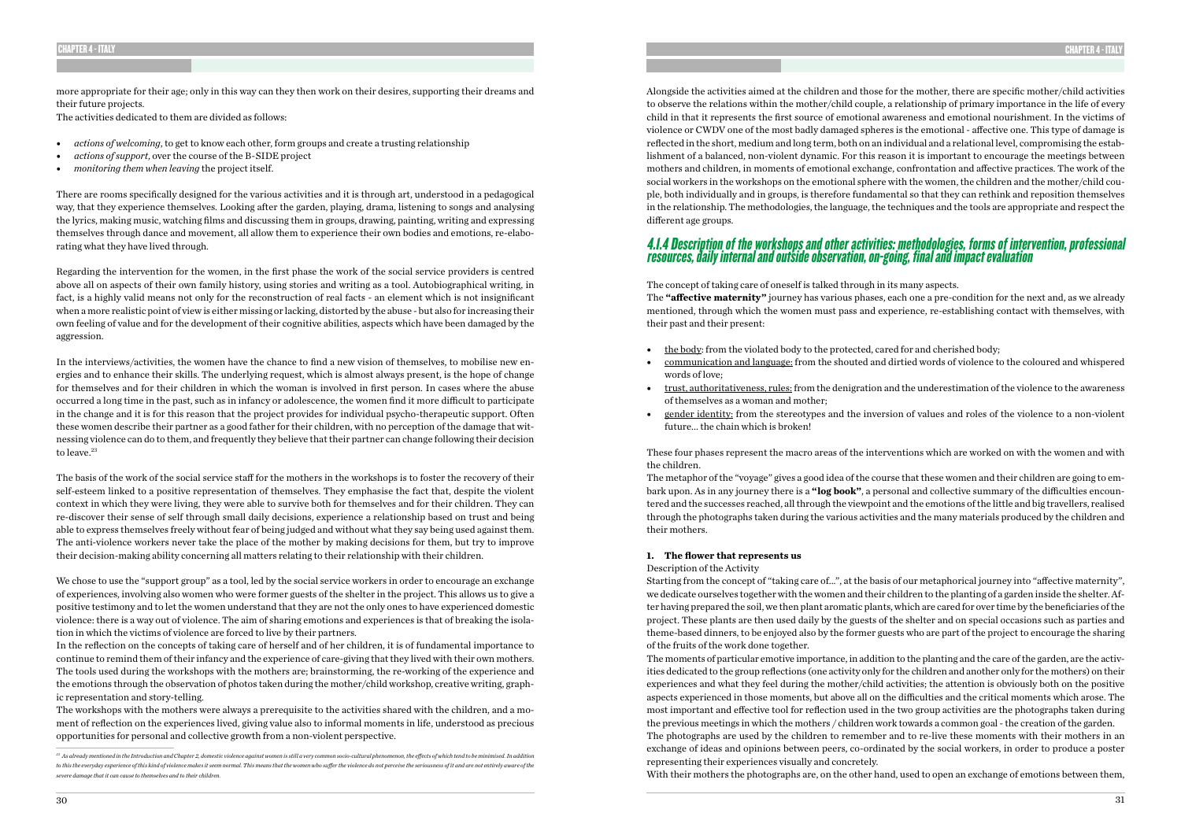more appropriate for their age; only in this way can they then work on their desires, supporting their dreams and their future projects.

The activities dedicated to them are divided as follows:

- *actions of welcoming*, to get to know each other, form groups and create a trusting relationship
- *actions of support*, over the course of the B-SIDE project
- *monitoring them when leaving* the project itself.

There are rooms specifically designed for the various activities and it is through art, understood in a pedagogical way, that they experience themselves. Looking after the garden, playing, drama, listening to songs and analysing the lyrics, making music, watching films and discussing them in groups, drawing, painting, writing and expressing themselves through dance and movement, all allow them to experience their own bodies and emotions, re-elaborating what they have lived through.

Regarding the intervention for the women, in the first phase the work of the social service providers is centred above all on aspects of their own family history, using stories and writing as a tool. Autobiographical writing, in fact, is a highly valid means not only for the reconstruction of real facts - an element which is not insignificant when a more realistic point of view is either missing or lacking, distorted by the abuse - but also for increasing their own feeling of value and for the development of their cognitive abilities, aspects which have been damaged by the aggression.

In the interviews/activities, the women have the chance to find a new vision of themselves, to mobilise new energies and to enhance their skills. The underlying request, which is almost always present, is the hope of change for themselves and for their children in which the woman is involved in first person. In cases where the abuse occurred a long time in the past, such as in infancy or adolescence, the women find it more difficult to participate in the change and it is for this reason that the project provides for individual psycho-therapeutic support. Often these women describe their partner as a good father for their children, with no perception of the damage that witnessing violence can do to them, and frequently they believe that their partner can change following their decision to leave.[23]

The basis of the work of the social service staff for the mothers in the workshops is to foster the recovery of their self-esteem linked to a positive representation of themselves. They emphasise the fact that, despite the violent context in which they were living, they were able to survive both for themselves and for their children. They can re-discover their sense of self through small daily decisions, experience a relationship based on trust and being able to express themselves freely without fear of being judged and without what they say being used against them. The anti-violence workers never take the place of the mother by making decisions for them, but try to improve their decision-making ability concerning all matters relating to their relationship with their children.

We chose to use the "support group" as a tool, led by the social service workers in order to encourage an exchange of experiences, involving also women who were former guests of the shelter in the project. This allows us to give a positive testimony and to let the women understand that they are not the only ones to have experienced domestic violence: there is a way out of violence. The aim of sharing emotions and experiences is that of breaking the isolation in which the victims of violence are forced to live by their partners.

In the reflection on the concepts of taking care of herself and of her children, it is of fundamental importance to continue to remind them of their infancy and the experience of care-giving that they lived with their own mothers. The tools used during the workshops with the mothers are; brainstorming, the re-working of the experience and the emotions through the observation of photos taken during the mother/child workshop, creative writing, graphic representation and story-telling.

The workshops with the mothers were always a prerequisite to the activities shared with the children, and a moment of reflection on the experiences lived, giving value also to informal moments in life, understood as precious opportunities for personal and collective growth from a non-violent perspective.

[23] *As already mentioned in the Introduction and Chapter 2, domestic violence against women is still a very common socio-cultural phenomenon, the effects of which tend to be minimised. In addition to this the everyday experience of this kind of violence makes it seem normal. This means that the women who suffer the violence do not perceive the seriousness of it and are not entirely aware of the severe damage that it can cause to themselves and to their children.*

Alongside the activities aimed at the children and those for the mother, there are specific mother/child activities to observe the relations within the mother/child couple, a relationship of primary importance in the life of every child in that it represents the first source of emotional awareness and emotional nourishment. In the victims of violence or CWDV one of the most badly damaged spheres is the emotional - affective one. This type of damage is reflected in the short, medium and long term, both on an individual and a relational level, compromising the establishment of a balanced, non-violent dynamic. For this reason it is important to encourage the meetings between mothers and children, in moments of emotional exchange, confrontation and affective practices. The work of the social workers in the workshops on the emotional sphere with the women, the children and the mother/child couple, both individually and in groups, is therefore fundamental so that they can rethink and reposition themselves in the relationship. The methodologies, the language, the techniques and the tools are appropriate and respect the different age groups.

## 4.1.4 Description of the workshops and other activities: methodologies, forms of intervention, professional resources, daily internal and outside observation, on-going, final and impact evaluation

The concept of taking care of oneself is talked through in its many aspects.

The **"affective maternity"** journey has various phases, each one a pre-condition for the next and, as we already mentioned, through which the women must pass and experience, re-establishing contact with themselves, with their past and their present:

- the body: from the violated body to the protected, cared for and cherished body;
- communication and language: from the shouted and dirtied words of violence to the coloured and whispered words of love;
- trust, authoritativeness, rules: from the denigration and the underestimation of the violence to the awareness of themselves as a woman and mother;
- gender identity: from the stereotypes and the inversion of values and roles of the violence to a non-violent future... the chain which is broken!

These four phases represent the macro areas of the interventions which are worked on with the women and with the children.

The metaphor of the "voyage" gives a good idea of the course that these women and their children are going to embark upon. As in any journey there is a **"log book"**, a personal and collective summary of the difficulties encountered and the successes reached, all through the viewpoint and the emotions of the little and big travellers, realised through the photographs taken during the various activities and the many materials produced by the children and their mothers.

**1. The flower that represents us**

Description of the Activity

Starting from the concept of "taking care of...", at the basis of our metaphorical journey into "affective maternity", we dedicate ourselves together with the women and their children to the planting of a garden inside the shelter. After having prepared the soil, we then plant aromatic plants, which are cared for over time by the beneficiaries of the project. These plants are then used daily by the guests of the shelter and on special occasions such as parties and theme-based dinners, to be enjoyed also by the former guests who are part of the project to encourage the sharing of the fruits of the work done together.

The moments of particular emotive importance, in addition to the planting and the care of the garden, are the activities dedicated to the group reflections (one activity only for the children and another only for the mothers) on their experiences and what they feel during the mother/child activities; the attention is obviously both on the positive aspects experienced in those moments, but above all on the difficulties and the critical moments which arose. The most important and effective tool for reflection used in the two group activities are the photographs taken during the previous meetings in which the mothers / children work towards a common goal - the creation of the garden.

The photographs are used by the children to remember and to re-live these moments with their mothers in an exchange of ideas and opinions between peers, co-ordinated by the social workers, in order to produce a poster representing their experiences visually and concretely.

With their mothers the photographs are, on the other hand, used to open an exchange of emotions between them,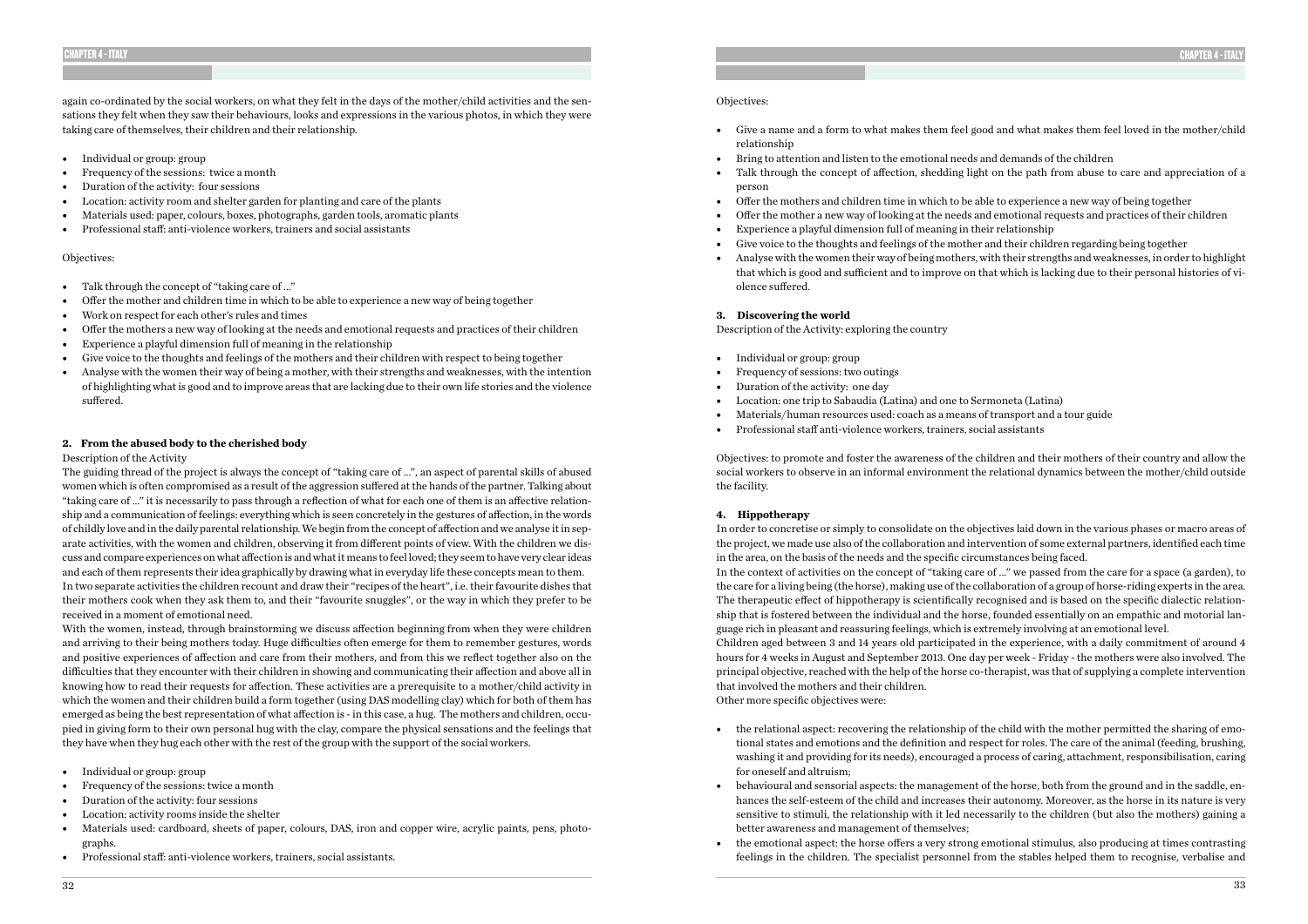again co-ordinated by the social workers, on what they felt in the days of the mother/child activities and the sensations they felt when they saw their behaviours, looks and expressions in the various photos, in which they were taking care of themselves, their children and their relationship.

- Individual or group: group
- Frequency of the sessions: twice a month
- Duration of the activity: four sessions
- Location: activity room and shelter garden for planting and care of the plants
- Materials used: paper, colours, boxes, photographs, garden tools, aromatic plants
- Professional staff: anti-violence workers, trainers and social assistants

Objectives:

- Talk through the concept of "taking care of ..."
- Offer the mother and children time in which to be able to experience a new way of being together
- Work on respect for each other's rules and times
- Offer the mothers a new way of looking at the needs and emotional requests and practices of their children
- Experience a playful dimension full of meaning in the relationship
- Give voice to the thoughts and feelings of the mothers and their children with respect to being together
- Analyse with the women their way of being a mother, with their strengths and weaknesses, with the intention of highlighting what is good and to improve areas that are lacking due to their own life stories and the violence suffered.

### 2. From the abused body to the cherished body

Description of the Activity

The guiding thread of the project is always the concept of "taking care of ...", an aspect of parental skills of abused women which is often compromised as a result of the aggression suffered at the hands of the partner. Talking about "taking care of ..." it is necessarily to pass through a reflection of what for each one of them is an affective relationship and a communication of feelings: everything which is seen concretely in the gestures of affection, in the words of childly love and in the daily parental relationship. We begin from the concept of affection and we analyse it in separate activities, with the women and children, observing it from different points of view. With the children we discuss and compare experiences on what affection is and what it means to feel loved; they seem to have very clear ideas and each of them represents their idea graphically by drawing what in everyday life these concepts mean to them. In two separate activities the children recount and draw their "recipes of the heart", i.e. their favourite dishes that their mothers cook when they ask them to, and their "favourite snuggles", or the way in which they prefer to be received in a moment of emotional need.

With the women, instead, through brainstorming we discuss affection beginning from when they were children and arriving to their being mothers today. Huge difficulties often emerge for them to remember gestures, words and positive experiences of affection and care from their mothers, and from this we reflect together also on the difficulties that they encounter with their children in showing and communicating their affection and above all in knowing how to read their requests for affection. These activities are a prerequisite to a mother/child activity in which the women and their children build a form together (using DAS modelling clay) which for both of them has emerged as being the best representation of what affection is - in this case, a hug. The mothers and children, occupied in giving form to their own personal hug with the clay, compare the physical sensations and the feelings that they have when they hug each other with the rest of the group with the support of the social workers.

- Individual or group: group
- Frequency of the sessions: twice a month
- Duration of the activity: four sessions
- Location: activity rooms inside the shelter
- Materials used: cardboard, sheets of paper, colours, DAS, iron and copper wire, acrylic paints, pens, photographs.
- Professional staff: anti-violence workers, trainers, social assistants.

Objectives:

- Give a name and a form to what makes them feel good and what makes them feel loved in the mother/child relationship
- Bring to attention and listen to the emotional needs and demands of the children
- Talk through the concept of affection, shedding light on the path from abuse to care and appreciation of a person
- Offer the mothers and children time in which to be able to experience a new way of being together
- Offer the mother a new way of looking at the needs and emotional requests and practices of their children
- Experience a playful dimension full of meaning in their relationship
- Give voice to the thoughts and feelings of the mother and their children regarding being together
- Analyse with the women their way of being mothers, with their strengths and weaknesses, in order to highlight that which is good and sufficient and to improve on that which is lacking due to their personal histories of violence suffered.

### 3. Discovering the world

Description of the Activity: exploring the country

- Individual or group: group
- Frequency of sessions: two outings
- Duration of the activity: one day
- Location: one trip to Sabaudia (Latina) and one to Sermoneta (Latina)
- Materials/human resources used: coach as a means of transport and a tour guide
- Professional staff anti-violence workers, trainers, social assistants

Objectives: to promote and foster the awareness of the children and their mothers of their country and allow the social workers to observe in an informal environment the relational dynamics between the mother/child outside the facility.

### 4. Hippotherapy

In order to concretise or simply to consolidate on the objectives laid down in the various phases or macro areas of the project, we made use also of the collaboration and intervention of some external partners, identified each time in the area, on the basis of the needs and the specific circumstances being faced.

In the context of activities on the concept of "taking care of ..." we passed from the care for a space (a garden), to the care for a living being (the horse), making use of the collaboration of a group of horse-riding experts in the area. The therapeutic effect of hippotherapy is scientifically recognised and is based on the specific dialectic relationship that is fostered between the individual and the horse, founded essentially on an empathic and motorial language rich in pleasant and reassuring feelings, which is extremely involving at an emotional level.

Children aged between 3 and 14 years old participated in the experience, with a daily commitment of around 4 hours for 4 weeks in August and September 2013. One day per week - Friday - the mothers were also involved. The principal objective, reached with the help of the horse co-therapist, was that of supplying a complete intervention that involved the mothers and their children.

Other more specific objectives were:

- the relational aspect: recovering the relationship of the child with the mother permitted the sharing of emotional states and emotions and the definition and respect for roles. The care of the animal (feeding, brushing, washing it and providing for its needs), encouraged a process of caring, attachment, responsibilisation, caring for oneself and altruism;
- behavioural and sensorial aspects: the management of the horse, both from the ground and in the saddle, enhances the self-esteem of the child and increases their autonomy. Moreover, as the horse in its nature is very sensitive to stimuli, the relationship with it led necessarily to the children (but also the mothers) gaining a better awareness and management of themselves;
- the emotional aspect: the horse offers a very strong emotional stimulus, also producing at times contrasting feelings in the children. The specialist personnel from the stables helped them to recognise, verbalise and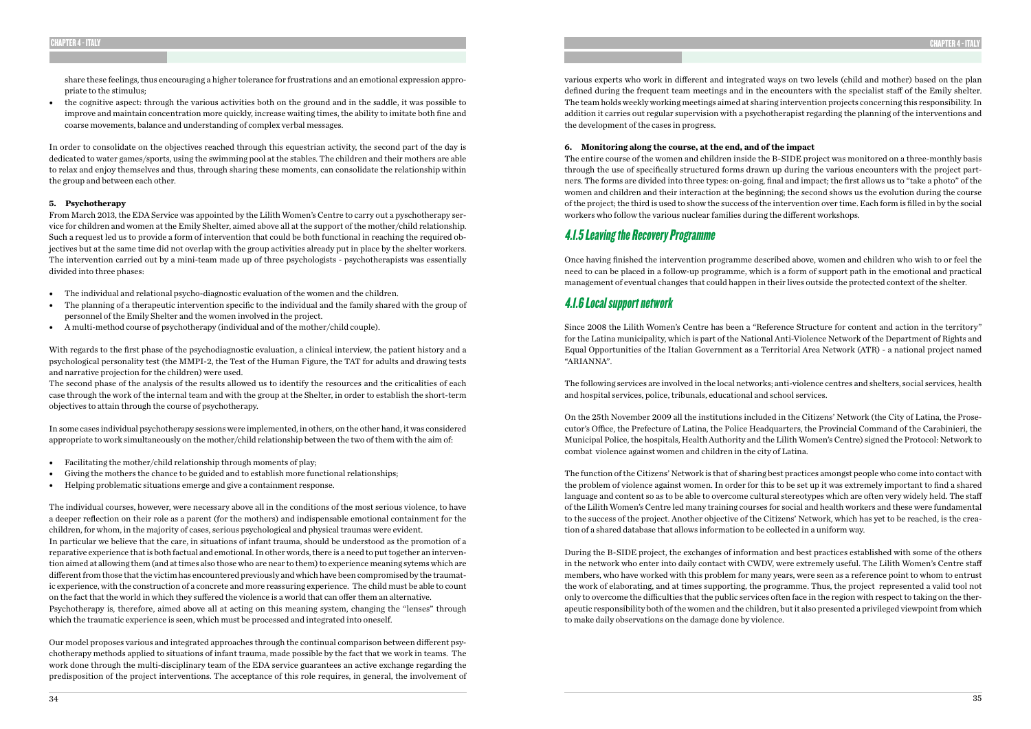share these feelings, thus encouraging a higher tolerance for frustrations and an emotional expression appropriate to the stimulus;

- the cognitive aspect: through the various activities both on the ground and in the saddle, it was possible to improve and maintain concentration more quickly, increase waiting times, the ability to imitate both fine and coarse movements, balance and understanding of complex verbal messages.

In order to consolidate on the objectives reached through this equestrian activity, the second part of the day is dedicated to water games/sports, using the swimming pool at the stables. The children and their mothers are able to relax and enjoy themselves and thus, through sharing these moments, can consolidate the relationship within the group and between each other.

**5. Psychotherapy**

From March 2013, the EDA Service was appointed by the Lilith Women's Centre to carry out a pyschotherapy service for children and women at the Emily Shelter, aimed above all at the support of the mother/child relationship. Such a request led us to provide a form of intervention that could be both functional in reaching the required objectives but at the same time did not overlap with the group activities already put in place by the shelter workers. The intervention carried out by a mini-team made up of three psychologists - psychotherapists was essentially divided into three phases:

- The individual and relational psycho-diagnostic evaluation of the women and the children.
- The planning of a therapeutic intervention specific to the individual and the family shared with the group of personnel of the Emily Shelter and the women involved in the project.
- A multi-method course of psychotherapy (individual and of the mother/child couple).

With regards to the first phase of the psychodiagnostic evaluation, a clinical interview, the patient history and a psychological personality test (the MMPI-2, the Test of the Human Figure, the TAT for adults and drawing tests and narrative projection for the children) were used.

The second phase of the analysis of the results allowed us to identify the resources and the criticalities of each case through the work of the internal team and with the group at the Shelter, in order to establish the short-term objectives to attain through the course of psychotherapy.

In some cases individual psychotherapy sessions were implemented, in others, on the other hand, it was considered appropriate to work simultaneously on the mother/child relationship between the two of them with the aim of:

- Facilitating the mother/child relationship through moments of play;
- Giving the mothers the chance to be guided and to establish more functional relationships;
- Helping problematic situations emerge and give a containment response.

The individual courses, however, were necessary above all in the conditions of the most serious violence, to have a deeper reflection on their role as a parent (for the mothers) and indispensable emotional containment for the children, for whom, in the majority of cases, serious psychological and physical traumas were evident.

In particular we believe that the care, in situations of infant trauma, should be understood as the promotion of a reparative experience that is both factual and emotional. In other words, there is a need to put together an intervention aimed at allowing them (and at times also those who are near to them) to experience meaning sytems which are different from those that the victim has encountered previously and which have been compromised by the traumatic experience, with the construction of a concrete and more reassuring experience. The child must be able to count on the fact that the world in which they suffered the violence is a world that can offer them an alternative.

Psychotherapy is, therefore, aimed above all at acting on this meaning system, changing the "lenses" through which the traumatic experience is seen, which must be processed and integrated into oneself.

Our model proposes various and integrated approaches through the continual comparison between different psychotherapy methods applied to situations of infant trauma, made possible by the fact that we work in teams. The work done through the multi-disciplinary team of the EDA service guarantees an active exchange regarding the predisposition of the project interventions. The acceptance of this role requires, in general, the involvement of various experts who work in different and integrated ways on two levels (child and mother) based on the plan defined during the frequent team meetings and in the encounters with the specialist staff of the Emily shelter. The team holds weekly working meetings aimed at sharing intervention projects concerning this responsibility. In addition it carries out regular supervision with a psychotherapist regarding the planning of the interventions and the development of the cases in progress.

**6. Monitoring along the course, at the end, and of the impact**

The entire course of the women and children inside the B-SIDE project was monitored on a three-monthly basis through the use of specifically structured forms drawn up during the various encounters with the project partners. The forms are divided into three types: on-going, final and impact; the first allows us to "take a photo" of the women and children and their interaction at the beginning; the second shows us the evolution during the course of the project; the third is used to show the success of the intervention over time. Each form is filled in by the social workers who follow the various nuclear families during the different workshops.

## 4.1.5 Leaving the Recovery Programme

Once having finished the intervention programme described above, women and children who wish to or feel the need to can be placed in a follow-up programme, which is a form of support path in the emotional and practical management of eventual changes that could happen in their lives outside the protected context of the shelter.

## 4.1.6 Local support network

Since 2008 the Lilith Women's Centre has been a "Reference Structure for content and action in the territory" for the Latina municipality, which is part of the National Anti-Violence Network of the Department of Rights and Equal Opportunities of the Italian Government as a Territorial Area Network (ATR) - a national project named "ARIANNA".

The following services are involved in the local networks; anti-violence centres and shelters, social services, health and hospital services, police, tribunals, educational and school services.

On the 25th November 2009 all the institutions included in the Citizens' Network (the City of Latina, the Prosecutor's Office, the Prefecture of Latina, the Police Headquarters, the Provincial Command of the Carabinieri, the Municipal Police, the hospitals, Health Authority and the Lilith Women's Centre) signed the Protocol: Network to combat violence against women and children in the city of Latina.

The function of the Citizens' Network is that of sharing best practices amongst people who come into contact with the problem of violence against women. In order for this to be set up it was extremely important to find a shared language and content so as to be able to overcome cultural stereotypes which are often very widely held. The staff of the Lilith Women's Centre led many training courses for social and health workers and these were fundamental to the success of the project. Another objective of the Citizens' Network, which has yet to be reached, is the creation of a shared database that allows information to be collected in a uniform way.

During the B-SIDE project, the exchanges of information and best practices established with some of the others in the network who enter into daily contact with CWDV, were extremely useful. The Lilith Women's Centre staff members, who have worked with this problem for many years, were seen as a reference point to whom to entrust the work of elaborating, and at times supporting, the programme. Thus, the project represented a valid tool not only to overcome the difficulties that the public services often face in the region with respect to taking on the therapeutic responsibility both of the women and the children, but it also presented a privileged viewpoint from which to make daily observations on the damage done by violence.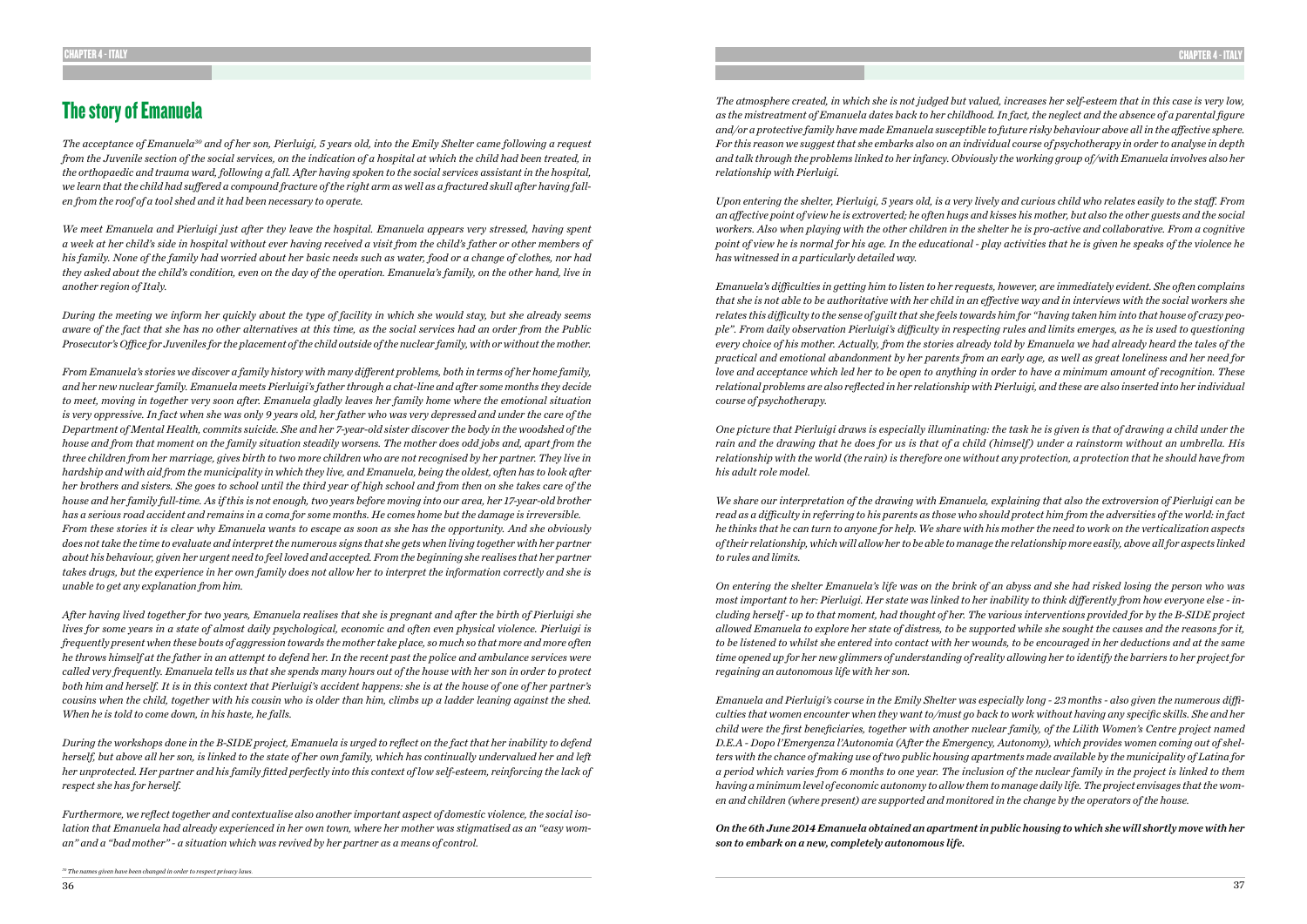# The story of Emanuela

*The acceptance of Emanuela[30] and of her son, Pierluigi, 5 years old, into the Emily Shelter came following a request from the Juvenile section of the social services, on the indication of a hospital at which the child had been treated, in the orthopaedic and trauma ward, following a fall. After having spoken to the social services assistant in the hospital, we learn that the child had suffered a compound fracture of the right arm as well as a fractured skull after having fallen from the roof of a tool shed and it had been necessary to operate.*

*We meet Emanuela and Pierluigi just after they leave the hospital. Emanuela appears very stressed, having spent a week at her child's side in hospital without ever having received a visit from the child's father or other members of his family. None of the family had worried about her basic needs such as water, food or a change of clothes, nor had they asked about the child's condition, even on the day of the operation. Emanuela's family, on the other hand, live in another region of Italy.*

*During the meeting we inform her quickly about the type of facility in which she would stay, but she already seems aware of the fact that she has no other alternatives at this time, as the social services had an order from the Public Prosecutor's Office for Juveniles for the placement of the child outside of the nuclear family, with or without the mother.*

*From Emanuela's stories we discover a family history with many different problems, both in terms of her home family, and her new nuclear family. Emanuela meets Pierluigi's father through a chat-line and after some months they decide to meet, moving in together very soon after. Emanuela gladly leaves her family home where the emotional situation is very oppressive. In fact when she was only 9 years old, her father who was very depressed and under the care of the Department of Mental Health, commits suicide. She and her 7-year-old sister discover the body in the woodshed of the house and from that moment on the family situation steadily worsens. The mother does odd jobs and, apart from the three children from her marriage, gives birth to two more children who are not recognised by her partner. They live in hardship and with aid from the municipality in which they live, and Emanuela, being the oldest, often has to look after her brothers and sisters. She goes to school until the third year of high school and from then on she takes care of the house and her family full-time. As if this is not enough, two years before moving into our area, her 17-year-old brother has a serious road accident and remains in a coma for some months. He comes home but the damage is irreversible.*
*From these stories it is clear why Emanuela wants to escape as soon as she has the opportunity. And she obviously does not take the time to evaluate and interpret the numerous signs that she gets when living together with her partner about his behaviour, given her urgent need to feel loved and accepted. From the beginning she realises that her partner takes drugs, but the experience in her own family does not allow her to interpret the information correctly and she is unable to get any explanation from him.*

*After having lived together for two years, Emanuela realises that she is pregnant and after the birth of Pierluigi she lives for some years in a state of almost daily psychological, economic and often even physical violence. Pierluigi is frequently present when these bouts of aggression towards the mother take place, so much so that more and more often he throws himself at the father in an attempt to defend her. In the recent past the police and ambulance services were called very frequently. Emanuela tells us that she spends many hours out of the house with her son in order to protect both him and herself. It is in this context that Pierluigi's accident happens: she is at the house of one of her partner's cousins when the child, together with his cousin who is older than him, climbs up a ladder leaning against the shed. When he is told to come down, in his haste, he falls.*

*During the workshops done in the B-SIDE project, Emanuela is urged to reflect on the fact that her inability to defend herself, but above all her son, is linked to the state of her own family, which has continually undervalued her and left her unprotected. Her partner and his family fitted perfectly into this context of low self-esteem, reinforcing the lack of respect she has for herself.*

*Furthermore, we reflect together and contextualise also another important aspect of domestic violence, the social isolation that Emanuela had already experienced in her own town, where her mother was stigmatised as an "easy woman" and a "bad mother" - a situation which was revived by her partner as a means of control.*

[30] *The names given have been changed in order to respect privacy laws.*

*The atmosphere created, in which she is not judged but valued, increases her self-esteem that in this case is very low, as the mistreatment of Emanuela dates back to her childhood. In fact, the neglect and the absence of a parental figure and/or a protective family have made Emanuela susceptible to future risky behaviour above all in the affective sphere. For this reason we suggest that she embarks also on an individual course of psychotherapy in order to analyse in depth and talk through the problems linked to her infancy. Obviously the working group of/with Emanuela involves also her relationship with Pierluigi.*

*Upon entering the shelter, Pierluigi, 5 years old, is a very lively and curious child who relates easily to the staff. From an affective point of view he is extroverted; he often hugs and kisses his mother, but also the other guests and the social workers. Also when playing with the other children in the shelter he is pro-active and collaborative. From a cognitive point of view he is normal for his age. In the educational - play activities that he is given he speaks of the violence he has witnessed in a particularly detailed way.*

*Emanuela's difficulties in getting him to listen to her requests, however, are immediately evident. She often complains that she is not able to be authoritative with her child in an effective way and in interviews with the social workers she relates this difficulty to the sense of guilt that she feels towards him for "having taken him into that house of crazy people". From daily observation Pierluigi's difficulty in respecting rules and limits emerges, as he is used to questioning every choice of his mother. Actually, from the stories already told by Emanuela we had already heard the tales of the practical and emotional abandonment by her parents from an early age, as well as great loneliness and her need for love and acceptance which led her to be open to anything in order to have a minimum amount of recognition. These relational problems are also reflected in her relationship with Pierluigi, and these are also inserted into her individual course of psychotherapy.*

*One picture that Pierluigi draws is especially illuminating: the task he is given is that of drawing a child under the rain and the drawing that he does for us is that of a child (himself) under a rainstorm without an umbrella. His relationship with the world (the rain) is therefore one without any protection, a protection that he should have from his adult role model.*

*We share our interpretation of the drawing with Emanuela, explaining that also the extroversion of Pierluigi can be read as a difficulty in referring to his parents as those who should protect him from the adversities of the world: in fact he thinks that he can turn to anyone for help. We share with his mother the need to work on the verticalization aspects of their relationship, which will allow her to be able to manage the relationship more easily, above all for aspects linked to rules and limits.*

*On entering the shelter Emanuela's life was on the brink of an abyss and she had risked losing the person who was most important to her: Pierluigi. Her state was linked to her inability to think differently from how everyone else - including herself - up to that moment, had thought of her. The various interventions provided for by the B-SIDE project allowed Emanuela to explore her state of distress, to be supported while she sought the causes and the reasons for it, to be listened to whilst she entered into contact with her wounds, to be encouraged in her deductions and at the same time opened up for her new glimmers of understanding of reality allowing her to identify the barriers to her project for regaining an autonomous life with her son.*

*Emanuela and Pierluigi's course in the Emily Shelter was especially long - 23 months - also given the numerous difficulties that women encounter when they want to/must go back to work without having any specific skills. She and her child were the first beneficiaries, together with another nuclear family, of the Lilith Women's Centre project named D.E.A - Dopo l'Emergenza l'Autonomia (After the Emergency, Autonomy), which provides women coming out of shelters with the chance of making use of two public housing apartments made available by the municipality of Latina for a period which varies from 6 months to one year. The inclusion of the nuclear family in the project is linked to them having a minimum level of economic autonomy to allow them to manage daily life. The project envisages that the women and children (where present) are supported and monitored in the change by the operators of the house.*

***On the 6th June 2014 Emanuela obtained an apartment in public housing to which she will shortly move with her son to embark on a new, completely autonomous life.***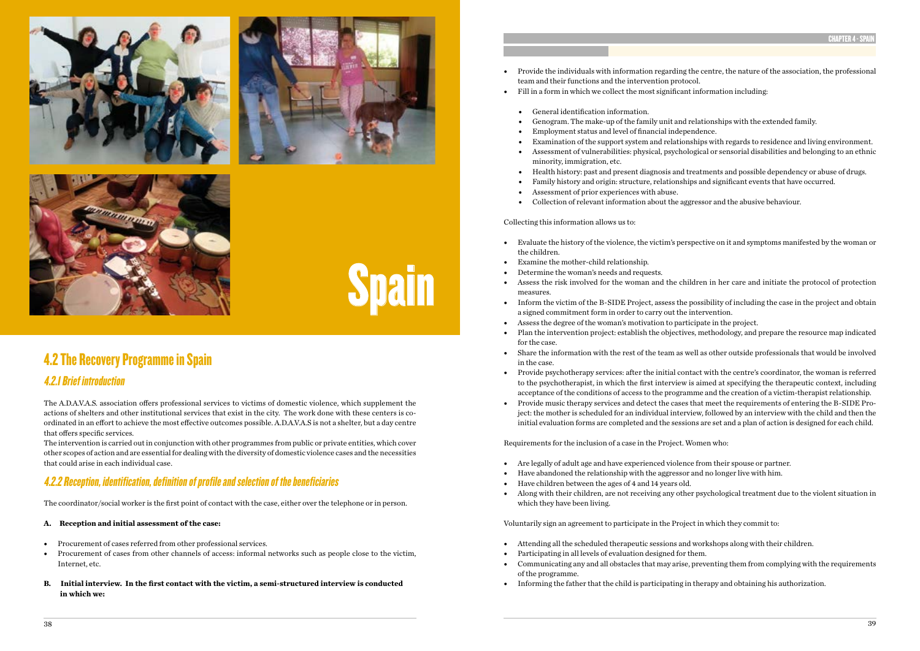# Spain

## 4.2 The Recovery Programme in Spain

### 4.2.1 Brief introduction

The A.D.A.V.A.S. association offers professional services to victims of domestic violence, which supplement the actions of shelters and other institutional services that exist in the city. The work done with these centers is co-ordinated in an effort to achieve the most effective outcomes possible. A.D.A.V.A.S is not a shelter, but a day centre that offers specific services.

The intervention is carried out in conjunction with other programmes from public or private entities, which cover other scopes of action and are essential for dealing with the diversity of domestic violence cases and the necessities that could arise in each individual case.

### 4.2.2 Reception, identification, definition of profile and selection of the beneficiaries

The coordinator/social worker is the first point of contact with the case, either over the telephone or in person.

**A. Reception and initial assessment of the case:**

- Procurement of cases referred from other professional services.
- Procurement of cases from other channels of access: informal networks such as people close to the victim, Internet, etc.

**B. Initial interview. In the first contact with the victim, a semi-structured interview is conducted in which we:**

- Provide the individuals with information regarding the centre, the nature of the association, the professional team and their functions and the intervention protocol.
- Fill in a form in which we collect the most significant information including:
  - General identification information.
  - Genogram. The make-up of the family unit and relationships with the extended family.
  - Employment status and level of financial independence.
  - Examination of the support system and relationships with regards to residence and living environment.
  - Assessment of vulnerabilities: physical, psychological or sensorial disabilities and belonging to an ethnic minority, immigration, etc.
  - Health history: past and present diagnosis and treatments and possible dependency or abuse of drugs.
  - Family history and origin: structure, relationships and significant events that have occurred.
  - Assessment of prior experiences with abuse.
  - Collection of relevant information about the aggressor and the abusive behaviour.

Collecting this information allows us to:

- Evaluate the history of the violence, the victim's perspective on it and symptoms manifested by the woman or the children.
- Examine the mother-child relationship.
- Determine the woman's needs and requests.
- Assess the risk involved for the woman and the children in her care and initiate the protocol of protection measures.
- Inform the victim of the B-SIDE Project, assess the possibility of including the case in the project and obtain a signed commitment form in order to carry out the intervention.
- Assess the degree of the woman's motivation to participate in the project.
- Plan the intervention project: establish the objectives, methodology, and prepare the resource map indicated for the case.
- Share the information with the rest of the team as well as other outside professionals that would be involved in the case.
- Provide psychotherapy services: after the initial contact with the centre's coordinator, the woman is referred to the psychotherapist, in which the first interview is aimed at specifying the therapeutic context, including acceptance of the conditions of access to the programme and the creation of a victim-therapist relationship.
- Provide music therapy services and detect the cases that meet the requirements of entering the B-SIDE Project: the mother is scheduled for an individual interview, followed by an interview with the child and then the initial evaluation forms are completed and the sessions are set and a plan of action is designed for each child.

Requirements for the inclusion of a case in the Project. Women who:

- Are legally of adult age and have experienced violence from their spouse or partner.
- Have abandoned the relationship with the aggressor and no longer live with him.
- Have children between the ages of 4 and 14 years old.
- Along with their children, are not receiving any other psychological treatment due to the violent situation in which they have been living.

Voluntarily sign an agreement to participate in the Project in which they commit to:

- Attending all the scheduled therapeutic sessions and workshops along with their children.
- Participating in all levels of evaluation designed for them.
- Communicating any and all obstacles that may arise, preventing them from complying with the requirements of the programme.
- Informing the father that the child is participating in therapy and obtaining his authorization.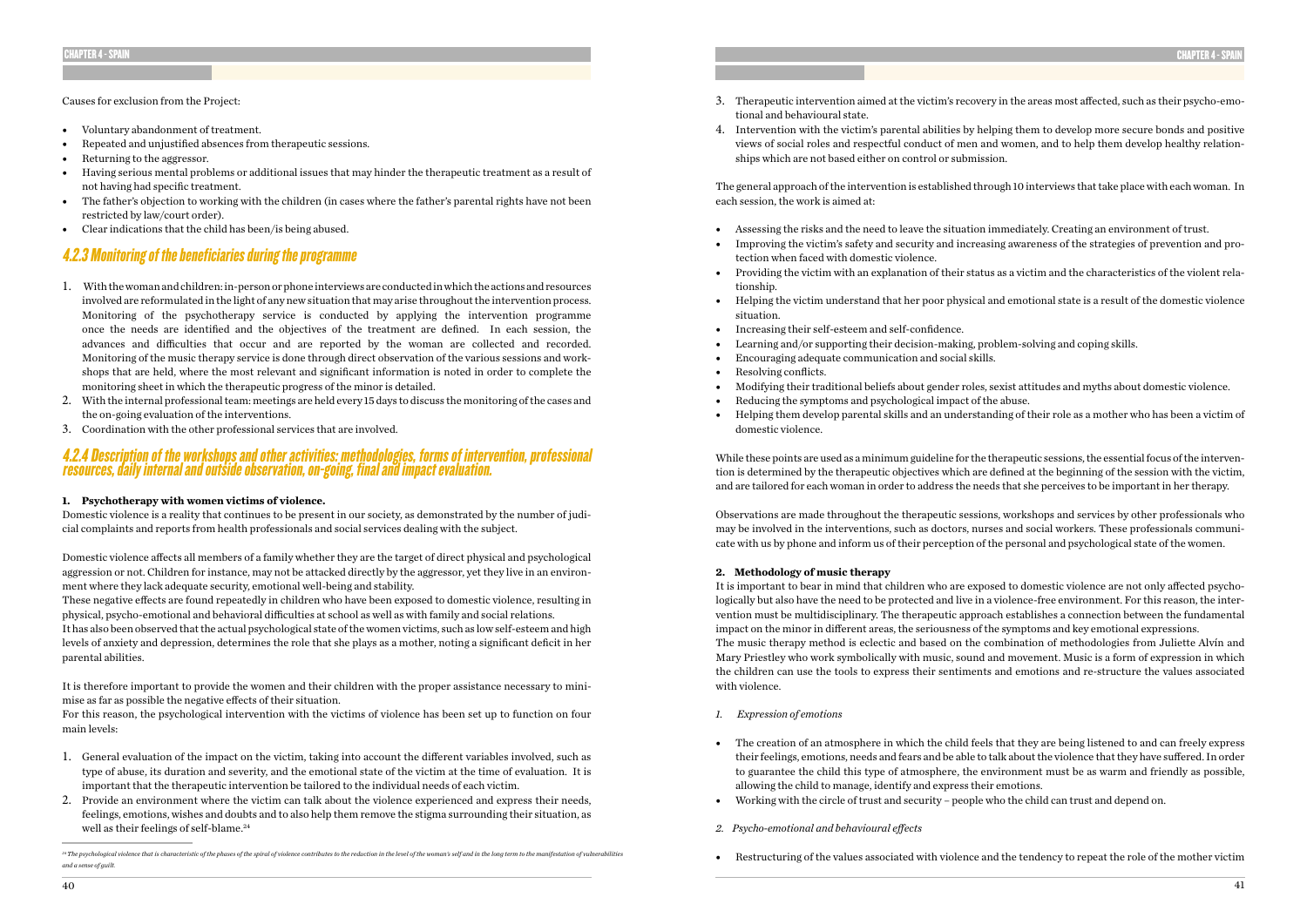Causes for exclusion from the Project:

- Voluntary abandonment of treatment.
- Repeated and unjustified absences from therapeutic sessions.
- Returning to the aggressor.
- Having serious mental problems or additional issues that may hinder the therapeutic treatment as a result of not having had specific treatment.
- The father's objection to working with the children (in cases where the father's parental rights have not been restricted by law/court order).
- Clear indications that the child has been/is being abused.

## 4.2.3 Monitoring of the beneficiaries during the programme

1. With the woman and children: in-person or phone interviews are conducted in which the actions and resources involved are reformulated in the light of any new situation that may arise throughout the intervention process. Monitoring of the psychotherapy service is conducted by applying the intervention programme once the needs are identified and the objectives of the treatment are defined. In each session, the advances and difficulties that occur and are reported by the woman are collected and recorded. Monitoring of the music therapy service is done through direct observation of the various sessions and workshops that are held, where the most relevant and significant information is noted in order to complete the monitoring sheet in which the therapeutic progress of the minor is detailed.
2. With the internal professional team: meetings are held every 15 days to discuss the monitoring of the cases and the on-going evaluation of the interventions.
3. Coordination with the other professional services that are involved.

## 4.2.4 Description of the workshops and other activities: methodologies, forms of intervention, professional resources, daily internal and outside observation, on-going, final and impact evaluation.

**1. Psychotherapy with women victims of violence.**

Domestic violence is a reality that continues to be present in our society, as demonstrated by the number of judicial complaints and reports from health professionals and social services dealing with the subject.

Domestic violence affects all members of a family whether they are the target of direct physical and psychological aggression or not. Children for instance, may not be attacked directly by the aggressor, yet they live in an environment where they lack adequate security, emotional well-being and stability.

These negative effects are found repeatedly in children who have been exposed to domestic violence, resulting in physical, psycho-emotional and behavioral difficulties at school as well as with family and social relations.

It has also been observed that the actual psychological state of the women victims, such as low self-esteem and high levels of anxiety and depression, determines the role that she plays as a mother, noting a significant deficit in her parental abilities.

It is therefore important to provide the women and their children with the proper assistance necessary to minimise as far as possible the negative effects of their situation.

For this reason, the psychological intervention with the victims of violence has been set up to function on four main levels:

1. General evaluation of the impact on the victim, taking into account the different variables involved, such as type of abuse, its duration and severity, and the emotional state of the victim at the time of evaluation. It is important that the therapeutic intervention be tailored to the individual needs of each victim.
2. Provide an environment where the victim can talk about the violence experienced and express their needs, feelings, emotions, wishes and doubts and to also help them remove the stigma surrounding their situation, as well as their feelings of self-blame.[24]
3. Therapeutic intervention aimed at the victim's recovery in the areas most affected, such as their psycho-emotional and behavioural state.
4. Intervention with the victim's parental abilities by helping them to develop more secure bonds and positive views of social roles and respectful conduct of men and women, and to help them develop healthy relationships which are not based either on control or submission.

[24] *The psychological violence that is characteristic of the phases of the spiral of violence contributes to the reduction in the level of the woman's self and in the long term to the manifestation of vulnerabilities and a sense of guilt.*

The general approach of the intervention is established through 10 interviews that take place with each woman. In each session, the work is aimed at:

- Assessing the risks and the need to leave the situation immediately. Creating an environment of trust.
- Improving the victim's safety and security and increasing awareness of the strategies of prevention and protection when faced with domestic violence.
- Providing the victim with an explanation of their status as a victim and the characteristics of the violent relationship.
- Helping the victim understand that her poor physical and emotional state is a result of the domestic violence situation.
- Increasing their self-esteem and self-confidence.
- Learning and/or supporting their decision-making, problem-solving and coping skills.
- Encouraging adequate communication and social skills.
- Resolving conflicts.
- Modifying their traditional beliefs about gender roles, sexist attitudes and myths about domestic violence.
- Reducing the symptoms and psychological impact of the abuse.
- Helping them develop parental skills and an understanding of their role as a mother who has been a victim of domestic violence.

While these points are used as a minimum guideline for the therapeutic sessions, the essential focus of the intervention is determined by the therapeutic objectives which are defined at the beginning of the session with the victim, and are tailored for each woman in order to address the needs that she perceives to be important in her therapy.

Observations are made throughout the therapeutic sessions, workshops and services by other professionals who may be involved in the interventions, such as doctors, nurses and social workers. These professionals communicate with us by phone and inform us of their perception of the personal and psychological state of the women.

**2. Methodology of music therapy**

It is important to bear in mind that children who are exposed to domestic violence are not only affected psychologically but also have the need to be protected and live in a violence-free environment. For this reason, the intervention must be multidisciplinary. The therapeutic approach establishes a connection between the fundamental impact on the minor in different areas, the seriousness of the symptoms and key emotional expressions.

The music therapy method is eclectic and based on the combination of methodologies from Juliette Alvín and Mary Priestley who work symbolically with music, sound and movement. Music is a form of expression in which the children can use the tools to express their sentiments and emotions and re-structure the values associated with violence.

*1. Expression of emotions*

- The creation of an atmosphere in which the child feels that they are being listened to and can freely express their feelings, emotions, needs and fears and be able to talk about the violence that they have suffered. In order to guarantee the child this type of atmosphere, the environment must be as warm and friendly as possible, allowing the child to manage, identify and express their emotions.
- Working with the circle of trust and security – people who the child can trust and depend on.

*2. Psycho-emotional and behavioural effects*

- Restructuring of the values associated with violence and the tendency to repeat the role of the mother victim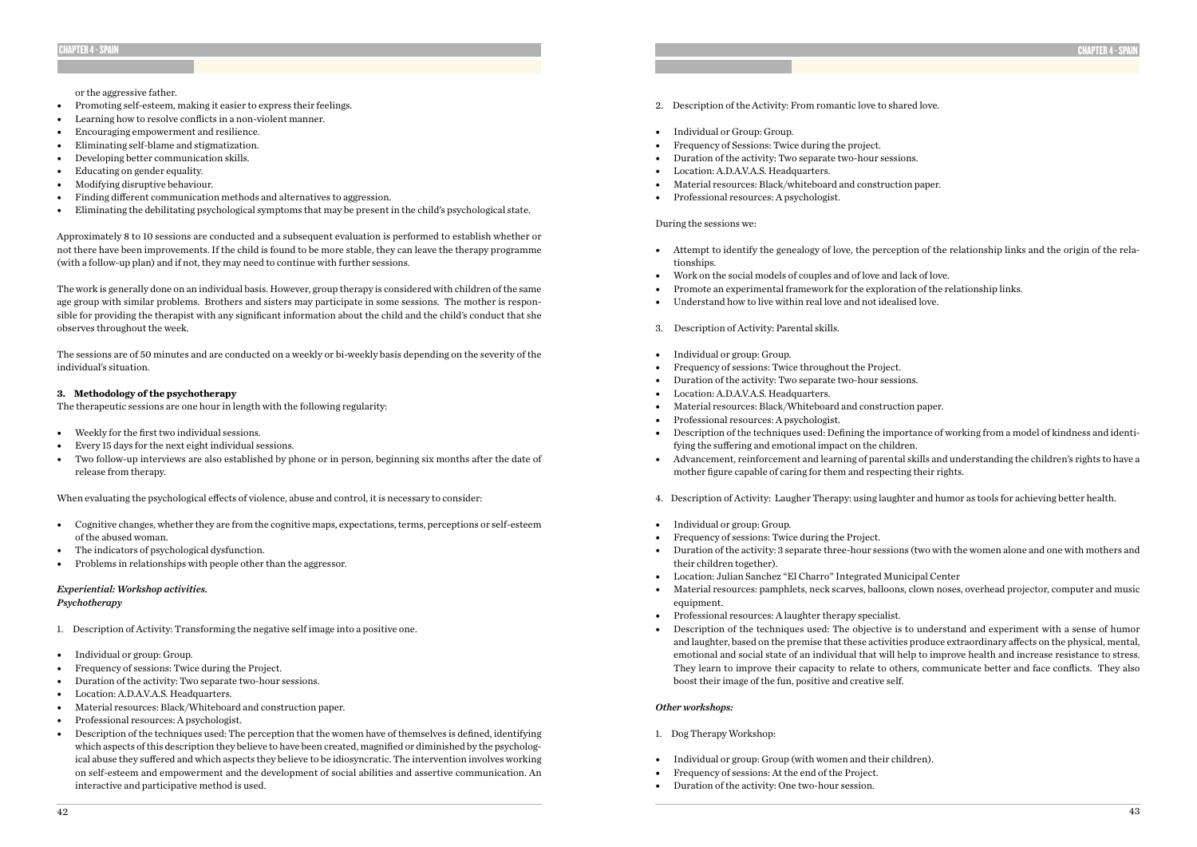or the aggressive father.

- Promoting self-esteem, making it easier to express their feelings.
- Learning how to resolve conflicts in a non-violent manner.
- Encouraging empowerment and resilience.
- Eliminating self-blame and stigmatization.
- Developing better communication skills.
- Educating on gender equality.
- Modifying disruptive behaviour.
- Finding different communication methods and alternatives to aggression.
- Eliminating the debilitating psychological symptoms that may be present in the child's psychological state.

Approximately 8 to 10 sessions are conducted and a subsequent evaluation is performed to establish whether or not there have been improvements. If the child is found to be more stable, they can leave the therapy programme (with a follow-up plan) and if not, they may need to continue with further sessions.

The work is generally done on an individual basis. However, group therapy is considered with children of the same age group with similar problems. Brothers and sisters may participate in some sessions. The mother is responsible for providing the therapist with any significant information about the child and the child's conduct that she observes throughout the week.

The sessions are of 50 minutes and are conducted on a weekly or bi-weekly basis depending on the severity of the individual's situation.

**3. Methodology of the psychotherapy**

The therapeutic sessions are one hour in length with the following regularity:

- Weekly for the first two individual sessions.
- Every 15 days for the next eight individual sessions.
- Two follow-up interviews are also established by phone or in person, beginning six months after the date of release from therapy.

When evaluating the psychological effects of violence, abuse and control, it is necessary to consider:

- Cognitive changes, whether they are from the cognitive maps, expectations, terms, perceptions or self-esteem of the abused woman.
- The indicators of psychological dysfunction.
- Problems in relationships with people other than the aggressor.

***Experiential: Workshop activities.***
***Psychotherapy***

1. Description of Activity: Transforming the negative self image into a positive one.

- Individual or group: Group.
- Frequency of sessions: Twice during the Project.
- Duration of the activity: Two separate two-hour sessions.
- Location: A.D.A.V.A.S. Headquarters.
- Material resources: Black/Whiteboard and construction paper.
- Professional resources: A psychologist.
- Description of the techniques used: The perception that the women have of themselves is defined, identifying which aspects of this description they believe to have been created, magnified or diminished by the psychological abuse they suffered and which aspects they believe to be idiosyncratic. The intervention involves working on self-esteem and empowerment and the development of social abilities and assertive communication. An interactive and participative method is used.

2. Description of the Activity: From romantic love to shared love.

- Individual or Group: Group.
- Frequency of Sessions: Twice during the project.
- Duration of the activity: Two separate two-hour sessions.
- Location: A.D.A.V.A.S. Headquarters.
- Material resources: Black/whiteboard and construction paper.
- Professional resources: A psychologist.

During the sessions we:

- Attempt to identify the genealogy of love, the perception of the relationship links and the origin of the relationships.
- Work on the social models of couples and of love and lack of love.
- Promote an experimental framework for the exploration of the relationship links.
- Understand how to live within real love and not idealised love.

3. Description of Activity: Parental skills.

- Individual or group: Group.
- Frequency of sessions: Twice throughout the Project.
- Duration of the activity: Two separate two-hour sessions.
- Location: A.D.A.V.A.S. Headquarters.
- Material resources: Black/Whiteboard and construction paper.
- Professional resources: A psychologist.
- Description of the techniques used: Defining the importance of working from a model of kindness and identifying the suffering and emotional impact on the children.
- Advancement, reinforcement and learning of parental skills and understanding the children's rights to have a mother figure capable of caring for them and respecting their rights.

4. Description of Activity: Laugher Therapy: using laughter and humor as tools for achieving better health.

- Individual or group: Group.
- Frequency of sessions: Twice during the Project.
- Duration of the activity: 3 separate three-hour sessions (two with the women alone and one with mothers and their children together).
- Location: Julian Sanchez "El Charro" Integrated Municipal Center
- Material resources: pamphlets, neck scarves, balloons, clown noses, overhead projector, computer and music equipment.
- Professional resources: A laughter therapy specialist.
- Description of the techniques used: The objective is to understand and experiment with a sense of humor and laughter, based on the premise that these activities produce extraordinary affects on the physical, mental, emotional and social state of an individual that will help to improve health and increase resistance to stress. They learn to improve their capacity to relate to others, communicate better and face conflicts. They also boost their image of the fun, positive and creative self.

***Other workshops:***

1. Dog Therapy Workshop:

- Individual or group: Group (with women and their children).
- Frequency of sessions: At the end of the Project.
- Duration of the activity: One two-hour session.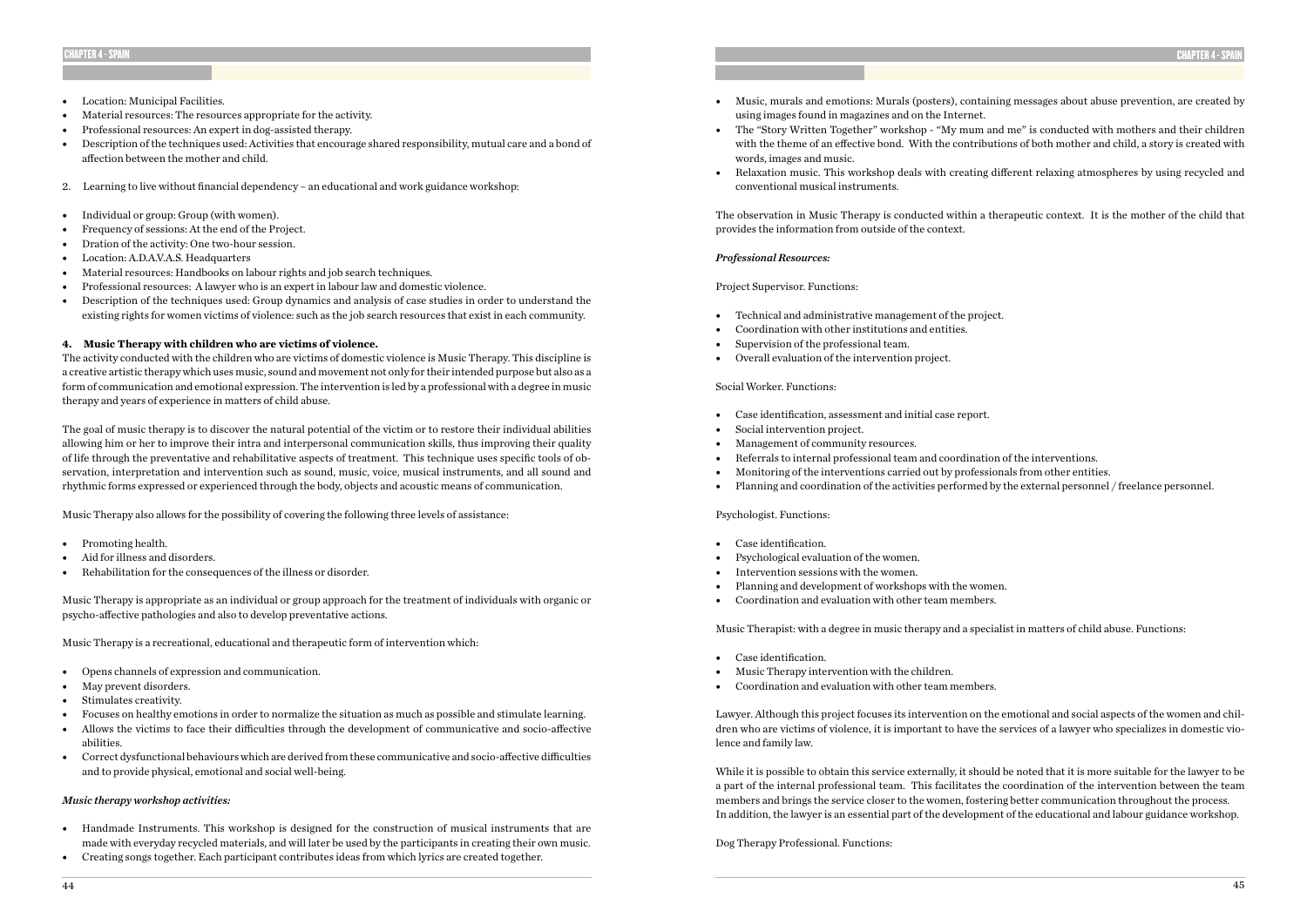- Location: Municipal Facilities.
- Material resources: The resources appropriate for the activity.
- Professional resources: An expert in dog-assisted therapy.
- Description of the techniques used: Activities that encourage shared responsibility, mutual care and a bond of affection between the mother and child.

2. Learning to live without financial dependency – an educational and work guidance workshop:

- Individual or group: Group (with women).
- Frequency of sessions: At the end of the Project.
- Dration of the activity: One two-hour session.
- Location: A.D.A.V.A.S. Headquarters
- Material resources: Handbooks on labour rights and job search techniques.
- Professional resources: A lawyer who is an expert in labour law and domestic violence.
- Description of the techniques used: Group dynamics and analysis of case studies in order to understand the existing rights for women victims of violence: such as the job search resources that exist in each community.

**4. Music Therapy with children who are victims of violence.**

The activity conducted with the children who are victims of domestic violence is Music Therapy. This discipline is a creative artistic therapy which uses music, sound and movement not only for their intended purpose but also as a form of communication and emotional expression. The intervention is led by a professional with a degree in music therapy and years of experience in matters of child abuse.

The goal of music therapy is to discover the natural potential of the victim or to restore their individual abilities allowing him or her to improve their intra and interpersonal communication skills, thus improving their quality of life through the preventative and rehabilitative aspects of treatment. This technique uses specific tools of observation, interpretation and intervention such as sound, music, voice, musical instruments, and all sound and rhythmic forms expressed or experienced through the body, objects and acoustic means of communication.

Music Therapy also allows for the possibility of covering the following three levels of assistance:

- Promoting health.
- Aid for illness and disorders.
- Rehabilitation for the consequences of the illness or disorder.

Music Therapy is appropriate as an individual or group approach for the treatment of individuals with organic or psycho-affective pathologies and also to develop preventative actions.

Music Therapy is a recreational, educational and therapeutic form of intervention which:

- Opens channels of expression and communication.
- May prevent disorders.
- Stimulates creativity.
- Focuses on healthy emotions in order to normalize the situation as much as possible and stimulate learning.
- Allows the victims to face their difficulties through the development of communicative and socio-affective abilities.
- Correct dysfunctional behaviours which are derived from these communicative and socio-affective difficulties and to provide physical, emotional and social well-being.

***Music therapy workshop activities:***

- Handmade Instruments. This workshop is designed for the construction of musical instruments that are made with everyday recycled materials, and will later be used by the participants in creating their own music.
- Creating songs together. Each participant contributes ideas from which lyrics are created together.
- Music, murals and emotions: Murals (posters), containing messages about abuse prevention, are created by using images found in magazines and on the Internet.
- The "Story Written Together" workshop - "My mum and me" is conducted with mothers and their children with the theme of an effective bond. With the contributions of both mother and child, a story is created with words, images and music.
- Relaxation music. This workshop deals with creating different relaxing atmospheres by using recycled and conventional musical instruments.

The observation in Music Therapy is conducted within a therapeutic context. It is the mother of the child that provides the information from outside of the context.

***Professional Resources:***

Project Supervisor. Functions:

- Technical and administrative management of the project.
- Coordination with other institutions and entities.
- Supervision of the professional team.
- Overall evaluation of the intervention project.

Social Worker. Functions:

- Case identification, assessment and initial case report.
- Social intervention project.
- Management of community resources.
- Referrals to internal professional team and coordination of the interventions.
- Monitoring of the interventions carried out by professionals from other entities.
- Planning and coordination of the activities performed by the external personnel / freelance personnel.

Psychologist. Functions:

- Case identification.
- Psychological evaluation of the women.
- Intervention sessions with the women.
- Planning and development of workshops with the women.
- Coordination and evaluation with other team members.

Music Therapist: with a degree in music therapy and a specialist in matters of child abuse. Functions:

- Case identification.
- Music Therapy intervention with the children.
- Coordination and evaluation with other team members.

Lawyer. Although this project focuses its intervention on the emotional and social aspects of the women and children who are victims of violence, it is important to have the services of a lawyer who specializes in domestic violence and family law.

While it is possible to obtain this service externally, it should be noted that it is more suitable for the lawyer to be a part of the internal professional team. This facilitates the coordination of the intervention between the team members and brings the service closer to the women, fostering better communication throughout the process. In addition, the lawyer is an essential part of the development of the educational and labour guidance workshop.

Dog Therapy Professional. Functions: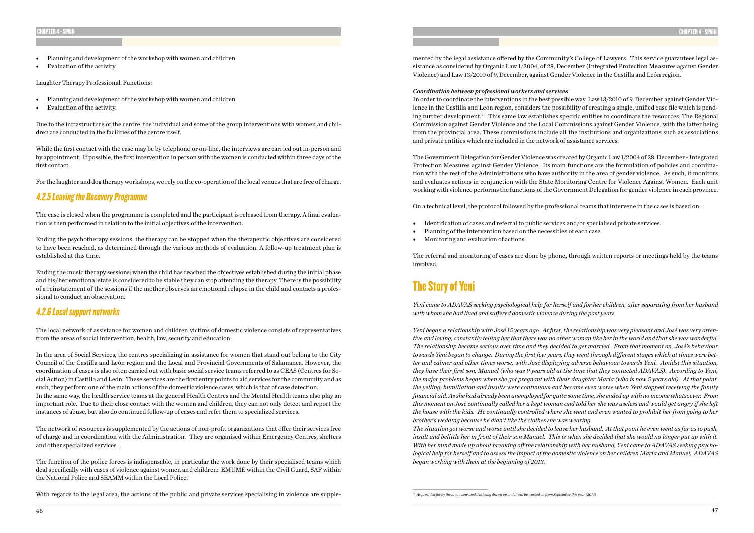- Planning and development of the workshop with women and children.
- Evaluation of the activity.

Laughter Therapy Professional. Functions:

- Planning and development of the workshop with women and children.
- Evaluation of the activity.

Due to the infrastructure of the centre, the individual and some of the group interventions with women and children are conducted in the facilities of the centre itself.

While the first contact with the case may be by telephone or on-line, the interviews are carried out in-person and by appointment. If possible, the first intervention in person with the women is conducted within three days of the first contact.

For the laughter and dog therapy workshops, we rely on the co-operation of the local venues that are free of charge.

## *4.2.5 Leaving the Recovery Programme*

The case is closed when the programme is completed and the participant is released from therapy. A final evaluation is then performed in relation to the initial objectives of the intervention.

Ending the psychotherapy sessions: the therapy can be stopped when the therapeutic objectives are considered to have been reached, as determined through the various methods of evaluation. A follow-up treatment plan is established at this time.

Ending the music therapy sessions: when the child has reached the objectives established during the initial phase and his/her emotional state is considered to be stable they can stop attending the therapy. There is the possibility of a reinstatement of the sessions if the mother observes an emotional relapse in the child and contacts a professional to conduct an observation.

## *4.2.6 Local support networks*

The local network of assistance for women and children victims of domestic violence consists of representatives from the areas of social intervention, health, law, security and education.

In the area of Social Services, the centres specializing in assistance for women that stand out belong to the City Council of the Castilla and León region and the Local and Provincial Governments of Salamanca. However, the coordination of cases is also often carried out with basic social service teams referred to as CEAS (Centres for Social Action) in Castilla and León. These services are the first entry points to aid services for the community and as such, they perform one of the main actions of the domestic violence cases, which is that of case detection.
In the same way, the health service teams at the general Health Centres and the Mental Health teams also play an important role. Due to their close contact with the women and children, they can not only detect and report the instances of abuse, but also do continued follow-up of cases and refer them to specialized services.

The network of resources is supplemented by the actions of non-profit organizations that offer their services free of charge and in coordination with the Administration. They are organised within Emergency Centres, shelters and other specialized services.

The function of the police forces is indispensable, in particular the work done by their specialised teams which deal specifically with cases of violence against women and children: EMUME within the Civil Guard, SAF within the National Police and SEAMM within the Local Police.

With regards to the legal area, the actions of the public and private services specialising in violence are supplemented by the legal assistance offered by the Community's College of Lawyers. This service guarantees legal assistance as considered by Organic Law 1/2004, of 28, December (Integrated Protection Measures against Gender Violence) and Law 13/2010 of 9, December, against Gender Violence in the Castilla and León region.

***Coordination between professional workers and services***
In order to coordinate the interventions in the best possible way, Law 13/2010 of 9, December against Gender Violence in the Castilla and León region, considers the possibility of creating a single, unified case file which is pending further development.[25] This same law establishes specific entities to coordinate the resources: The Regional Commission against Gender Violence and the Local Commissions against Gender Violence, with the latter being from the provincial area. These commissions include all the institutions and organizations such as associations and private entities which are included in the network of assistance services.

The Government Delegation for Gender Violence was created by Organic Law 1/2004 of 28, December - Integrated Protection Measures against Gender Violence. Its main functions are the formulation of policies and coordination with the rest of the Administrations who have authority in the area of gender violence. As such, it monitors and evaluates actions in conjunction with the State Monitoring Centre for Violence Against Women. Each unit working with violence performs the functions of the Government Delegation for gender violence in each province.

On a technical level, the protocol followed by the professional teams that intervene in the cases is based on:

- Identification of cases and referral to public services and/or specialised private services.
- Planning of the intervention based on the necessities of each case.
- Monitoring and evaluation of actions.

The referral and monitoring of cases are done by phone, through written reports or meetings held by the teams involved.

# The Story of Yeni

*Yeni came to ADAVAS seeking psychological help for herself and for her children, after separating from her husband with whom she had lived and suffered domestic violence during the past years.*

*Yeni began a relationship with José 15 years ago. At first, the relationship was very pleasant and José was very attentive and loving, constantly telling her that there was no other woman like her in the world and that she was wonderful. The relationship became serious over time and they decided to get married. From that moment on, José's behaviour towards Yeni began to change. During the first few years, they went through different stages which at times were better and calmer and other times worse, with José displaying adverse behaviour towards Yeni. Amidst this situation, they have their first son, Manuel (who was 9 years old at the time that they contacted ADAVAS). According to Yeni, the major problems began when she got pregnant with their daughter Maria (who is now 5 years old). At that point, the yelling, humiliation and insults were continuous and became even worse when Yeni stopped receiving the family financial aid. As she had already been unemployed for quite some time, she ended up with no income whatsoever. From this moment on José continually called her a kept woman and told her she was useless and would get angry if she left the house with the kids. He continually controlled where she went and even wanted to prohibit her from going to her brother's wedding because he didn't like the clothes she was wearing.*
*The situation got worse and worse until she decided to leave her husband. At that point he even went as far as to push, insult and belittle her in front of their son Manuel. This is when she decided that she would no longer put up with it. With her mind made up about breaking off the relationship with her husband, Yeni came to ADAVAS seeking psychological help for herself and to assess the impact of the domestic violence on her children Maria and Manuel. ADAVAS began working with them at the beginning of 2013.*

---

[25] *As provided for by the law, a new model is being drawn up and it will be worked on from September this year (2014)*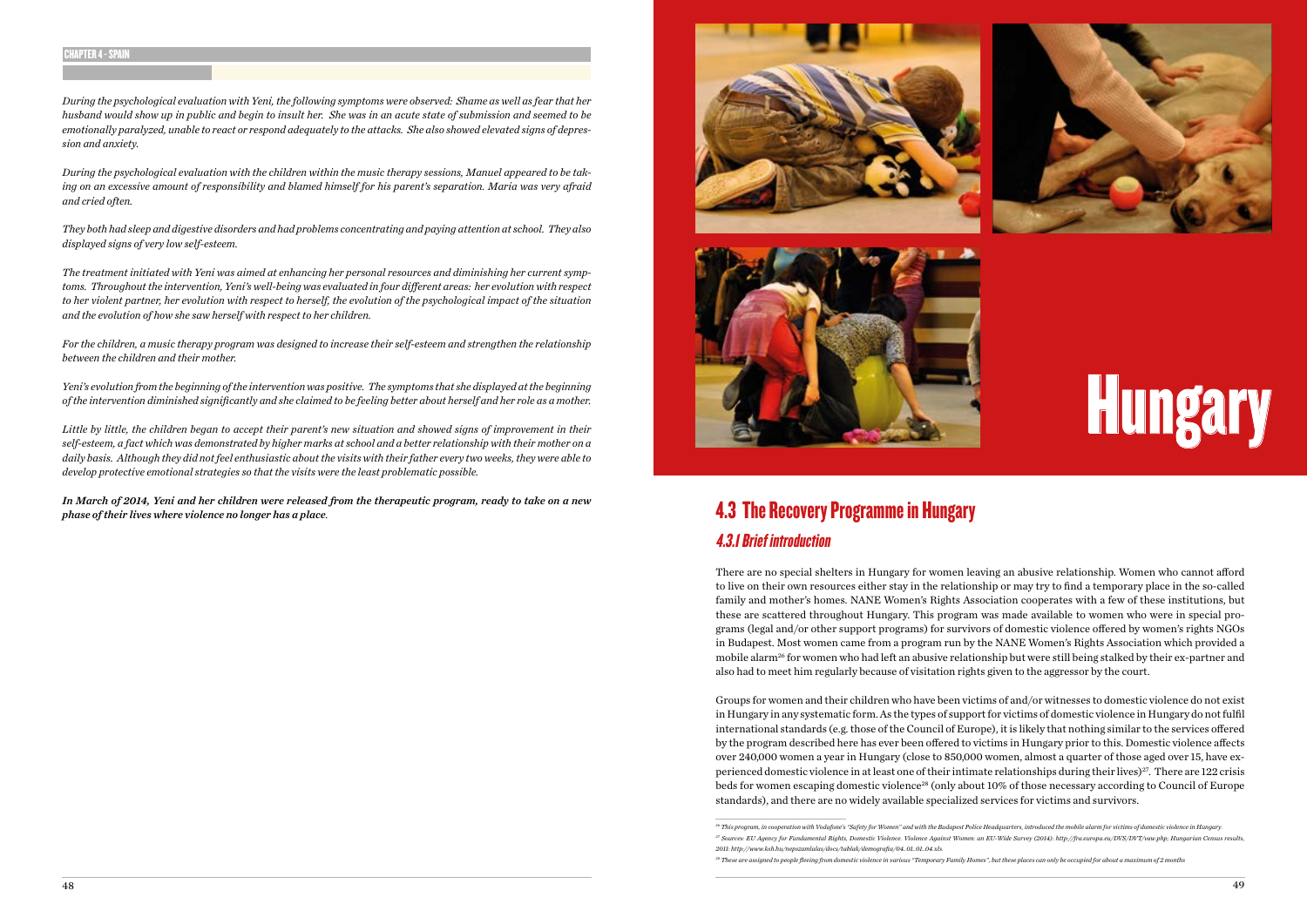*During the psychological evaluation with Yeni, the following symptoms were observed: Shame as well as fear that her husband would show up in public and begin to insult her. She was in an acute state of submission and seemed to be emotionally paralyzed, unable to react or respond adequately to the attacks. She also showed elevated signs of depression and anxiety.*

*During the psychological evaluation with the children within the music therapy sessions, Manuel appeared to be taking on an excessive amount of responsibility and blamed himself for his parent's separation. Maria was very afraid and cried often.*

*They both had sleep and digestive disorders and had problems concentrating and paying attention at school. They also displayed signs of very low self-esteem.*

*The treatment initiated with Yeni was aimed at enhancing her personal resources and diminishing her current symptoms. Throughout the intervention, Yeni's well-being was evaluated in four different areas: her evolution with respect to her violent partner, her evolution with respect to herself, the evolution of the psychological impact of the situation and the evolution of how she saw herself with respect to her children.*

*For the children, a music therapy program was designed to increase their self-esteem and strengthen the relationship between the children and their mother.*

*Yeni's evolution from the beginning of the intervention was positive. The symptoms that she displayed at the beginning of the intervention diminished significantly and she claimed to be feeling better about herself and her role as a mother.*

*Little by little, the children began to accept their parent's new situation and showed signs of improvement in their self-esteem, a fact which was demonstrated by higher marks at school and a better relationship with their mother on a daily basis. Although they did not feel enthusiastic about the visits with their father every two weeks, they were able to develop protective emotional strategies so that the visits were the least problematic possible.*

***In March of 2014, Yeni and her children were released from the therapeutic program, ready to take on a new phase of their lives where violence no longer has a place.***

# Hungary

## 4.3 The Recovery Programme in Hungary

### *4.3.1 Brief introduction*

There are no special shelters in Hungary for women leaving an abusive relationship. Women who cannot afford to live on their own resources either stay in the relationship or may try to find a temporary place in the so-called family and mother's homes. NANE Women's Rights Association cooperates with a few of these institutions, but these are scattered throughout Hungary. This program was made available to women who were in special programs (legal and/or other support programs) for survivors of domestic violence offered by women's rights NGOs in Budapest. Most women came from a program run by the NANE Women's Rights Association which provided a mobile alarm[26] for women who had left an abusive relationship but were still being stalked by their ex-partner and also had to meet him regularly because of visitation rights given to the aggressor by the court.

Groups for women and their children who have been victims of and/or witnesses to domestic violence do not exist in Hungary in any systematic form. As the types of support for victims of domestic violence in Hungary do not fulfil international standards (e.g. those of the Council of Europe), it is likely that nothing similar to the services offered by the program described here has ever been offered to victims in Hungary prior to this. Domestic violence affects over 240,000 women a year in Hungary (close to 850,000 women, almost a quarter of those aged over 15, have experienced domestic violence in at least one of their intimate relationships during their lives)[27]. There are 122 crisis beds for women escaping domestic violence[28] (only about 10% of those necessary according to Council of Europe standards), and there are no widely available specialized services for victims and survivors.

---

[26] This program, in cooperation with Vodafone's "Safety for Women" and with the Budapest Police Headquarters, introduced the mobile alarm for victims of domestic violence in Hungary.

[27] Sources: EU Agency for Fundamental Rights, Domestic Violence. Violence Against Women: an EU-Wide Survey (2014): http://fra.europa.eu/DVS/DVT/vaw.php; Hungarian Census results, 2011: http://www.ksh.hu/nepszamlalas/docs/tablak/demografia/04_01_01_04.xls.

[28] These are assigned to people fleeing from domestic violence in various "Temporary Family Homes", but these places can only be occupied for about a maximum of 2 months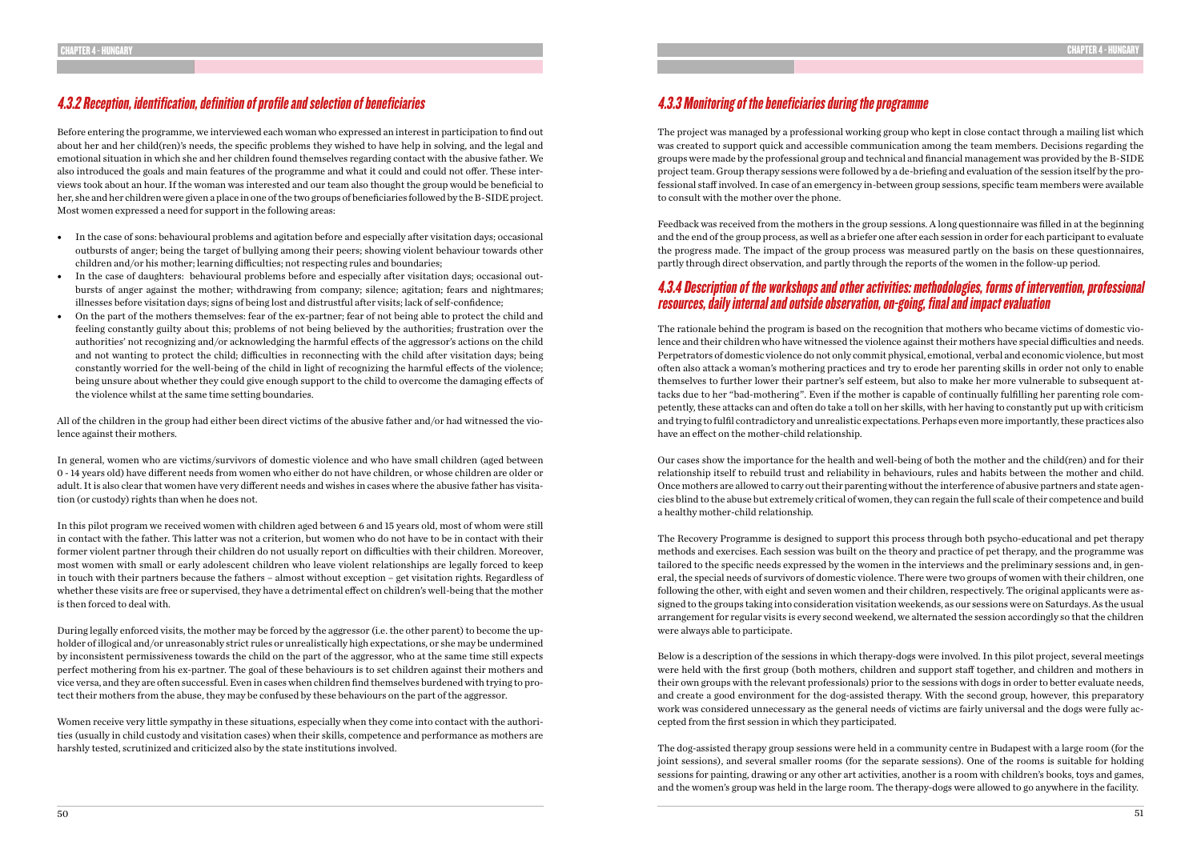## 4.3.2 Reception, identification, definition of profile and selection of beneficiaries

Before entering the programme, we interviewed each woman who expressed an interest in participation to find out about her and her child(ren)'s needs, the specific problems they wished to have help in solving, and the legal and emotional situation in which she and her children found themselves regarding contact with the abusive father. We also introduced the goals and main features of the programme and what it could and could not offer. These interviews took about an hour. If the woman was interested and our team also thought the group would be beneficial to her, she and her children were given a place in one of the two groups of beneficiaries followed by the B-SIDE project. Most women expressed a need for support in the following areas:

- In the case of sons: behavioural problems and agitation before and especially after visitation days; occasional outbursts of anger; being the target of bullying among their peers; showing violent behaviour towards other children and/or his mother; learning difficulties; not respecting rules and boundaries;
- In the case of daughters: behavioural problems before and especially after visitation days; occasional outbursts of anger against the mother; withdrawing from company; silence; agitation; fears and nightmares; illnesses before visitation days; signs of being lost and distrustful after visits; lack of self-confidence;
- On the part of the mothers themselves: fear of the ex-partner; fear of not being able to protect the child and feeling constantly guilty about this; problems of not being believed by the authorities; frustration over the authorities' not recognizing and/or acknowledging the harmful effects of the aggressor's actions on the child and not wanting to protect the child; difficulties in reconnecting with the child after visitation days; being constantly worried for the well-being of the child in light of recognizing the harmful effects of the violence; being unsure about whether they could give enough support to the child to overcome the damaging effects of the violence whilst at the same time setting boundaries.

All of the children in the group had either been direct victims of the abusive father and/or had witnessed the violence against their mothers.

In general, women who are victims/survivors of domestic violence and who have small children (aged between 0 - 14 years old) have different needs from women who either do not have children, or whose children are older or adult. It is also clear that women have very different needs and wishes in cases where the abusive father has visitation (or custody) rights than when he does not.

In this pilot program we received women with children aged between 6 and 15 years old, most of whom were still in contact with the father. This latter was not a criterion, but women who do not have to be in contact with their former violent partner through their children do not usually report on difficulties with their children. Moreover, most women with small or early adolescent children who leave violent relationships are legally forced to keep in touch with their partners because the fathers – almost without exception – get visitation rights. Regardless of whether these visits are free or supervised, they have a detrimental effect on children's well-being that the mother is then forced to deal with.

During legally enforced visits, the mother may be forced by the aggressor (i.e. the other parent) to become the upholder of illogical and/or unreasonably strict rules or unrealistically high expectations, or she may be undermined by inconsistent permissiveness towards the child on the part of the aggressor, who at the same time still expects perfect mothering from his ex-partner. The goal of these behaviours is to set children against their mothers and vice versa, and they are often successful. Even in cases when children find themselves burdened with trying to protect their mothers from the abuse, they may be confused by these behaviours on the part of the aggressor.

Women receive very little sympathy in these situations, especially when they come into contact with the authorities (usually in child custody and visitation cases) when their skills, competence and performance as mothers are harshly tested, scrutinized and criticized also by the state institutions involved.

## 4.3.3 Monitoring of the beneficiaries during the programme

The project was managed by a professional working group who kept in close contact through a mailing list which was created to support quick and accessible communication among the team members. Decisions regarding the groups were made by the professional group and technical and financial management was provided by the B-SIDE project team. Group therapy sessions were followed by a de-briefing and evaluation of the session itself by the professional staff involved. In case of an emergency in-between group sessions, specific team members were available to consult with the mother over the phone.

Feedback was received from the mothers in the group sessions. A long questionnaire was filled in at the beginning and the end of the group process, as well as a briefer one after each session in order for each participant to evaluate the progress made. The impact of the group process was measured partly on the basis on these questionnaires, partly through direct observation, and partly through the reports of the women in the follow-up period.

## 4.3.4 Description of the workshops and other activities: methodologies, forms of intervention, professional resources, daily internal and outside observation, on-going, final and impact evaluation

The rationale behind the program is based on the recognition that mothers who became victims of domestic violence and their children who have witnessed the violence against their mothers have special difficulties and needs. Perpetrators of domestic violence do not only commit physical, emotional, verbal and economic violence, but most often also attack a woman's mothering practices and try to erode her parenting skills in order not only to enable themselves to further lower their partner's self esteem, but also to make her more vulnerable to subsequent attacks due to her "bad-mothering". Even if the mother is capable of continually fulfilling her parenting role competently, these attacks can and often do take a toll on her skills, with her having to constantly put up with criticism and trying to fulfil contradictory and unrealistic expectations. Perhaps even more importantly, these practices also have an effect on the mother-child relationship.

Our cases show the importance for the health and well-being of both the mother and the child(ren) and for their relationship itself to rebuild trust and reliability in behaviours, rules and habits between the mother and child. Once mothers are allowed to carry out their parenting without the interference of abusive partners and state agencies blind to the abuse but extremely critical of women, they can regain the full scale of their competence and build a healthy mother-child relationship.

The Recovery Programme is designed to support this process through both psycho-educational and pet therapy methods and exercises. Each session was built on the theory and practice of pet therapy, and the programme was tailored to the specific needs expressed by the women in the interviews and the preliminary sessions and, in general, the special needs of survivors of domestic violence. There were two groups of women with their children, one following the other, with eight and seven women and their children, respectively. The original applicants were assigned to the groups taking into consideration visitation weekends, as our sessions were on Saturdays. As the usual arrangement for regular visits is every second weekend, we alternated the session accordingly so that the children were always able to participate.

Below is a description of the sessions in which therapy-dogs were involved. In this pilot project, several meetings were held with the first group (both mothers, children and support staff together, and children and mothers in their own groups with the relevant professionals) prior to the sessions with dogs in order to better evaluate needs, and create a good environment for the dog-assisted therapy. With the second group, however, this preparatory work was considered unnecessary as the general needs of victims are fairly universal and the dogs were fully accepted from the first session in which they participated.

The dog-assisted therapy group sessions were held in a community centre in Budapest with a large room (for the joint sessions), and several smaller rooms (for the separate sessions). One of the rooms is suitable for holding sessions for painting, drawing or any other art activities, another is a room with children's books, toys and games, and the women's group was held in the large room. The therapy-dogs were allowed to go anywhere in the facility.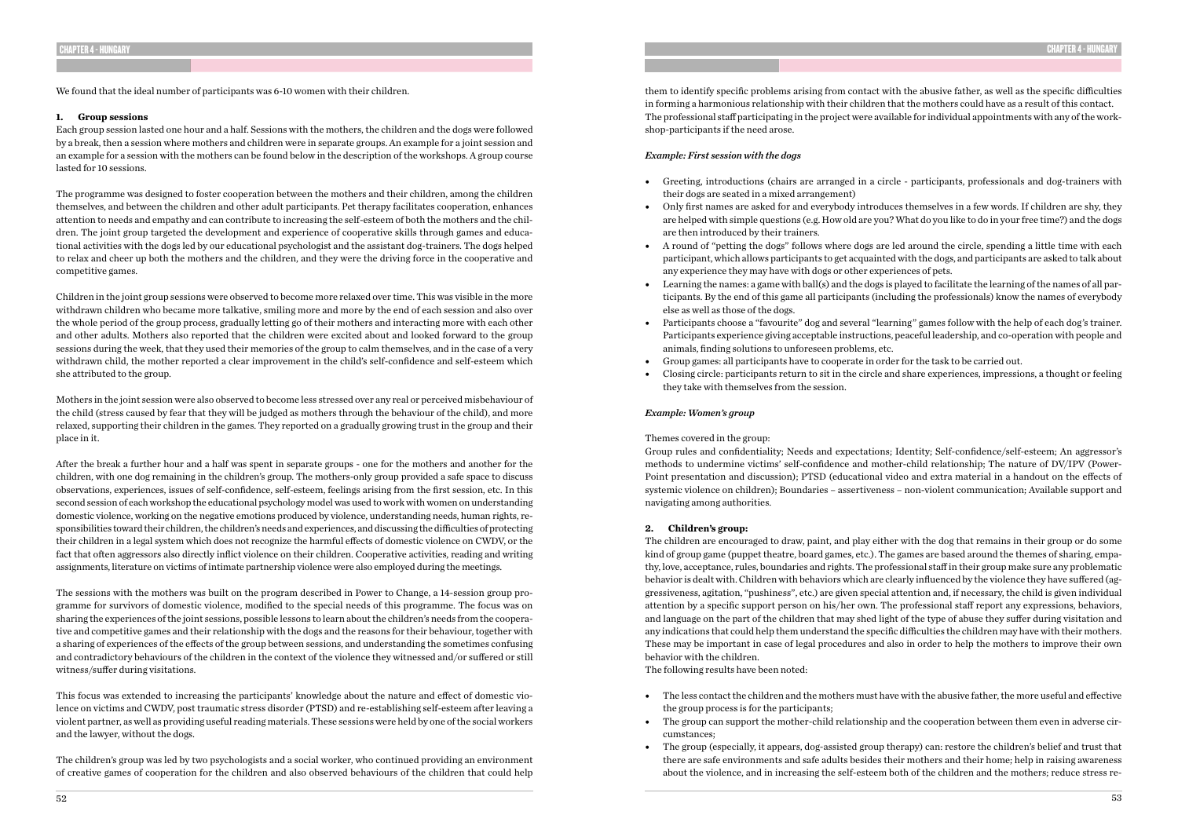We found that the ideal number of participants was 6-10 women with their children.

### 1. Group sessions

Each group session lasted one hour and a half. Sessions with the mothers, the children and the dogs were followed by a break, then a session where mothers and children were in separate groups. An example for a joint session and an example for a session with the mothers can be found below in the description of the workshops. A group course lasted for 10 sessions.

The programme was designed to foster cooperation between the mothers and their children, among the children themselves, and between the children and other adult participants. Pet therapy facilitates cooperation, enhances attention to needs and empathy and can contribute to increasing the self-esteem of both the mothers and the children. The joint group targeted the development and experience of cooperative skills through games and educational activities with the dogs led by our educational psychologist and the assistant dog-trainers. The dogs helped to relax and cheer up both the mothers and the children, and they were the driving force in the cooperative and competitive games.

Children in the joint group sessions were observed to become more relaxed over time. This was visible in the more withdrawn children who became more talkative, smiling more and more by the end of each session and also over the whole period of the group process, gradually letting go of their mothers and interacting more with each other and other adults. Mothers also reported that the children were excited about and looked forward to the group sessions during the week, that they used their memories of the group to calm themselves, and in the case of a very withdrawn child, the mother reported a clear improvement in the child's self-confidence and self-esteem which she attributed to the group.

Mothers in the joint session were also observed to become less stressed over any real or perceived misbehaviour of the child (stress caused by fear that they will be judged as mothers through the behaviour of the child), and more relaxed, supporting their children in the games. They reported on a gradually growing trust in the group and their place in it.

After the break a further hour and a half was spent in separate groups - one for the mothers and another for the children, with one dog remaining in the children's group. The mothers-only group provided a safe space to discuss observations, experiences, issues of self-confidence, self-esteem, feelings arising from the first session, etc. In this second session of each workshop the educational psychology model was used to work with women on understanding domestic violence, working on the negative emotions produced by violence, understanding needs, human rights, responsibilities toward their children, the children's needs and experiences, and discussing the difficulties of protecting their children in a legal system which does not recognize the harmful effects of domestic violence on CWDV, or the fact that often aggressors also directly inflict violence on their children. Cooperative activities, reading and writing assignments, literature on victims of intimate partnership violence were also employed during the meetings.

The sessions with the mothers was built on the program described in Power to Change, a 14-session group programme for survivors of domestic violence, modified to the special needs of this programme. The focus was on sharing the experiences of the joint sessions, possible lessons to learn about the children's needs from the cooperative and competitive games and their relationship with the dogs and the reasons for their behaviour, together with a sharing of experiences of the effects of the group between sessions, and understanding the sometimes confusing and contradictory behaviours of the children in the context of the violence they witnessed and/or suffered or still witness/suffer during visitations.

This focus was extended to increasing the participants' knowledge about the nature and effect of domestic violence on victims and CWDV, post traumatic stress disorder (PTSD) and re-establishing self-esteem after leaving a violent partner, as well as providing useful reading materials. These sessions were held by one of the social workers and the lawyer, without the dogs.

The children's group was led by two psychologists and a social worker, who continued providing an environment of creative games of cooperation for the children and also observed behaviours of the children that could help them to identify specific problems arising from contact with the abusive father, as well as the specific difficulties in forming a harmonious relationship with their children that the mothers could have as a result of this contact. The professional staff participating in the project were available for individual appointments with any of the workshop-participants if the need arose.

#### *Example: First session with the dogs*

- Greeting, introductions (chairs are arranged in a circle - participants, professionals and dog-trainers with their dogs are seated in a mixed arrangement)
- Only first names are asked for and everybody introduces themselves in a few words. If children are shy, they are helped with simple questions (e.g. How old are you? What do you like to do in your free time?) and the dogs are then introduced by their trainers.
- A round of "petting the dogs" follows where dogs are led around the circle, spending a little time with each participant, which allows participants to get acquainted with the dogs, and participants are asked to talk about any experience they may have with dogs or other experiences of pets.
- Learning the names: a game with ball(s) and the dogs is played to facilitate the learning of the names of all participants. By the end of this game all participants (including the professionals) know the names of everybody else as well as those of the dogs.
- Participants choose a "favourite" dog and several "learning" games follow with the help of each dog's trainer. Participants experience giving acceptable instructions, peaceful leadership, and co-operation with people and animals, finding solutions to unforeseen problems, etc.
- Group games: all participants have to cooperate in order for the task to be carried out.
- Closing circle: participants return to sit in the circle and share experiences, impressions, a thought or feeling they take with themselves from the session.

#### *Example: Women's group*

Themes covered in the group:

Group rules and confidentiality; Needs and expectations; Identity; Self-confidence/self-esteem; An aggressor's methods to undermine victims' self-confidence and mother-child relationship; The nature of DV/IPV (PowerPoint presentation and discussion); PTSD (educational video and extra material in a handout on the effects of systemic violence on children); Boundaries – assertiveness – non-violent communication; Available support and navigating among authorities.

### 2. Children's group:

The children are encouraged to draw, paint, and play either with the dog that remains in their group or do some kind of group game (puppet theatre, board games, etc.). The games are based around the themes of sharing, empathy, love, acceptance, rules, boundaries and rights. The professional staff in their group make sure any problematic behavior is dealt with. Children with behaviors which are clearly influenced by the violence they have suffered (aggressiveness, agitation, "pushiness", etc.) are given special attention and, if necessary, the child is given individual attention by a specific support person on his/her own. The professional staff report any expressions, behaviors, and language on the part of the children that may shed light of the type of abuse they suffer during visitation and any indications that could help them understand the specific difficulties the children may have with their mothers. These may be important in case of legal procedures and also in order to help the mothers to improve their own behavior with the children.

The following results have been noted:

- The less contact the children and the mothers must have with the abusive father, the more useful and effective the group process is for the participants;
- The group can support the mother-child relationship and the cooperation between them even in adverse circumstances;
- The group (especially, it appears, dog-assisted group therapy) can: restore the children's belief and trust that there are safe environments and safe adults besides their mothers and their home; help in raising awareness about the violence, and in increasing the self-esteem both of the children and the mothers; reduce stress re-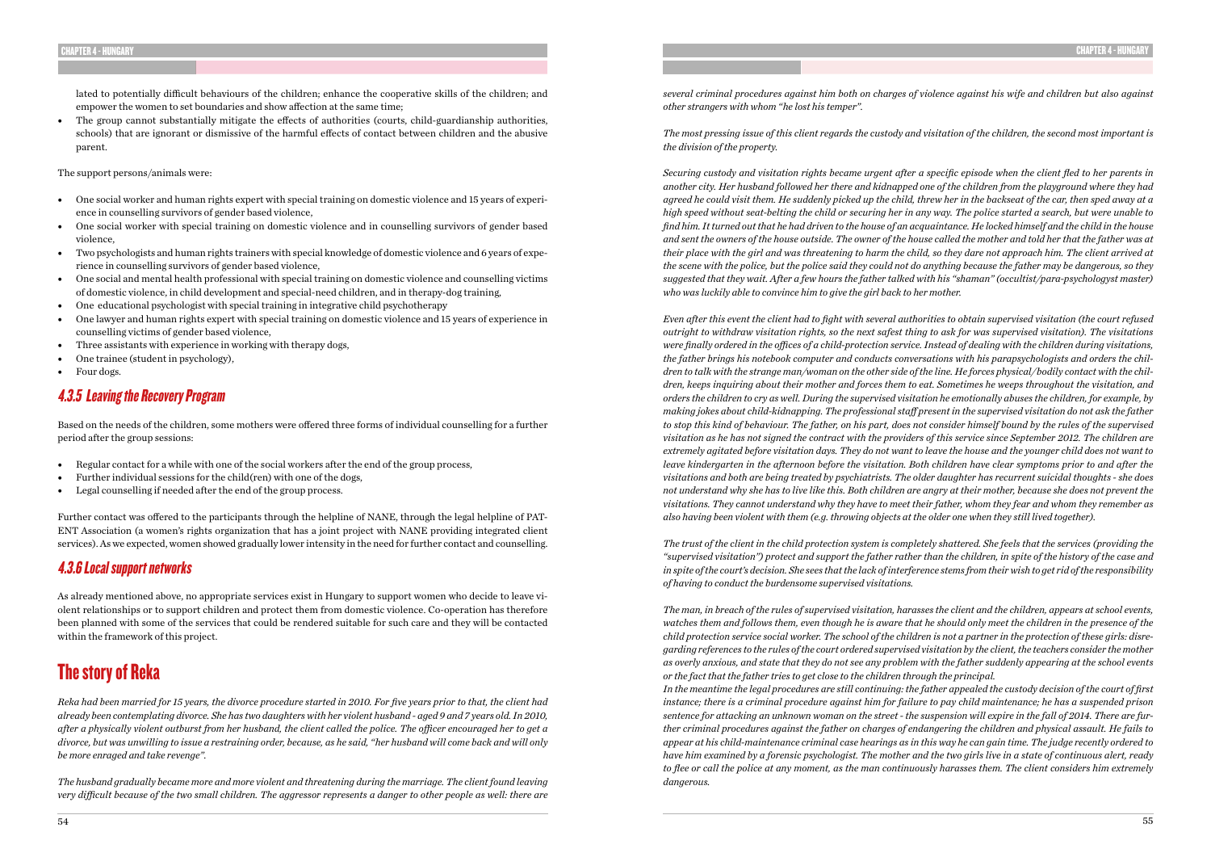lated to potentially difficult behaviours of the children; enhance the cooperative skills of the children; and empower the women to set boundaries and show affection at the same time;

- The group cannot substantially mitigate the effects of authorities (courts, child-guardianship authorities, schools) that are ignorant or dismissive of the harmful effects of contact between children and the abusive parent.

The support persons/animals were:

- One social worker and human rights expert with special training on domestic violence and 15 years of experience in counselling survivors of gender based violence,
- One social worker with special training on domestic violence and in counselling survivors of gender based violence,
- Two psychologists and human rights trainers with special knowledge of domestic violence and 6 years of experience in counselling survivors of gender based violence,
- One social and mental health professional with special training on domestic violence and counselling victims of domestic violence, in child development and special-need children, and in therapy-dog training,
- One educational psychologist with special training in integrative child psychotherapy
- One lawyer and human rights expert with special training on domestic violence and 15 years of experience in counselling victims of gender based violence,
- Three assistants with experience in working with therapy dogs,
- One trainee (student in psychology),
- Four dogs.

### 4.3.5 Leaving the Recovery Program

Based on the needs of the children, some mothers were offered three forms of individual counselling for a further period after the group sessions:

- Regular contact for a while with one of the social workers after the end of the group process,
- Further individual sessions for the child(ren) with one of the dogs,
- Legal counselling if needed after the end of the group process.

Further contact was offered to the participants through the helpline of NANE, through the legal helpline of PATENT Association (a women's rights organization that has a joint project with NANE providing integrated client services). As we expected, women showed gradually lower intensity in the need for further contact and counselling.

### 4.3.6 Local support networks

As already mentioned above, no appropriate services exist in Hungary to support women who decide to leave violent relationships or to support children and protect them from domestic violence. Co-operation has therefore been planned with some of the services that could be rendered suitable for such care and they will be contacted within the framework of this project.

## The story of Reka

*Reka had been married for 15 years, the divorce procedure started in 2010. For five years prior to that, the client had already been contemplating divorce. She has two daughters with her violent husband - aged 9 and 7 years old. In 2010, after a physically violent outburst from her husband, the client called the police. The officer encouraged her to get a divorce, but was unwilling to issue a restraining order, because, as he said, "her husband will come back and will only be more enraged and take revenge".*

*The husband gradually became more and more violent and threatening during the marriage. The client found leaving very difficult because of the two small children. The aggressor represents a danger to other people as well: there are several criminal procedures against him both on charges of violence against his wife and children but also against other strangers with whom "he lost his temper".*

*The most pressing issue of this client regards the custody and visitation of the children, the second most important is the division of the property.*

*Securing custody and visitation rights became urgent after a specific episode when the client fled to her parents in another city. Her husband followed her there and kidnapped one of the children from the playground where they had agreed he could visit them. He suddenly picked up the child, threw her in the backseat of the car, then sped away at a high speed without seat-belting the child or securing her in any way. The police started a search, but were unable to find him. It turned out that he had driven to the house of an acquaintance. He locked himself and the child in the house and sent the owners of the house outside. The owner of the house called the mother and told her that the father was at their place with the girl and was threatening to harm the child, so they dare not approach him. The client arrived at the scene with the police, but the police said they could not do anything because the father may be dangerous, so they suggested that they wait. After a few hours the father talked with his "shaman" (occultist/para-psychologyst master) who was luckily able to convince him to give the girl back to her mother.*

*Even after this event the client had to fight with several authorities to obtain supervised visitation (the court refused outright to withdraw visitation rights, so the next safest thing to ask for was supervised visitation). The visitations were finally ordered in the offices of a child-protection service. Instead of dealing with the children during visitations, the father brings his notebook computer and conducts conversations with his parapsychologists and orders the children to talk with the strange man/woman on the other side of the line. He forces physical/bodily contact with the children, keeps inquiring about their mother and forces them to eat. Sometimes he weeps throughout the visitation, and orders the children to cry as well. During the supervised visitation he emotionally abuses the children, for example, by making jokes about child-kidnapping. The professional staff present in the supervised visitation do not ask the father to stop this kind of behaviour. The father, on his part, does not consider himself bound by the rules of the supervised visitation as he has not signed the contract with the providers of this service since September 2012. The children are extremely agitated before visitation days. They do not want to leave the house and the younger child does not want to leave kindergarten in the afternoon before the visitation. Both children have clear symptoms prior to and after the visitations and both are being treated by psychiatrists. The older daughter has recurrent suicidal thoughts - she does not understand why she has to live like this. Both children are angry at their mother, because she does not prevent the visitations. They cannot understand why they have to meet their father, whom they fear and whom they remember as also having been violent with them (e.g. throwing objects at the older one when they still lived together).*

*The trust of the client in the child protection system is completely shattered. She feels that the services (providing the "supervised visitation") protect and support the father rather than the children, in spite of the history of the case and in spite of the court's decision. She sees that the lack of interference stems from their wish to get rid of the responsibility of having to conduct the burdensome supervised visitations.*

*The man, in breach of the rules of supervised visitation, harasses the client and the children, appears at school events, watches them and follows them, even though he is aware that he should only meet the children in the presence of the child protection service social worker. The school of the children is not a partner in the protection of these girls: disregarding references to the rules of the court ordered supervised visitation by the client, the teachers consider the mother as overly anxious, and state that they do not see any problem with the father suddenly appearing at the school events or the fact that the father tries to get close to the children through the principal.*

*In the meantime the legal procedures are still continuing: the father appealed the custody decision of the court of first instance; there is a criminal procedure against him for failure to pay child maintenance; he has a suspended prison sentence for attacking an unknown woman on the street - the suspension will expire in the fall of 2014. There are further criminal procedures against the father on charges of endangering the children and physical assault. He fails to appear at his child-maintenance criminal case hearings as in this way he can gain time. The judge recently ordered to have him examined by a forensic psychologist. The mother and the two girls live in a state of continuous alert, ready to flee or call the police at any moment, as the man continuously harasses them. The client considers him extremely dangerous.*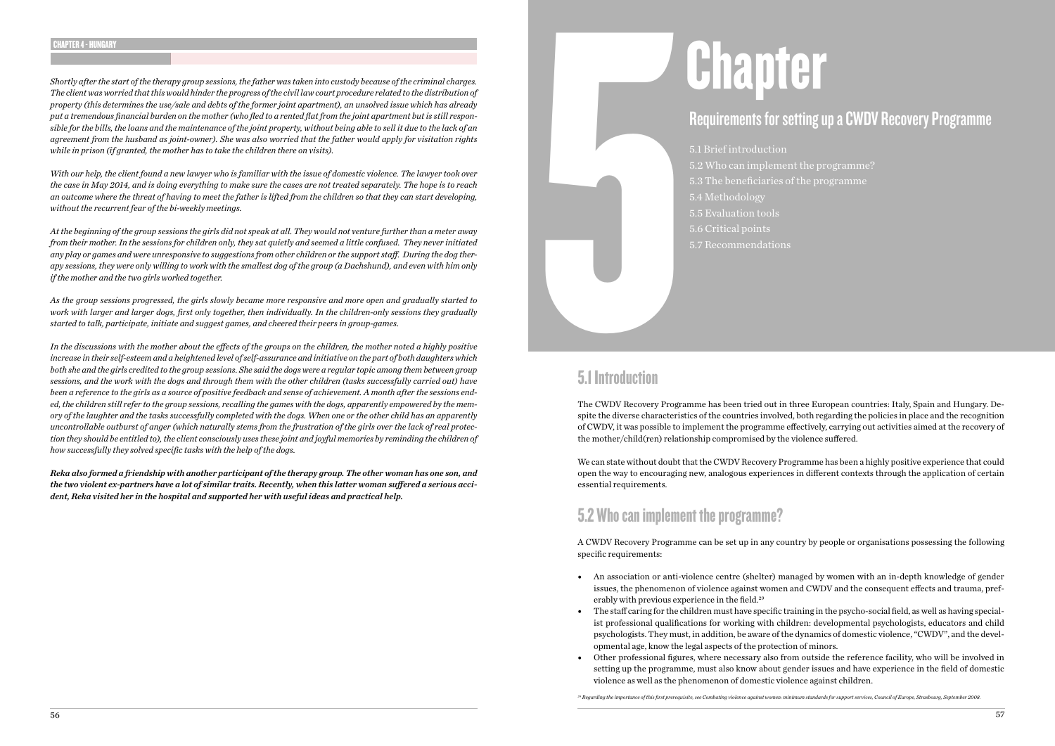*Shortly after the start of the therapy group sessions, the father was taken into custody because of the criminal charges. The client was worried that this would hinder the progress of the civil law court procedure related to the distribution of property (this determines the use/sale and debts of the former joint apartment), an unsolved issue which has already put a tremendous financial burden on the mother (who fled to a rented flat from the joint apartment but is still responsible for the bills, the loans and the maintenance of the joint property, without being able to sell it due to the lack of an agreement from the husband as joint-owner). She was also worried that the father would apply for visitation rights while in prison (if granted, the mother has to take the children there on visits).*

*With our help, the client found a new lawyer who is familiar with the issue of domestic violence. The lawyer took over the case in May 2014, and is doing everything to make sure the cases are not treated separately. The hope is to reach an outcome where the threat of having to meet the father is lifted from the children so that they can start developing, without the recurrent fear of the bi-weekly meetings.*

*At the beginning of the group sessions the girls did not speak at all. They would not venture further than a meter away from their mother. In the sessions for children only, they sat quietly and seemed a little confused. They never initiated any play or games and were unresponsive to suggestions from other children or the support staff. During the dog therapy sessions, they were only willing to work with the smallest dog of the group (a Dachshund), and even with him only if the mother and the two girls worked together.*

*As the group sessions progressed, the girls slowly became more responsive and more open and gradually started to work with larger and larger dogs, first only together, then individually. In the children-only sessions they gradually started to talk, participate, initiate and suggest games, and cheered their peers in group-games.*

*In the discussions with the mother about the effects of the groups on the children, the mother noted a highly positive increase in their self-esteem and a heightened level of self-assurance and initiative on the part of both daughters which both she and the girls credited to the group sessions. She said the dogs were a regular topic among them between group sessions, and the work with the dogs and through them with the other children (tasks successfully carried out) have been a reference to the girls as a source of positive feedback and sense of achievement. A month after the sessions ended, the children still refer to the group sessions, recalling the games with the dogs, apparently empowered by the memory of the laughter and the tasks successfully completed with the dogs. When one or the other child has an apparently uncontrollable outburst of anger (which naturally stems from the frustration of the girls over the lack of real protection they should be entitled to), the client consciously uses these joint and joyful memories by reminding the children of how successfully they solved specific tasks with the help of the dogs.*

***Reka also formed a friendship with another participant of the therapy group. The other woman has one son, and the two violent ex-partners have a lot of similar traits. Recently, when this latter woman suffered a serious accident, Reka visited her in the hospital and supported her with useful ideas and practical help.***

# 5 Chapter

## Requirements for setting up a CWDV Recovery Programme

5.1 Brief introduction
5.2 Who can implement the programme?
5.3 The beneficiaries of the programme
5.4 Methodology
5.5 Evaluation tools
5.6 Critical points
5.7 Recommendations

## 5.1 Introduction

The CWDV Recovery Programme has been tried out in three European countries: Italy, Spain and Hungary. Despite the diverse characteristics of the countries involved, both regarding the policies in place and the recognition of CWDV, it was possible to implement the programme effectively, carrying out activities aimed at the recovery of the mother/child(ren) relationship compromised by the violence suffered.

We can state without doubt that the CWDV Recovery Programme has been a highly positive experience that could open the way to encouraging new, analogous experiences in different contexts through the application of certain essential requirements.

## 5.2 Who can implement the programme?

A CWDV Recovery Programme can be set up in any country by people or organisations possessing the following specific requirements:

- An association or anti-violence centre (shelter) managed by women with an in-depth knowledge of gender issues, the phenomenon of violence against women and CWDV and the consequent effects and trauma, preferably with previous experience in the field.[29]
- The staff caring for the children must have specific training in the psycho-social field, as well as having specialist professional qualifications for working with children: developmental psychologists, educators and child psychologists. They must, in addition, be aware of the dynamics of domestic violence, "CWDV", and the developmental age, know the legal aspects of the protection of minors.
- Other professional figures, where necessary also from outside the reference facility, who will be involved in setting up the programme, must also know about gender issues and have experience in the field of domestic violence as well as the phenomenon of domestic violence against children.

[29] Regarding the importance of this first prerequisite, see Combating violence against women: minimum standards for support services, Council of Europe, Strasbourg, September 2008.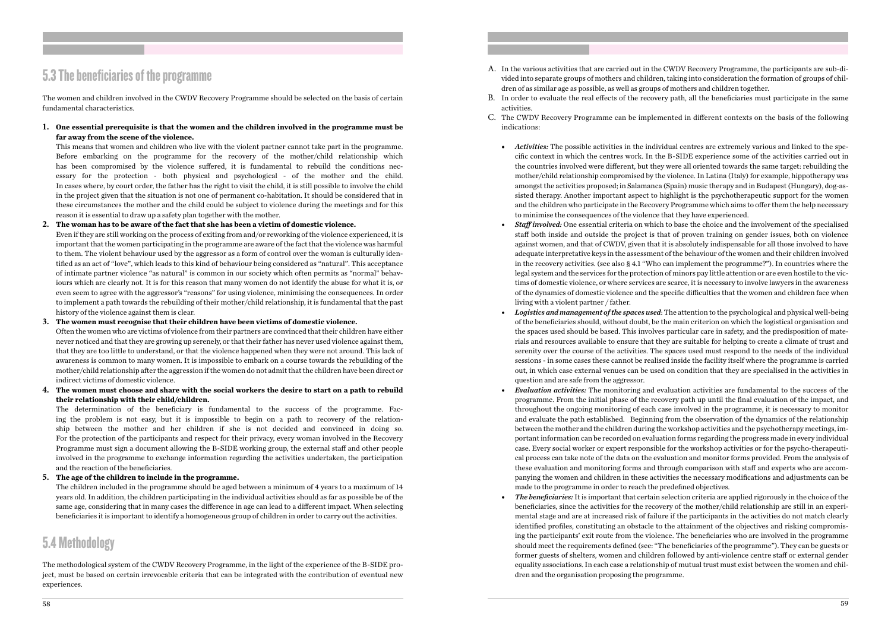## 5.3 The beneficiaries of the programme

The women and children involved in the CWDV Recovery Programme should be selected on the basis of certain fundamental characteristics.

1. **One essential prerequisite is that the women and the children involved in the programme must be far away from the scene of the violence.**

   This means that women and children who live with the violent partner cannot take part in the programme. Before embarking on the programme for the recovery of the mother/child relationship which has been compromised by the violence suffered, it is fundamental to rebuild the conditions necessary for the protection - both physical and psychological - of the mother and the child. In cases where, by court order, the father has the right to visit the child, it is still possible to involve the child in the project given that the situation is not one of permanent co-habitation. It should be considered that in these circumstances the mother and the child could be subject to violence during the meetings and for this reason it is essential to draw up a safety plan together with the mother.

2. **The woman has to be aware of the fact that she has been a victim of domestic violence.**

   Even if they are still working on the process of exiting from and/or reworking of the violence experienced, it is important that the women participating in the programme are aware of the fact that the violence was harmful to them. The violent behaviour used by the aggressor as a form of control over the woman is culturally identified as an act of "love", which leads to this kind of behaviour being considered as "natural". This acceptance of intimate partner violence "as natural" is common in our society which often permits as "normal" behaviours which are clearly not. It is for this reason that many women do not identify the abuse for what it is, or even seem to agree with the aggressor's "reasons" for using violence, minimising the consequences. In order to implement a path towards the rebuilding of their mother/child relationship, it is fundamental that the past history of the violence against them is clear.

3. **The women must recognise that their children have been victims of domestic violence.**

   Often the women who are victims of violence from their partners are convinced that their children have either never noticed and that they are growing up serenely, or that their father has never used violence against them, that they are too little to understand, or that the violence happened when they were not around. This lack of awareness is common to many women. It is impossible to embark on a course towards the rebuilding of the mother/child relationship after the aggression if the women do not admit that the children have been direct or indirect victims of domestic violence.

4. **The women must choose and share with the social workers the desire to start on a path to rebuild their relationship with their child/children.**

   The determination of the beneficiary is fundamental to the success of the programme. Facing the problem is not easy, but it is impossible to begin on a path to recovery of the relationship between the mother and her children if she is not decided and convinced in doing so. For the protection of the participants and respect for their privacy, every woman involved in the Recovery Programme must sign a document allowing the B-SIDE working group, the external staff and other people involved in the programme to exchange information regarding the activities undertaken, the participation and the reaction of the beneficiaries.

5. **The age of the children to include in the programme.**

   The children included in the programme should be aged between a minimum of 4 years to a maximum of 14 years old. In addition, the children participating in the individual activities should as far as possible be of the same age, considering that in many cases the difference in age can lead to a different impact. When selecting beneficiaries it is important to identify a homogeneous group of children in order to carry out the activities.

## 5.4 Methodology

The methodological system of the CWDV Recovery Programme, in the light of the experience of the B-SIDE project, must be based on certain irrevocable criteria that can be integrated with the contribution of eventual new experiences.

A. In the various activities that are carried out in the CWDV Recovery Programme, the participants are sub-divided into separate groups of mothers and children, taking into consideration the formation of groups of children of as similar age as possible, as well as groups of mothers and children together.

B. In order to evaluate the real effects of the recovery path, all the beneficiaries must participate in the same activities.

C. The CWDV Recovery Programme can be implemented in different contexts on the basis of the following indications:

- ***Activities:*** The possible activities in the individual centres are extremely various and linked to the specific context in which the centres work. In the B-SIDE experience some of the activities carried out in the countries involved were different, but they were all oriented towards the same target: rebuilding the mother/child relationship compromised by the violence. In Latina (Italy) for example, hippotherapy was amongst the activities proposed; in Salamanca (Spain) music therapy and in Budapest (Hungary), dog-assisted therapy. Another important aspect to highlight is the psychotherapeutic support for the women and the children who participate in the Recovery Programme which aims to offer them the help necessary to minimise the consequences of the violence that they have experienced.
- ***Staff involved:*** One essential criteria on which to base the choice and the involvement of the specialised staff both inside and outside the project is that of proven training on gender issues, both on violence against women, and that of CWDV, given that it is absolutely indispensable for all those involved to have adequate interpretative keys in the assessment of the behaviour of the woman and their children involved in the recovery activities. (see also § 4.1 "Who can implement the programme?"). In countries where the legal system and the services for the protection of minors pay little attention or are even hostile to the victims of domestic violence, or where services are scarce, it is necessary to involve lawyers in the awareness of the dynamics of domestic violence and the specific difficulties that the women and children face when living with a violent partner / father.
- ***Logistics and management of the spaces used:*** The attention to the psychological and physical well-being of the beneficiaries should, without doubt, be the main criterion on which the logistical organisation and the spaces used should be based. This involves particular care in safety, and the predisposition of materials and resources available to ensure that they are suitable for helping to create a climate of trust and serenity over the course of the activities. The spaces used must respond to the needs of the individual sessions - in some cases these cannot be realised inside the facility itself where the programme is carried out, in which case external venues can be used on condition that they are specialised in the activities in question and are safe from the aggressor.
- ***Evaluation activities:*** The monitoring and evaluation activities are fundamental to the success of the programme. From the initial phase of the recovery path up until the final evaluation of the impact, and throughout the ongoing monitoring of each case involved in the programme, it is necessary to monitor and evaluate the path established. Beginning from the observation of the dynamics of the relationship between the mother and the children during the workshop activities and the psychotherapy meetings, important information can be recorded on evaluation forms regarding the progress made in every individual case. Every social worker or expert responsible for the workshop activities or for the psycho-therapeutical process can take note of the data on the evaluation and monitor forms provided. From the analysis of these evaluation and monitoring forms and through comparison with staff and experts who are accompanying the women and children in these activities the necessary modifications and adjustments can be made to the programme in order to reach the predefined objectives.
- ***The beneficiaries:*** It is important that certain selection criteria are applied rigorously in the choice of the beneficiaries, since the activities for the recovery of the mother/child relationship are still in an experimental stage and are at increased risk of failure if the participants in the activities do not match clearly identified profiles, constituting an obstacle to the attainment of the objectives and risking compromising the participants' exit route from the violence. The beneficiaries who are involved in the programme should meet the requirements defined (see: "The beneficiaries of the programme"). They can be guests or former guests of shelters, women and children followed by anti-violence centre staff or external gender equality associations. In each case a relationship of mutual trust must exist between the women and children and the organisation proposing the programme.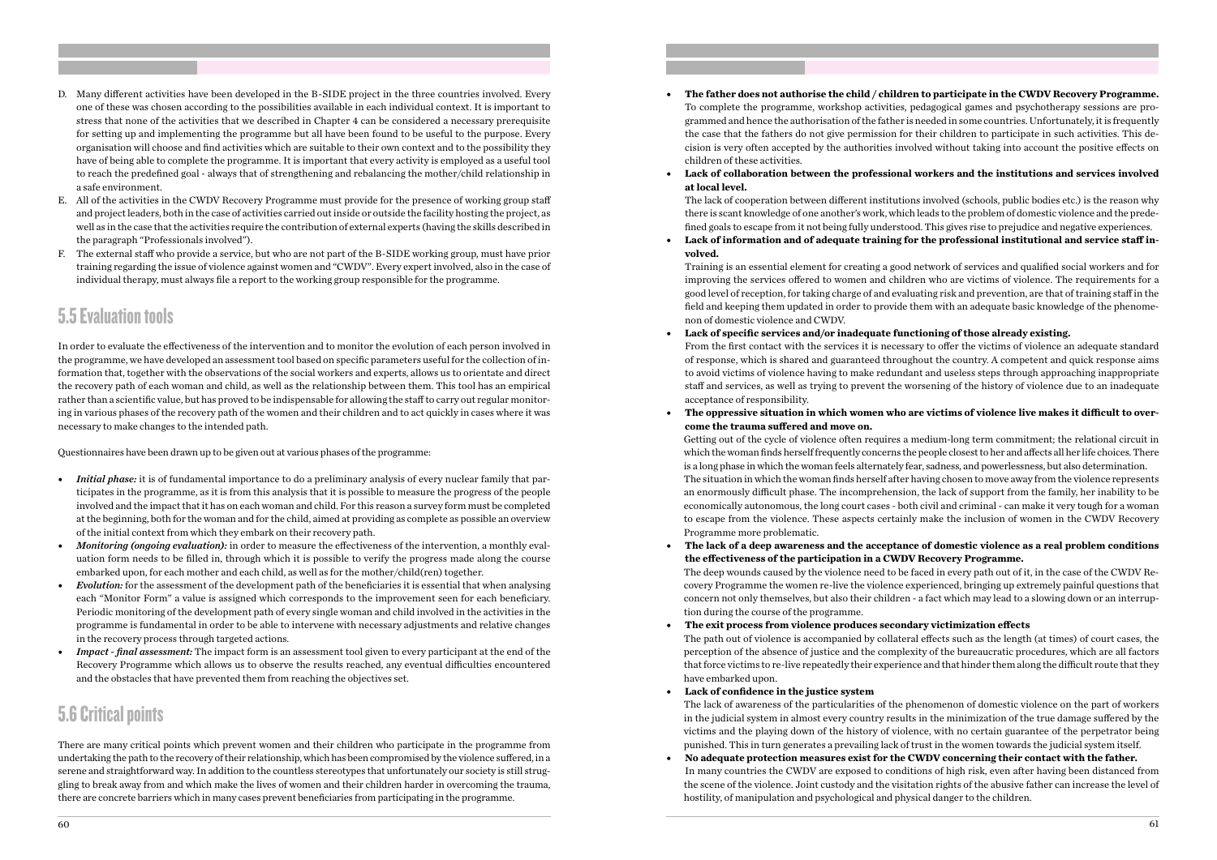D. Many different activities have been developed in the B-SIDE project in the three countries involved. Every one of these was chosen according to the possibilities available in each individual context. It is important to stress that none of the activities that we described in Chapter 4 can be considered a necessary prerequisite for setting up and implementing the programme but all have been found to be useful to the purpose. Every organisation will choose and find activities which are suitable to their own context and to the possibility they have of being able to complete the programme. It is important that every activity is employed as a useful tool to reach the predefined goal - always that of strengthening and rebalancing the mother/child relationship in a safe environment.

E. All of the activities in the CWDV Recovery Programme must provide for the presence of working group staff and project leaders, both in the case of activities carried out inside or outside the facility hosting the project, as well as in the case that the activities require the contribution of external experts (having the skills described in the paragraph "Professionals involved").

F. The external staff who provide a service, but who are not part of the B-SIDE working group, must have prior training regarding the issue of violence against women and "CWDV". Every expert involved, also in the case of individual therapy, must always file a report to the working group responsible for the programme.

## 5.5 Evaluation tools

In order to evaluate the effectiveness of the intervention and to monitor the evolution of each person involved in the programme, we have developed an assessment tool based on specific parameters useful for the collection of information that, together with the observations of the social workers and experts, allows us to orientate and direct the recovery path of each woman and child, as well as the relationship between them. This tool has an empirical rather than a scientific value, but has proved to be indispensable for allowing the staff to carry out regular monitoring in various phases of the recovery path of the women and their children and to act quickly in cases where it was necessary to make changes to the intended path.

Questionnaires have been drawn up to be given out at various phases of the programme:

- ***Initial phase:*** it is of fundamental importance to do a preliminary analysis of every nuclear family that participates in the programme, as it is from this analysis that it is possible to measure the progress of the people involved and the impact that it has on each woman and child. For this reason a survey form must be completed at the beginning, both for the woman and for the child, aimed at providing as complete as possible an overview of the initial context from which they embark on their recovery path.
- ***Monitoring (ongoing evaluation):*** in order to measure the effectiveness of the intervention, a monthly evaluation form needs to be filled in, through which it is possible to verify the progress made along the course embarked upon, for each mother and each child, as well as for the mother/child(ren) together.
- ***Evolution:*** for the assessment of the development path of the beneficiaries it is essential that when analysing each "Monitor Form" a value is assigned which corresponds to the improvement seen for each beneficiary. Periodic monitoring of the development path of every single woman and child involved in the activities in the programme is fundamental in order to be able to intervene with necessary adjustments and relative changes in the recovery process through targeted actions.
- ***Impact - final assessment:*** The impact form is an assessment tool given to every participant at the end of the Recovery Programme which allows us to observe the results reached, any eventual difficulties encountered and the obstacles that have prevented them from reaching the objectives set.

## 5.6 Critical points

There are many critical points which prevent women and their children who participate in the programme from undertaking the path to the recovery of their relationship, which has been compromised by the violence suffered, in a serene and straightforward way. In addition to the countless stereotypes that unfortunately our society is still struggling to break away from and which make the lives of women and their children harder in overcoming the trauma, there are concrete barriers which in many cases prevent beneficiaries from participating in the programme.

- **The father does not authorise the child / children to participate in the CWDV Recovery Programme.** To complete the programme, workshop activities, pedagogical games and psychotherapy sessions are programmed and hence the authorisation of the father is needed in some countries. Unfortunately, it is frequently the case that the fathers do not give permission for their children to participate in such activities. This decision is very often accepted by the authorities involved without taking into account the positive effects on children of these activities.
- **Lack of collaboration between the professional workers and the institutions and services involved at local level.**
  The lack of cooperation between different institutions involved (schools, public bodies etc.) is the reason why there is scant knowledge of one another's work, which leads to the problem of domestic violence and the predefined goals to escape from it not being fully understood. This gives rise to prejudice and negative experiences.
- **Lack of information and of adequate training for the professional institutional and service staff involved.**
  Training is an essential element for creating a good network of services and qualified social workers and for improving the services offered to women and children who are victims of violence. The requirements for a good level of reception, for taking charge of and evaluating risk and prevention, are that of training staff in the field and keeping them updated in order to provide them with an adequate basic knowledge of the phenomenon of domestic violence and CWDV.
- **Lack of specific services and/or inadequate functioning of those already existing.**
  From the first contact with the services it is necessary to offer the victims of violence an adequate standard of response, which is shared and guaranteed throughout the country. A competent and quick response aims to avoid victims of violence having to make redundant and useless steps through approaching inappropriate staff and services, as well as trying to prevent the worsening of the history of violence due to an inadequate acceptance of responsibility.
- **The oppressive situation in which women who are victims of violence live makes it difficult to overcome the trauma suffered and move on.**
  Getting out of the cycle of violence often requires a medium-long term commitment; the relational circuit in which the woman finds herself frequently concerns the people closest to her and affects all her life choices. There is a long phase in which the woman feels alternately fear, sadness, and powerlessness, but also determination.
  The situation in which the woman finds herself after having chosen to move away from the violence represents an enormously difficult phase. The incomprehension, the lack of support from the family, her inability to be economically autonomous, the long court cases - both civil and criminal - can make it very tough for a woman to escape from the violence. These aspects certainly make the inclusion of women in the CWDV Recovery Programme more problematic.
- **The lack of a deep awareness and the acceptance of domestic violence as a real problem conditions the effectiveness of the participation in a CWDV Recovery Programme.**
  The deep wounds caused by the violence need to be faced in every path out of it, in the case of the CWDV Recovery Programme the women re-live the violence experienced, bringing up extremely painful questions that concern not only themselves, but also their children - a fact which may lead to a slowing down or an interruption during the course of the programme.
- **The exit process from violence produces secondary victimization effects**
  The path out of violence is accompanied by collateral effects such as the length (at times) of court cases, the perception of the absence of justice and the complexity of the bureaucratic procedures, which are all factors that force victims to re-live repeatedly their experience and that hinder them along the difficult route that they have embarked upon.
- **Lack of confidence in the justice system**
  The lack of awareness of the particularities of the phenomenon of domestic violence on the part of workers in the judicial system in almost every country results in the minimization of the true damage suffered by the victims and the playing down of the history of violence, with no certain guarantee of the perpetrator being punished. This in turn generates a prevailing lack of trust in the women towards the judicial system itself.
- **No adequate protection measures exist for the CWDV concerning their contact with the father.**
  In many countries the CWDV are exposed to conditions of high risk, even after having been distanced from the scene of the violence. Joint custody and the visitation rights of the abusive father can increase the level of hostility, of manipulation and psychological and physical danger to the children.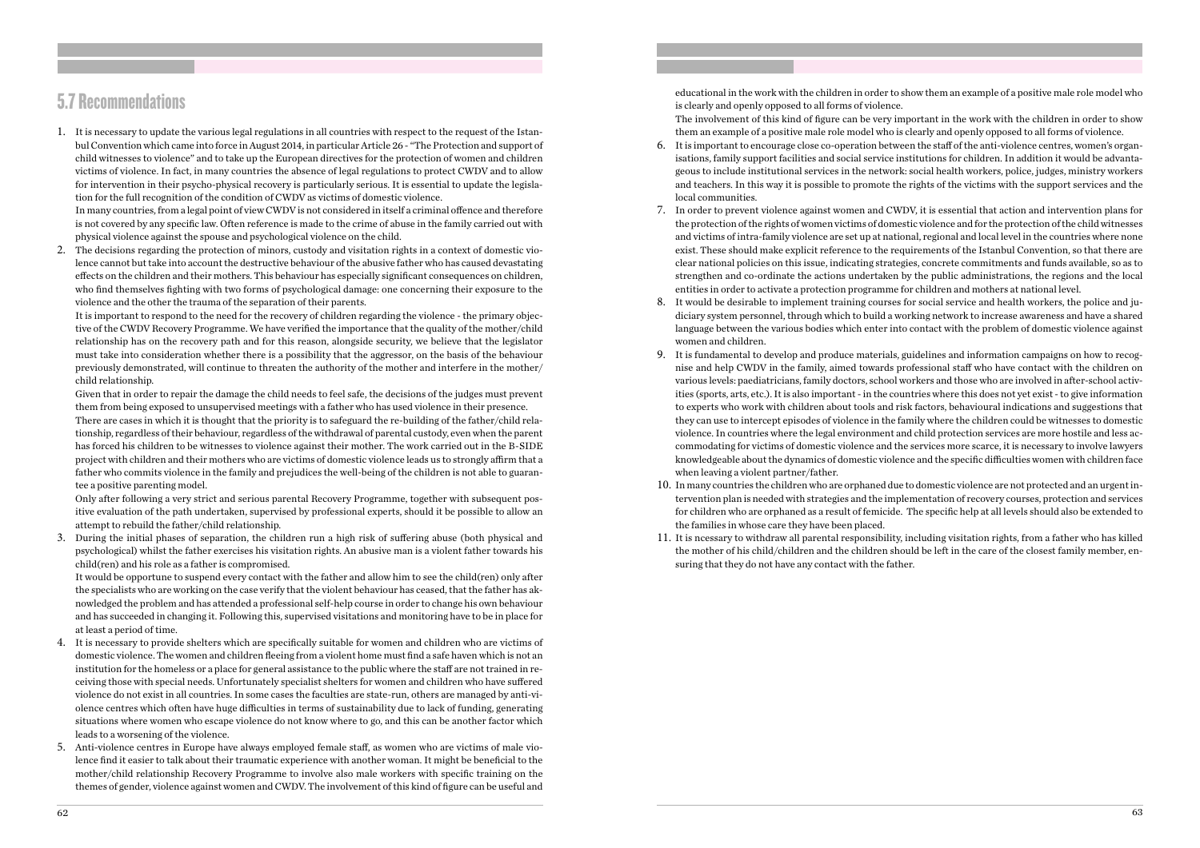## 5.7 Recommendations

1. It is necessary to update the various legal regulations in all countries with respect to the request of the Istanbul Convention which came into force in August 2014, in particular Article 26 - "The Protection and support of child witnesses to violence" and to take up the European directives for the protection of women and children victims of violence. In fact, in many countries the absence of legal regulations to protect CWDV and to allow for intervention in their psycho-physical recovery is particularly serious. It is essential to update the legislation for the full recognition of the condition of CWDV as victims of domestic violence.

   In many countries, from a legal point of view CWDV is not considered in itself a criminal offence and therefore is not covered by any specific law. Often reference is made to the crime of abuse in the family carried out with physical violence against the spouse and psychological violence on the child.

2. The decisions regarding the protection of minors, custody and visitation rights in a context of domestic violence cannot but take into account the destructive behaviour of the abusive father who has caused devastating effects on the children and their mothers. This behaviour has especially significant consequences on children, who find themselves fighting with two forms of psychological damage: one concerning their exposure to the violence and the other the trauma of the separation of their parents.

   It is important to respond to the need for the recovery of children regarding the violence - the primary objective of the CWDV Recovery Programme. We have verified the importance that the quality of the mother/child relationship has on the recovery path and for this reason, alongside security, we believe that the legislator must take into consideration whether there is a possibility that the aggressor, on the basis of the behaviour previously demonstrated, will continue to threaten the authority of the mother and interfere in the mother/child relationship.

   Given that in order to repair the damage the child needs to feel safe, the decisions of the judges must prevent them from being exposed to unsupervised meetings with a father who has used violence in their presence.

   There are cases in which it is thought that the priority is to safeguard the re-building of the father/child relationship, regardless of their behaviour, regardless of the withdrawal of parental custody, even when the parent has forced his children to be witnesses to violence against their mother. The work carried out in the B-SIDE project with children and their mothers who are victims of domestic violence leads us to strongly affirm that a father who commits violence in the family and prejudices the well-being of the children is not able to guarantee a positive parenting model.

   Only after following a very strict and serious parental Recovery Programme, together with subsequent positive evaluation of the path undertaken, supervised by professional experts, should it be possible to allow an attempt to rebuild the father/child relationship.

3. During the initial phases of separation, the children run a high risk of suffering abuse (both physical and psychological) whilst the father exercises his visitation rights. An abusive man is a violent father towards his child(ren) and his role as a father is compromised.

   It would be opportune to suspend every contact with the father and allow him to see the child(ren) only after the specialists who are working on the case verify that the violent behaviour has ceased, that the father has aknowledged the problem and has attended a professional self-help course in order to change his own behaviour and has succeeded in changing it. Following this, supervised visitations and monitoring have to be in place for at least a period of time.

4. It is necessary to provide shelters which are specifically suitable for women and children who are victims of domestic violence. The women and children fleeing from a violent home must find a safe haven which is not an institution for the homeless or a place for general assistance to the public where the staff are not trained in receiving those with special needs. Unfortunately specialist shelters for women and children who have suffered violence do not exist in all countries. In some cases the faculties are state-run, others are managed by anti-violence centres which often have huge difficulties in terms of sustainability due to lack of funding, generating situations where women who escape violence do not know where to go, and this can be another factor which leads to a worsening of the violence.

5. Anti-violence centres in Europe have always employed female staff, as women who are victims of male violence find it easier to talk about their traumatic experience with another woman. It might be beneficial to the mother/child relationship Recovery Programme to involve also male workers with specific training on the themes of gender, violence against women and CWDV. The involvement of this kind of figure can be useful and educational in the work with the children in order to show them an example of a positive male role model who is clearly and openly opposed to all forms of violence.

   The involvement of this kind of figure can be very important in the work with the children in order to show them an example of a positive male role model who is clearly and openly opposed to all forms of violence.

6. It is important to encourage close co-operation between the staff of the anti-violence centres, women's organisations, family support facilities and social service institutions for children. In addition it would be advantageous to include institutional services in the network: social health workers, police, judges, ministry workers and teachers. In this way it is possible to promote the rights of the victims with the support services and the local communities.

7. In order to prevent violence against women and CWDV, it is essential that action and intervention plans for the protection of the rights of women victims of domestic violence and for the protection of the child witnesses and victims of intra-family violence are set up at national, regional and local level in the countries where none exist. These should make explicit reference to the requirements of the Istanbul Convention, so that there are clear national policies on this issue, indicating strategies, concrete commitments and funds available, so as to strengthen and co-ordinate the actions undertaken by the public administrations, the regions and the local entities in order to activate a protection programme for children and mothers at national level.

8. It would be desirable to implement training courses for social service and health workers, the police and judiciary system personnel, through which to build a working network to increase awareness and have a shared language between the various bodies which enter into contact with the problem of domestic violence against women and children.

9. It is fundamental to develop and produce materials, guidelines and information campaigns on how to recognise and help CWDV in the family, aimed towards professional staff who have contact with the children on various levels: paediatricians, family doctors, school workers and those who are involved in after-school activities (sports, arts, etc.). It is also important - in the countries where this does not yet exist - to give information to experts who work with children about tools and risk factors, behavioural indications and suggestions that they can use to intercept episodes of violence in the family where the children could be witnesses to domestic violence. In countries where the legal environment and child protection services are more hostile and less accommodating for victims of domestic violence and the services more scarce, it is necessary to involve lawyers knowledgeable about the dynamics of domestic violence and the specific difficulties women with children face when leaving a violent partner/father.

10. In many countries the children who are orphaned due to domestic violence are not protected and an urgent intervention plan is needed with strategies and the implementation of recovery courses, protection and services for children who are orphaned as a result of femicide. The specific help at all levels should also be extended to the families in whose care they have been placed.

11. It is ncessary to withdraw all parental responsibility, including visitation rights, from a father who has killed the mother of his child/children and the children should be left in the care of the closest family member, ensuring that they do not have any contact with the father.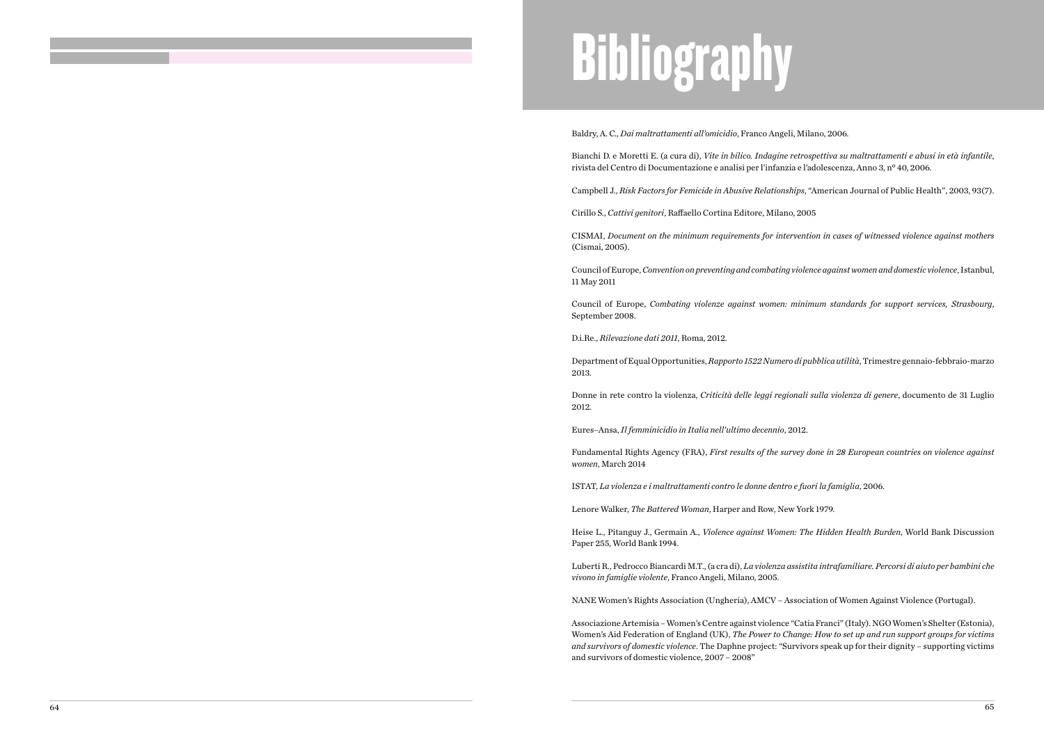# Bibliography

Baldry, A. C., *Dai maltrattamenti all'omicidio*, Franco Angeli, Milano, 2006.

Bianchi D. e Moretti E. (a cura di), *Vite in bilico. Indagine retrospettiva su maltrattamenti e abusi in età infantile*, rivista del Centro di Documentazione e analisi per l'infanzia e l'adolescenza, Anno 3, nº 40, 2006.

Campbell J., *Risk Factors for Femicide in Abusive Relationships*, "American Journal of Public Health", 2003, 93(7).

Cirillo S., *Cattivi genitori*, Raffaello Cortina Editore, Milano, 2005

CISMAI, *Document on the minimum requirements for intervention in cases of witnessed violence against mothers* (Cismai, 2005).

Council of Europe, *Convention on preventing and combating violence against women and domestic violence*, Istanbul, 11 May 2011

Council of Europe, *Combating violenze against women: minimum standards for support services, Strasbourg*, September 2008.

D.i.Re., *Rilevazione dati 2011*, Roma, 2012.

Department of Equal Opportunities, *Rapporto 1522 Numero di pubblica utilità*, Trimestre gennaio-febbraio-marzo 2013.

Donne in rete contro la violenza, *Criticità delle leggi regionali sulla violenza di genere*, documento de 31 Luglio 2012.

Eures–Ansa, *Il femminicidio in Italia nell'ultimo decennio*, 2012.

Fundamental Rights Agency (FRA), *First results of the survey done in 28 European countries on violence against women*, March 2014

ISTAT, *La violenza e i maltrattamenti contro le donne dentro e fuori la famiglia*, 2006.

Lenore Walker, *The Battered Woman*, Harper and Row, New York 1979.

Heise L., Pitanguy J., Germain A., *Violence against Women: The Hidden Health Burden*, World Bank Discussion Paper 255, World Bank 1994.

Luberti R., Pedrocco Biancardi M.T., (a cra di), *La violenza assistita intrafamiliare. Percorsi di aiuto per bambini che vivono in famiglie violente*, Franco Angeli, Milano, 2005.

NANE Women's Rights Association (Ungheria), AMCV – Association of Women Against Violence (Portugal).

Associazione Artemisia – Women's Centre against violence "Catia Franci" (Italy). NGO Women's Shelter (Estonia), Women's Aid Federation of England (UK), *The Power to Change: How to set up and run support groups for victims and survivors of domestic violence*. The Daphne project: "Survivors speak up for their dignity – supporting victims and survivors of domestic violence, 2007 – 2008"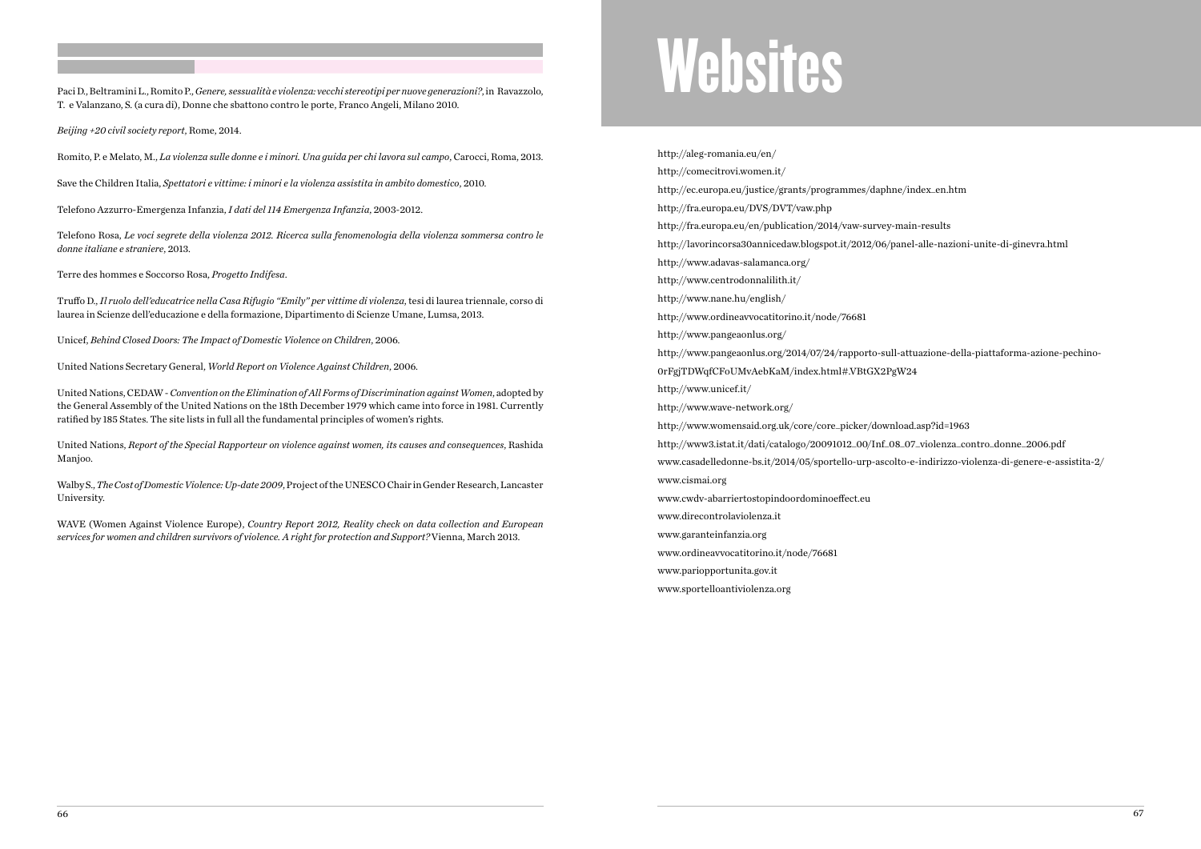Paci D., Beltramini L., Romito P., *Genere, sessualità e violenza: vecchi stereotipi per nuove generazioni?*, in Ravazzolo, T. e Valanzano, S. (a cura di), Donne che sbattono contro le porte, Franco Angeli, Milano 2010.

*Beijing +20 civil society report*, Rome, 2014.

Romito, P. e Melato, M., *La violenza sulle donne e i minori. Una guida per chi lavora sul campo*, Carocci, Roma, 2013.

Save the Children Italia, *Spettatori e vittime: i minori e la violenza assistita in ambito domestico*, 2010.

Telefono Azzurro-Emergenza Infanzia, *I dati del 114 Emergenza Infanzia*, 2003-2012.

Telefono Rosa, *Le voci segrete della violenza 2012. Ricerca sulla fenomenologia della violenza sommersa contro le donne italiane e straniere*, 2013.

Terre des hommes e Soccorso Rosa, *Progetto Indifesa*.

Truffo D., *Il ruolo dell'educatrice nella Casa Rifugio "Emily" per vittime di violenza*, tesi di laurea triennale, corso di laurea in Scienze dell'educazione e della formazione, Dipartimento di Scienze Umane, Lumsa, 2013.

Unicef, *Behind Closed Doors: The Impact of Domestic Violence on Children*, 2006.

United Nations Secretary General, *World Report on Violence Against Children*, 2006.

United Nations, CEDAW - *Convention on the Elimination of All Forms of Discrimination against Women*, adopted by the General Assembly of the United Nations on the 18th December 1979 which came into force in 1981. Currently ratified by 185 States. The site lists in full all the fundamental principles of women's rights.

United Nations, *Report of the Special Rapporteur on violence against women, its causes and consequences*, Rashida Manjoo.

Walby S., *The Cost of Domestic Violence: Up-date 2009*, Project of the UNESCO Chair in Gender Research, Lancaster University.

WAVE (Women Against Violence Europe), *Country Report 2012, Reality check on data collection and European services for women and children survivors of violence. A right for protection and Support?* Vienna, March 2013.

# Websites

http://aleg-romania.eu/en/

http://comecitrovi.women.it/

http://ec.europa.eu/justice/grants/programmes/daphne/index_en.htm

http://fra.europa.eu/DVS/DVT/vaw.php

http://fra.europa.eu/en/publication/2014/vaw-survey-main-results

http://lavorincorsa30annicedaw.blogspot.it/2012/06/panel-alle-nazioni-unite-di-ginevra.html

http://www.adavas-salamanca.org/

http://www.centrodonnalilith.it/

http://www.nane.hu/english/

http://www.ordineavvocatitorino.it/node/76681

http://www.pangeaonlus.org/

http://www.pangeaonlus.org/2014/07/24/rapporto-sull-attuazione-della-piattaforma-azione-pechino-0rFgjTDWqfCFoUMvAebKaM/index.html#.VBtGX2PgW24

http://www.unicef.it/

http://www.wave-network.org/

http://www.womensaid.org.uk/core/core_picker/download.asp?id=1963

http://www3.istat.it/dati/catalogo/20091012_00/Inf_08_07_violenza_contro_donne_2006.pdf

www.casadelledonne-bs.it/2014/05/sportello-urp-ascolto-e-indirizzo-violenza-di-genere-e-assistita-2/

www.cismai.org

www.cwdv-abarriertostopindoordominoeffect.eu

www.direcontrolaviolenza.it

www.garanteinfanzia.org

www.ordineavvocatitorino.it/node/76681

www.pariopportunita.gov.it

www.sportelloantiviolenza.org